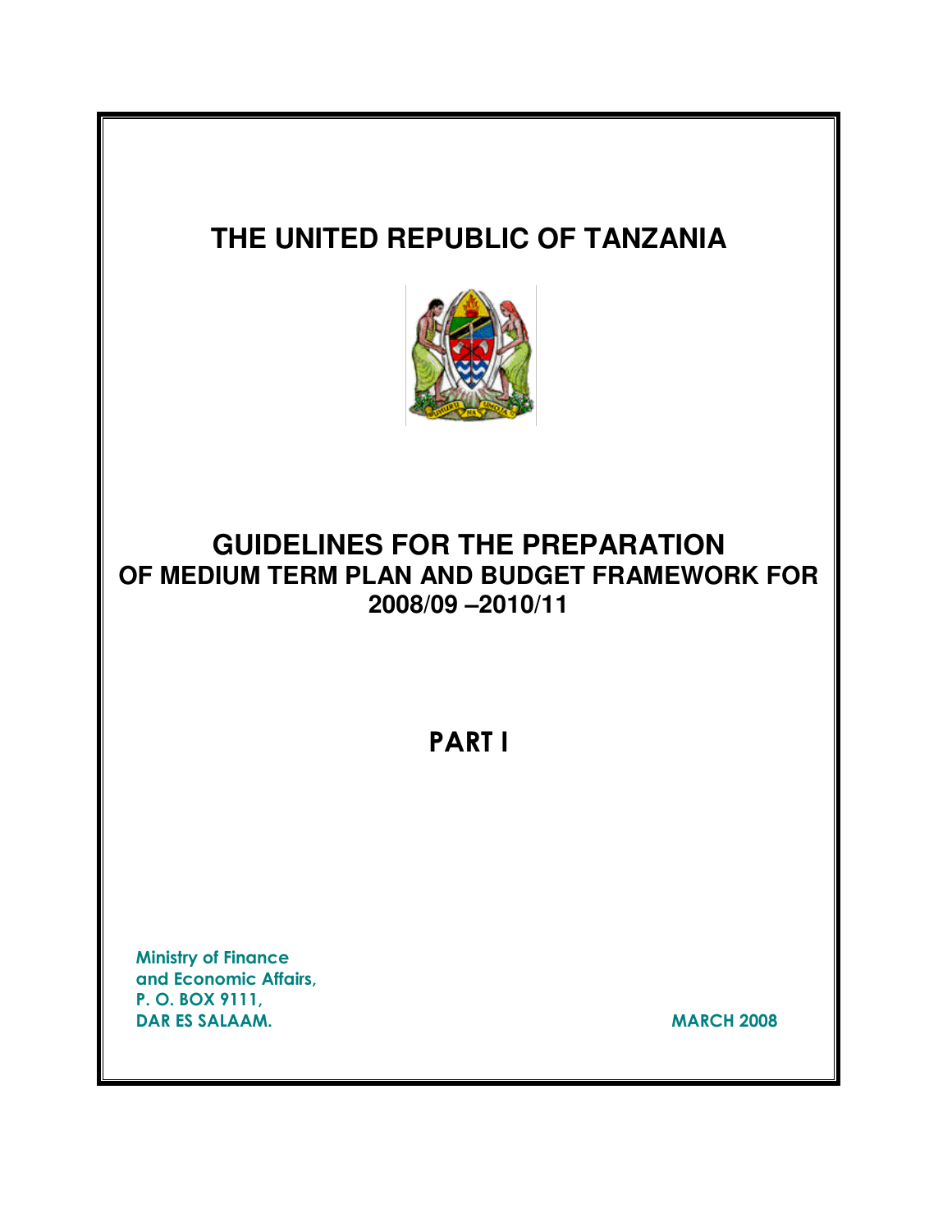# THE UNITED REPUBLIC OF TANZANIA

# GUIDELINES FOR THE PREPARATION OF MEDIUM TERM PLAN AND BUDGET FRAMEWORK FOR 2008/09 –2010/11

## PART I

**Ministry of Finance and Economic Affairs,**
**P. O. BOX 9111,**
**DAR ES SALAAM.**

**MARCH 2008**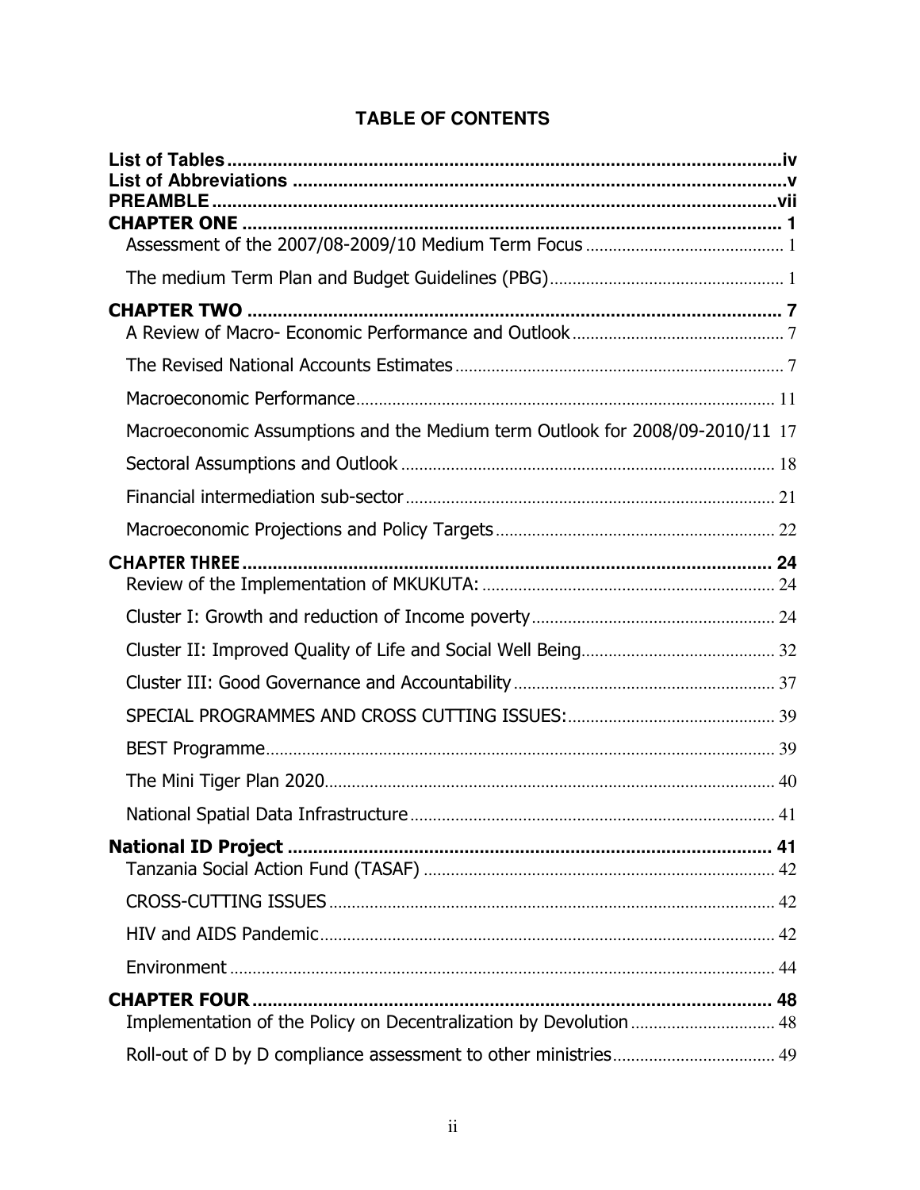## TABLE OF CONTENTS

**List of Tables** .......... iv
**List of Abbreviations** .......... v
**PREAMBLE** .......... vii
**CHAPTER ONE** .......... 1
- Assessment of the 2007/08-2009/10 Medium Term Focus .......... 1
- The medium Term Plan and Budget Guidelines (PBG) .......... 1

**CHAPTER TWO** .......... 7
- A Review of Macro- Economic Performance and Outlook .......... 7
- The Revised National Accounts Estimates .......... 7
- Macroeconomic Performance .......... 11
- Macroeconomic Assumptions and the Medium term Outlook for 2008/09-2010/11 .......... 17
- Sectoral Assumptions and Outlook .......... 18
- Financial intermediation sub-sector .......... 21
- Macroeconomic Projections and Policy Targets .......... 22

**CHAPTER THREE** .......... 24
- Review of the Implementation of MKUKUTA: .......... 24
- Cluster I: Growth and reduction of Income poverty .......... 24
- Cluster II: Improved Quality of Life and Social Well Being .......... 32
- Cluster III: Good Governance and Accountability .......... 37
- SPECIAL PROGRAMMES AND CROSS CUTTING ISSUES: .......... 39
- BEST Programme .......... 39
- The Mini Tiger Plan 2020 .......... 40
- National Spatial Data Infrastructure .......... 41

**National ID Project** .......... 41
- Tanzania Social Action Fund (TASAF) .......... 42
- CROSS-CUTTING ISSUES .......... 42
- HIV and AIDS Pandemic .......... 42
- Environment .......... 44

**CHAPTER FOUR** .......... 48
- Implementation of the Policy on Decentralization by Devolution .......... 48
- Roll-out of D by D compliance assessment to other ministries .......... 49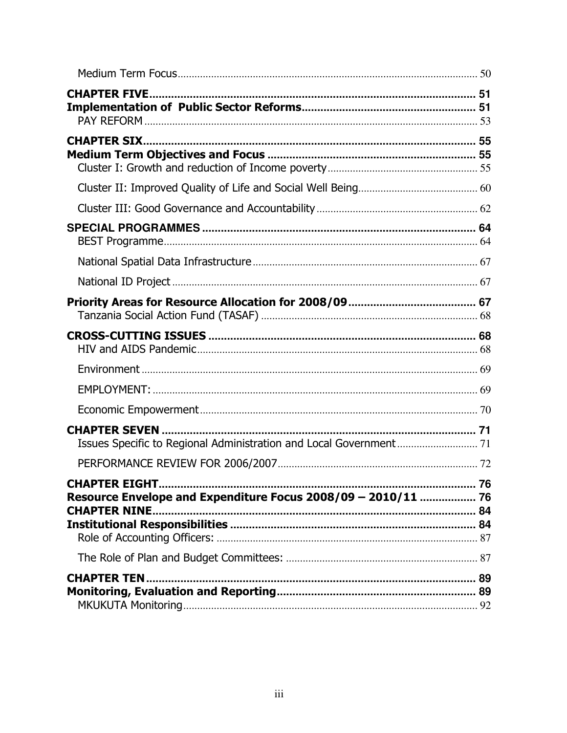Medium Term Focus ........................................................................................................ 50

**CHAPTER FIVE** ........................................................................................................ **51**

**Implementation of Public Sector Reforms** ........................................................ **51**

PAY REFORM ........................................................................................................ 53

**CHAPTER SIX** ........................................................................................................ **55**

**Medium Term Objectives and Focus** ................................................................. **55**

Cluster I: Growth and reduction of Income poverty ........................................................ 55

Cluster II: Improved Quality of Life and Social Well Being ........................................... 60

Cluster III: Good Governance and Accountability .......................................................... 62

**SPECIAL PROGRAMMES** ..................................................................................... **64**

BEST Programme ........................................................................................................ 64

National Spatial Data Infrastructure ................................................................................ 67

National ID Project ........................................................................................................ 67

**Priority Areas for Resource Allocation for 2008/09** ........................................ **67**

Tanzania Social Action Fund (TASAF) ............................................................................ 68

**CROSS-CUTTING ISSUES** ..................................................................................... **68**

HIV and AIDS Pandemic ................................................................................................ 68

Environment ........................................................................................................ 69

EMPLOYMENT: ........................................................................................................ 69

Economic Empowerment ................................................................................................ 70

**CHAPTER SEVEN** ..................................................................................................... **71**

Issues Specific to Regional Administration and Local Government ................................. 71

PERFORMANCE REVIEW FOR 2006/2007 ...................................................................... 72

**CHAPTER EIGHT** ..................................................................................................... **76**

**Resource Envelope and Expenditure Focus 2008/09 – 2010/11** .................. **76**

**CHAPTER NINE** ........................................................................................................ **84**

**Institutional Responsibilities** .............................................................................. **84**

Role of Accounting Officers: .......................................................................................... 87

The Role of Plan and Budget Committees: ..................................................................... 87

**CHAPTER TEN** ........................................................................................................ **89**

**Monitoring, Evaluation and Reporting** ............................................................... **89**

MKUKUTA Monitoring ................................................................................................ 92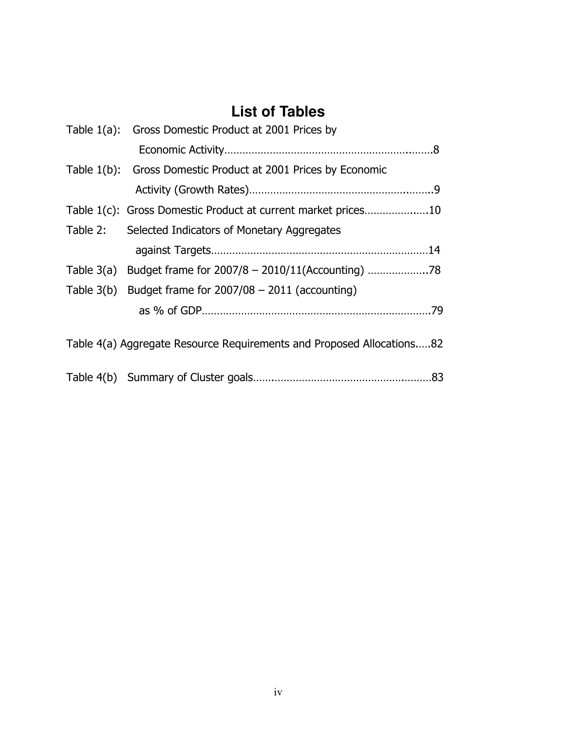# List of Tables

Table 1(a): Gross Domestic Product at 2001 Prices by Economic Activity……………………………………………………………8

Table 1(b): Gross Domestic Product at 2001 Prices by Economic Activity (Growth Rates)……………………………………………………9

Table 1(c): Gross Domestic Product at current market prices………………….10

Table 2: Selected Indicators of Monetary Aggregates against Targets………………………………………………………………14

Table 3(a) Budget frame for 2007/8 – 2010/11(Accounting) ………………..78

Table 3(b) Budget frame for 2007/08 – 2011 (accounting) as % of GDP…………………………………………………………………79

Table 4(a) Aggregate Resource Requirements and Proposed Allocations…..82

Table 4(b) Summary of Cluster goals……………………………………………………83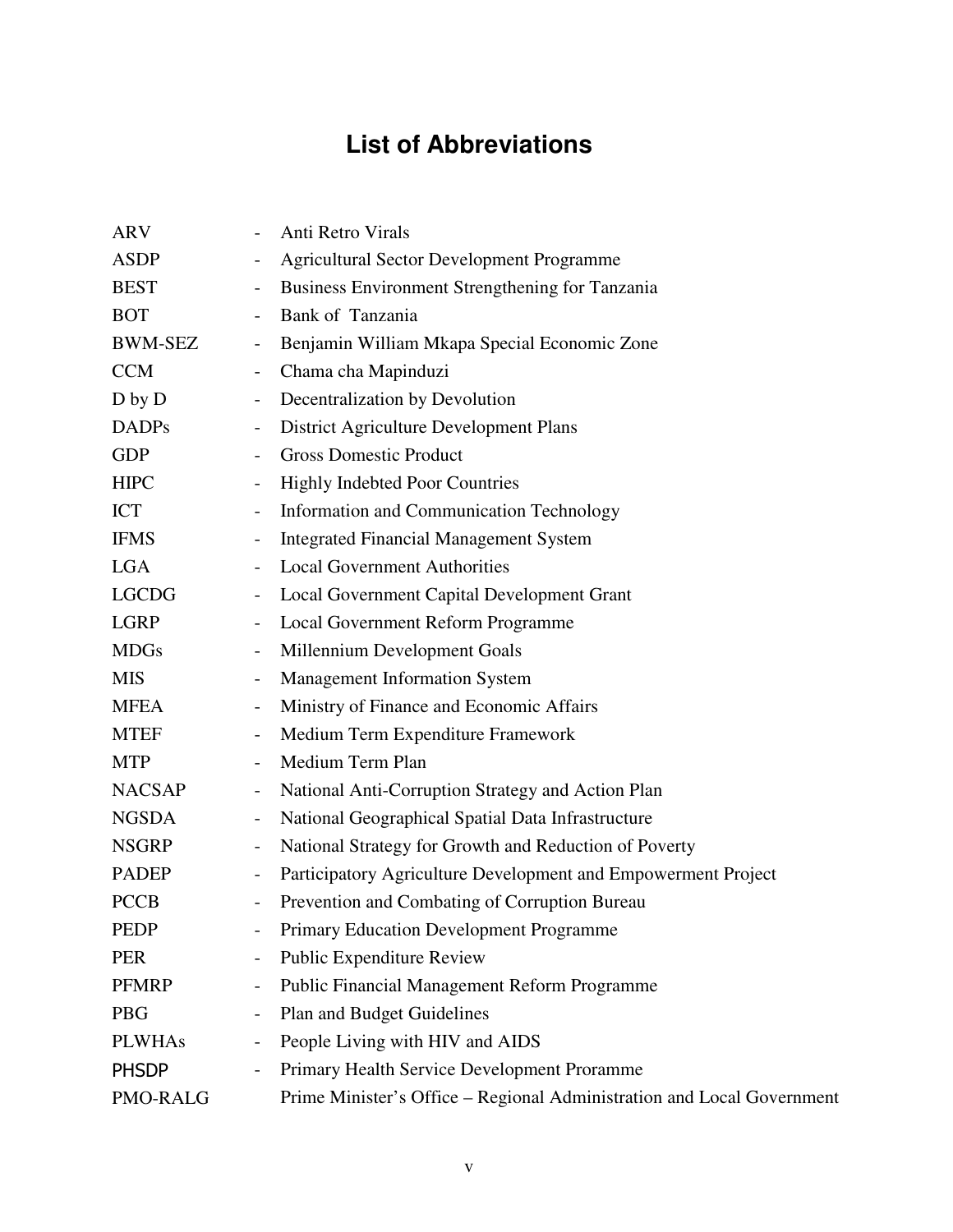# List of Abbreviations

| | | |
|---|---|---|
| ARV | - | Anti Retro Virals |
| ASDP | - | Agricultural Sector Development Programme |
| BEST | - | Business Environment Strengthening for Tanzania |
| BOT | - | Bank of Tanzania |
| BWM-SEZ | - | Benjamin William Mkapa Special Economic Zone |
| CCM | - | Chama cha Mapinduzi |
| D by D | - | Decentralization by Devolution |
| DADPs | - | District Agriculture Development Plans |
| GDP | - | Gross Domestic Product |
| HIPC | - | Highly Indebted Poor Countries |
| ICT | - | Information and Communication Technology |
| IFMS | - | Integrated Financial Management System |
| LGA | - | Local Government Authorities |
| LGCDG | - | Local Government Capital Development Grant |
| LGRP | - | Local Government Reform Programme |
| MDGs | - | Millennium Development Goals |
| MIS | - | Management Information System |
| MFEA | - | Ministry of Finance and Economic Affairs |
| MTEF | - | Medium Term Expenditure Framework |
| MTP | - | Medium Term Plan |
| NACSAP | - | National Anti-Corruption Strategy and Action Plan |
| NGSDA | - | National Geographical Spatial Data Infrastructure |
| NSGRP | - | National Strategy for Growth and Reduction of Poverty |
| PADEP | - | Participatory Agriculture Development and Empowerment Project |
| PCCB | - | Prevention and Combating of Corruption Bureau |
| PEDP | - | Primary Education Development Programme |
| PER | - | Public Expenditure Review |
| PFMRP | - | Public Financial Management Reform Programme |
| PBG | - | Plan and Budget Guidelines |
| PLWHAs | - | People Living with HIV and AIDS |
| PHSDP | - | Primary Health Service Development Proramme |
| PMO-RALG | | Prime Minister's Office – Regional Administration and Local Government |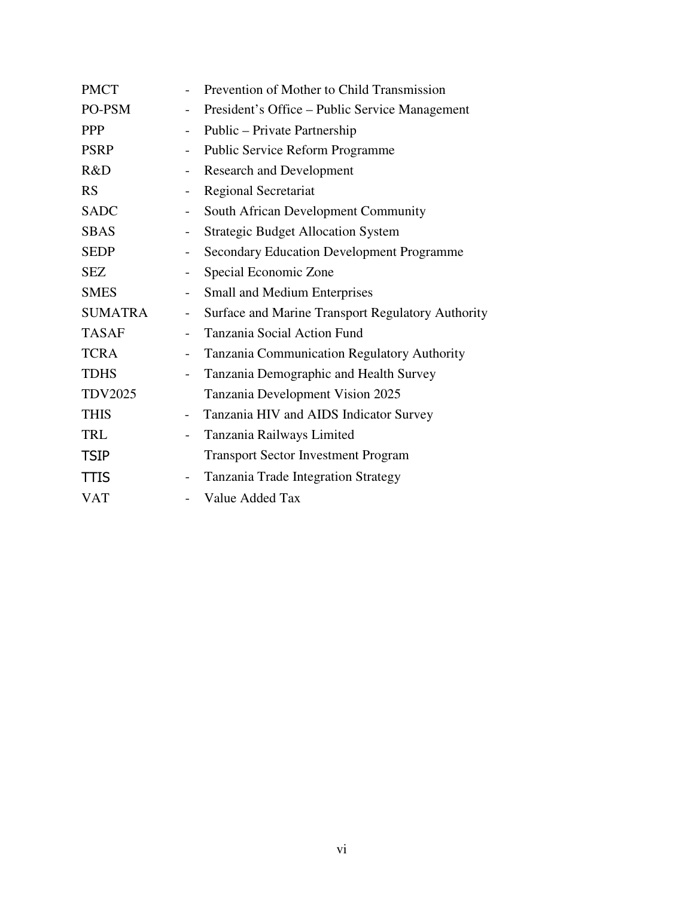| | | |
|---|---|---|
| PMCT | - | Prevention of Mother to Child Transmission |
| PO-PSM | - | President's Office – Public Service Management |
| PPP | - | Public – Private Partnership |
| PSRP | - | Public Service Reform Programme |
| R&D | - | Research and Development |
| RS | - | Regional Secretariat |
| SADC | - | South African Development Community |
| SBAS | - | Strategic Budget Allocation System |
| SEDP | - | Secondary Education Development Programme |
| SEZ | - | Special Economic Zone |
| SMES | - | Small and Medium Enterprises |
| SUMATRA | - | Surface and Marine Transport Regulatory Authority |
| TASAF | - | Tanzania Social Action Fund |
| TCRA | - | Tanzania Communication Regulatory Authority |
| TDHS | - | Tanzania Demographic and Health Survey |
| TDV2025 | | Tanzania Development Vision 2025 |
| THIS | - | Tanzania HIV and AIDS Indicator Survey |
| TRL | - | Tanzania Railways Limited |
| TSIP | | Transport Sector Investment Program |
| TTIS | - | Tanzania Trade Integration Strategy |
| VAT | - | Value Added Tax |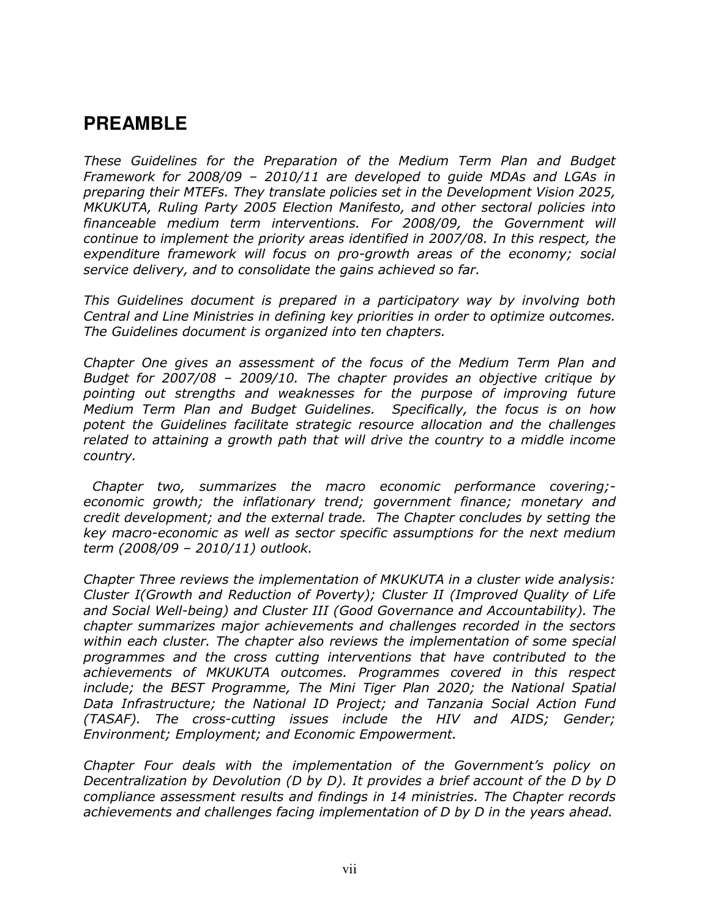# PREAMBLE

*These Guidelines for the Preparation of the Medium Term Plan and Budget Framework for 2008/09 – 2010/11 are developed to guide MDAs and LGAs in preparing their MTEFs. They translate policies set in the Development Vision 2025, MKUKUTA, Ruling Party 2005 Election Manifesto, and other sectoral policies into financeable medium term interventions. For 2008/09, the Government will continue to implement the priority areas identified in 2007/08. In this respect, the expenditure framework will focus on pro-growth areas of the economy; social service delivery, and to consolidate the gains achieved so far.*

*This Guidelines document is prepared in a participatory way by involving both Central and Line Ministries in defining key priorities in order to optimize outcomes. The Guidelines document is organized into ten chapters.*

*Chapter One gives an assessment of the focus of the Medium Term Plan and Budget for 2007/08 – 2009/10. The chapter provides an objective critique by pointing out strengths and weaknesses for the purpose of improving future Medium Term Plan and Budget Guidelines. Specifically, the focus is on how potent the Guidelines facilitate strategic resource allocation and the challenges related to attaining a growth path that will drive the country to a middle income country.*

*Chapter two, summarizes the macro economic performance covering;- economic growth; the inflationary trend; government finance; monetary and credit development; and the external trade. The Chapter concludes by setting the key macro-economic as well as sector specific assumptions for the next medium term (2008/09 – 2010/11) outlook.*

*Chapter Three reviews the implementation of MKUKUTA in a cluster wide analysis: Cluster I(Growth and Reduction of Poverty); Cluster II (Improved Quality of Life and Social Well-being) and Cluster III (Good Governance and Accountability). The chapter summarizes major achievements and challenges recorded in the sectors within each cluster. The chapter also reviews the implementation of some special programmes and the cross cutting interventions that have contributed to the achievements of MKUKUTA outcomes. Programmes covered in this respect include; the BEST Programme, The Mini Tiger Plan 2020; the National Spatial Data Infrastructure; the National ID Project; and Tanzania Social Action Fund (TASAF). The cross-cutting issues include the HIV and AIDS; Gender; Environment; Employment; and Economic Empowerment.*

*Chapter Four deals with the implementation of the Government's policy on Decentralization by Devolution (D by D). It provides a brief account of the D by D compliance assessment results and findings in 14 ministries. The Chapter records achievements and challenges facing implementation of D by D in the years ahead.*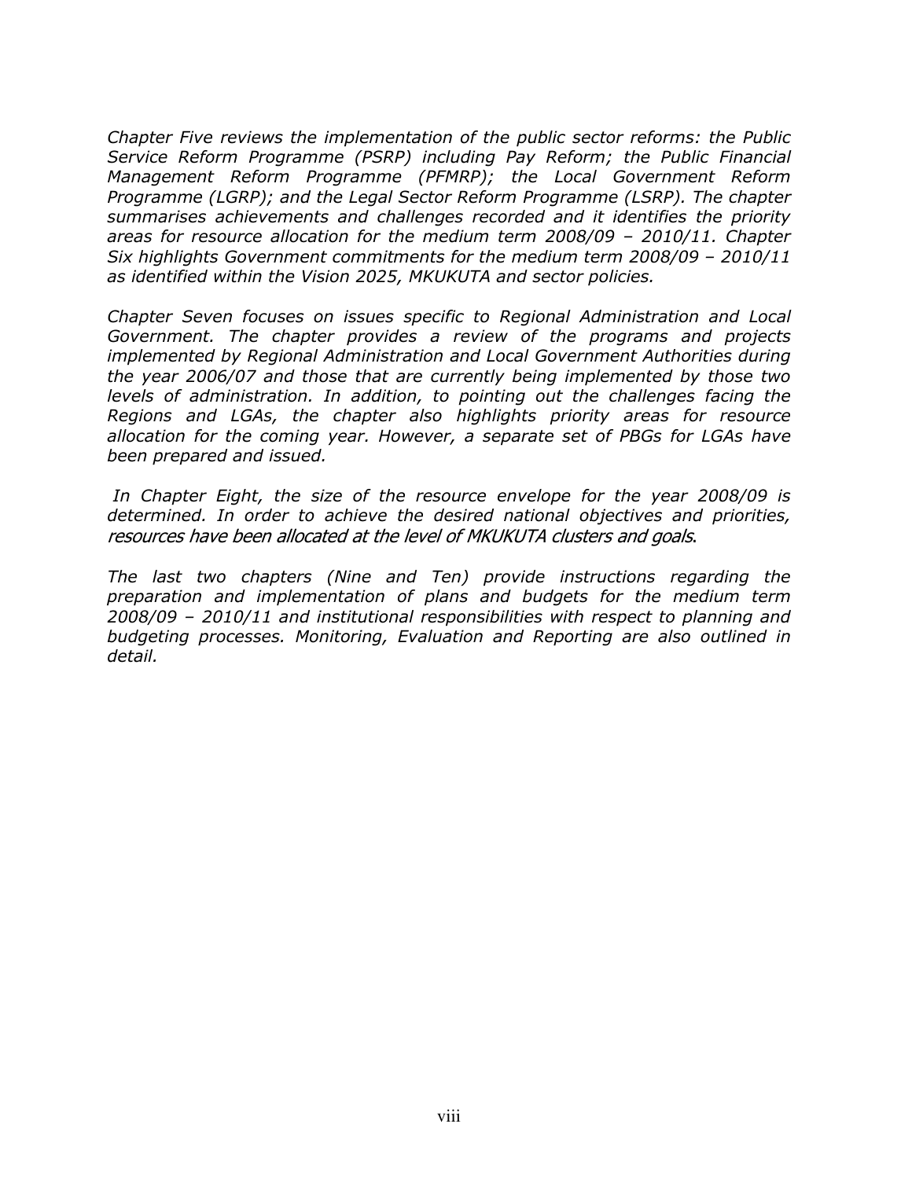*Chapter Five reviews the implementation of the public sector reforms: the Public Service Reform Programme (PSRP) including Pay Reform; the Public Financial Management Reform Programme (PFMRP); the Local Government Reform Programme (LGRP); and the Legal Sector Reform Programme (LSRP). The chapter summarises achievements and challenges recorded and it identifies the priority areas for resource allocation for the medium term 2008/09 – 2010/11. Chapter Six highlights Government commitments for the medium term 2008/09 – 2010/11 as identified within the Vision 2025, MKUKUTA and sector policies.*

*Chapter Seven focuses on issues specific to Regional Administration and Local Government. The chapter provides a review of the programs and projects implemented by Regional Administration and Local Government Authorities during the year 2006/07 and those that are currently being implemented by those two levels of administration. In addition, to pointing out the challenges facing the Regions and LGAs, the chapter also highlights priority areas for resource allocation for the coming year. However, a separate set of PBGs for LGAs have been prepared and issued.*

*In Chapter Eight, the size of the resource envelope for the year 2008/09 is determined. In order to achieve the desired national objectives and priorities, resources have been allocated at the level of MKUKUTA clusters and goals.*

*The last two chapters (Nine and Ten) provide instructions regarding the preparation and implementation of plans and budgets for the medium term 2008/09 – 2010/11 and institutional responsibilities with respect to planning and budgeting processes. Monitoring, Evaluation and Reporting are also outlined in detail.*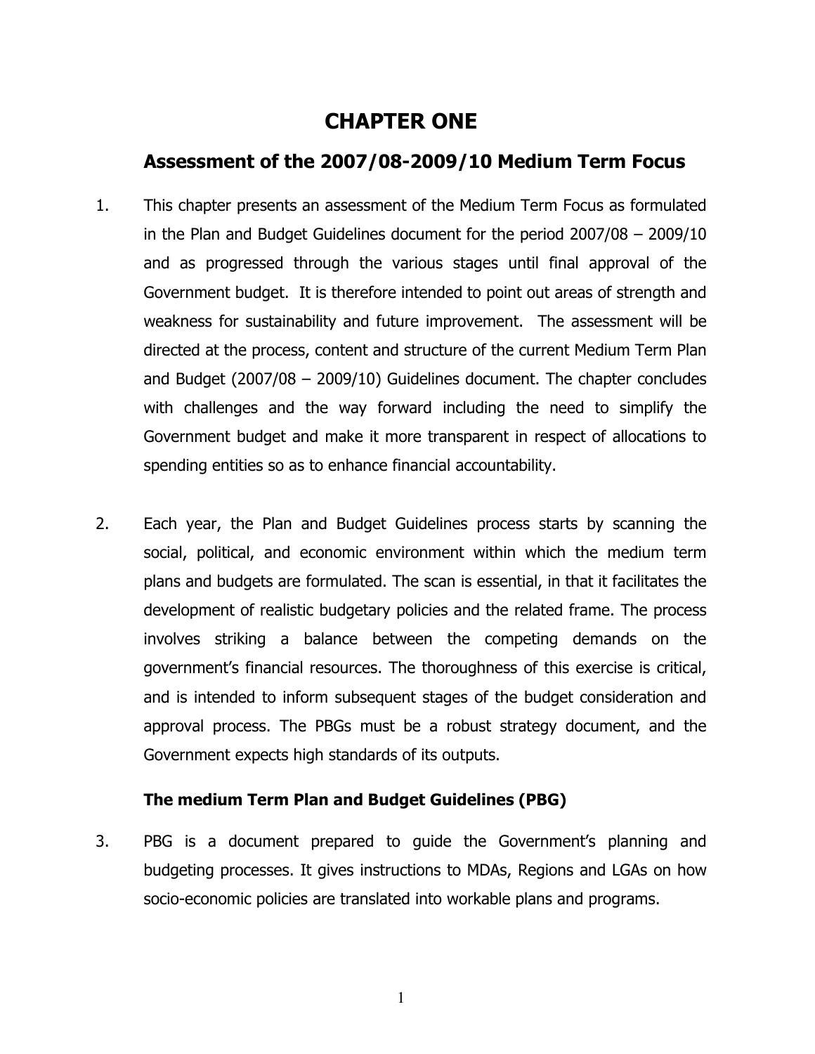# CHAPTER ONE

## Assessment of the 2007/08-2009/10 Medium Term Focus

1. This chapter presents an assessment of the Medium Term Focus as formulated in the Plan and Budget Guidelines document for the period 2007/08 – 2009/10 and as progressed through the various stages until final approval of the Government budget. It is therefore intended to point out areas of strength and weakness for sustainability and future improvement. The assessment will be directed at the process, content and structure of the current Medium Term Plan and Budget (2007/08 – 2009/10) Guidelines document. The chapter concludes with challenges and the way forward including the need to simplify the Government budget and make it more transparent in respect of allocations to spending entities so as to enhance financial accountability.

2. Each year, the Plan and Budget Guidelines process starts by scanning the social, political, and economic environment within which the medium term plans and budgets are formulated. The scan is essential, in that it facilitates the development of realistic budgetary policies and the related frame. The process involves striking a balance between the competing demands on the government's financial resources. The thoroughness of this exercise is critical, and is intended to inform subsequent stages of the budget consideration and approval process. The PBGs must be a robust strategy document, and the Government expects high standards of its outputs.

### The medium Term Plan and Budget Guidelines (PBG)

3. PBG is a document prepared to guide the Government's planning and budgeting processes. It gives instructions to MDAs, Regions and LGAs on how socio-economic policies are translated into workable plans and programs.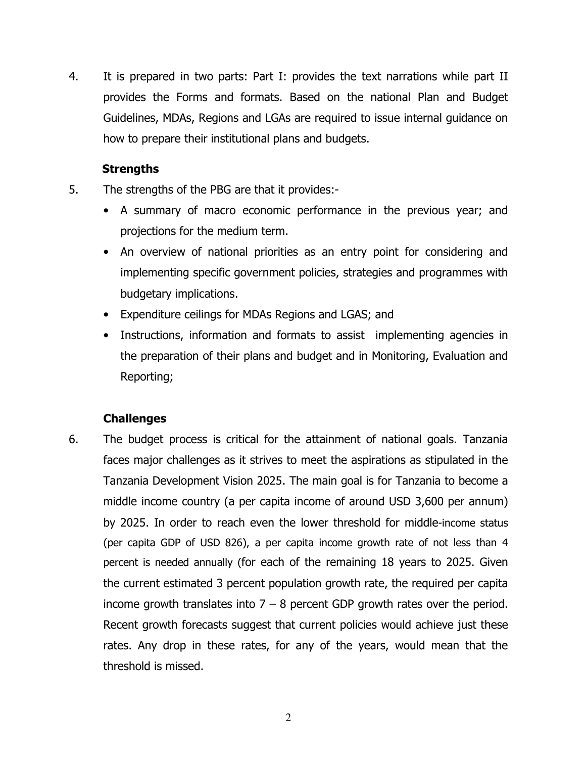4. It is prepared in two parts: Part I: provides the text narrations while part II provides the Forms and formats. Based on the national Plan and Budget Guidelines, MDAs, Regions and LGAs are required to issue internal guidance on how to prepare their institutional plans and budgets.

**Strengths**

5. The strengths of the PBG are that it provides:-
   - A summary of macro economic performance in the previous year; and projections for the medium term.
   - An overview of national priorities as an entry point for considering and implementing specific government policies, strategies and programmes with budgetary implications.
   - Expenditure ceilings for MDAs Regions and LGAS; and
   - Instructions, information and formats to assist implementing agencies in the preparation of their plans and budget and in Monitoring, Evaluation and Reporting;

**Challenges**

6. The budget process is critical for the attainment of national goals. Tanzania faces major challenges as it strives to meet the aspirations as stipulated in the Tanzania Development Vision 2025. The main goal is for Tanzania to become a middle income country (a per capita income of around USD 3,600 per annum) by 2025. In order to reach even the lower threshold for middle-income status (per capita GDP of USD 826), a per capita income growth rate of not less than 4 percent is needed annually (for each of the remaining 18 years to 2025. Given the current estimated 3 percent population growth rate, the required per capita income growth translates into 7 – 8 percent GDP growth rates over the period. Recent growth forecasts suggest that current policies would achieve just these rates. Any drop in these rates, for any of the years, would mean that the threshold is missed.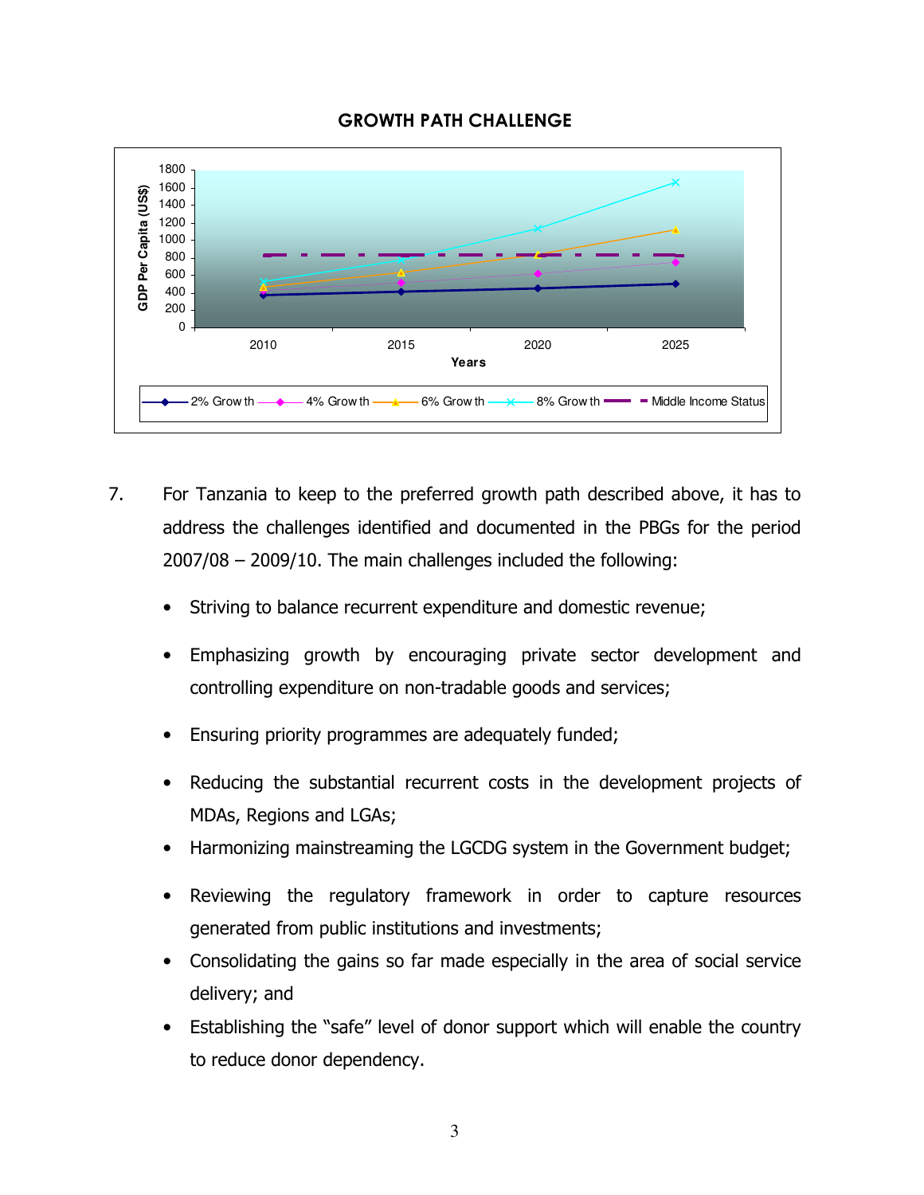**GROWTH PATH CHALLENGE**

7. For Tanzania to keep to the preferred growth path described above, it has to address the challenges identified and documented in the PBGs for the period 2007/08 – 2009/10. The main challenges included the following:

   - Striving to balance recurrent expenditure and domestic revenue;
   - Emphasizing growth by encouraging private sector development and controlling expenditure on non-tradable goods and services;
   - Ensuring priority programmes are adequately funded;
   - Reducing the substantial recurrent costs in the development projects of MDAs, Regions and LGAs;
   - Harmonizing mainstreaming the LGCDG system in the Government budget;
   - Reviewing the regulatory framework in order to capture resources generated from public institutions and investments;
   - Consolidating the gains so far made especially in the area of social service delivery; and
   - Establishing the "safe" level of donor support which will enable the country to reduce donor dependency.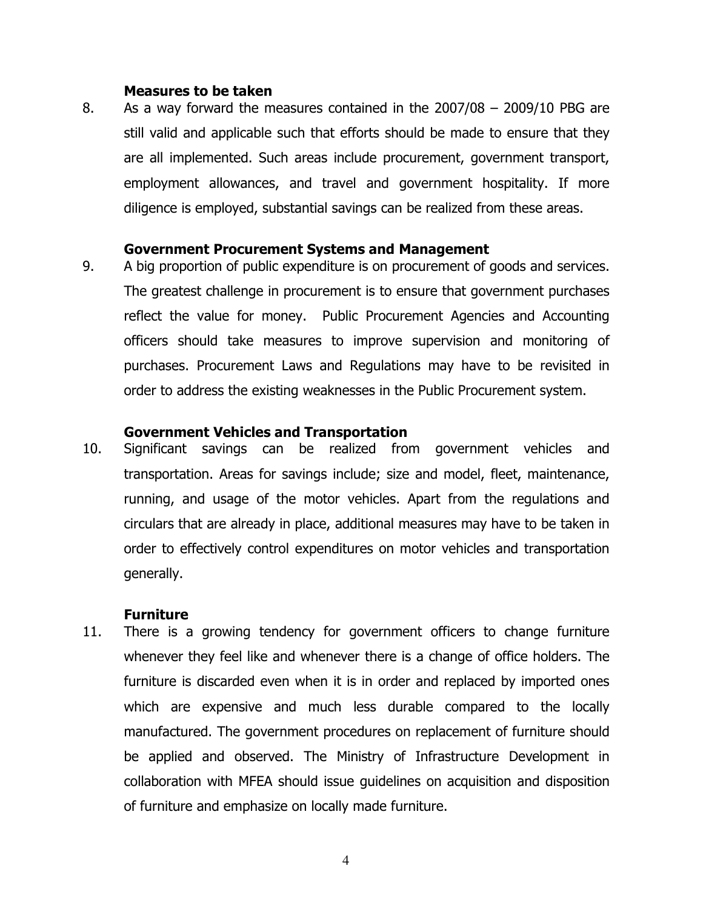### Measures to be taken

8. As a way forward the measures contained in the 2007/08 – 2009/10 PBG are still valid and applicable such that efforts should be made to ensure that they are all implemented. Such areas include procurement, government transport, employment allowances, and travel and government hospitality. If more diligence is employed, substantial savings can be realized from these areas.

### Government Procurement Systems and Management

9. A big proportion of public expenditure is on procurement of goods and services. The greatest challenge in procurement is to ensure that government purchases reflect the value for money. Public Procurement Agencies and Accounting officers should take measures to improve supervision and monitoring of purchases. Procurement Laws and Regulations may have to be revisited in order to address the existing weaknesses in the Public Procurement system.

### Government Vehicles and Transportation

10. Significant savings can be realized from government vehicles and transportation. Areas for savings include; size and model, fleet, maintenance, running, and usage of the motor vehicles. Apart from the regulations and circulars that are already in place, additional measures may have to be taken in order to effectively control expenditures on motor vehicles and transportation generally.

### Furniture

11. There is a growing tendency for government officers to change furniture whenever they feel like and whenever there is a change of office holders. The furniture is discarded even when it is in order and replaced by imported ones which are expensive and much less durable compared to the locally manufactured. The government procedures on replacement of furniture should be applied and observed. The Ministry of Infrastructure Development in collaboration with MFEA should issue guidelines on acquisition and disposition of furniture and emphasize on locally made furniture.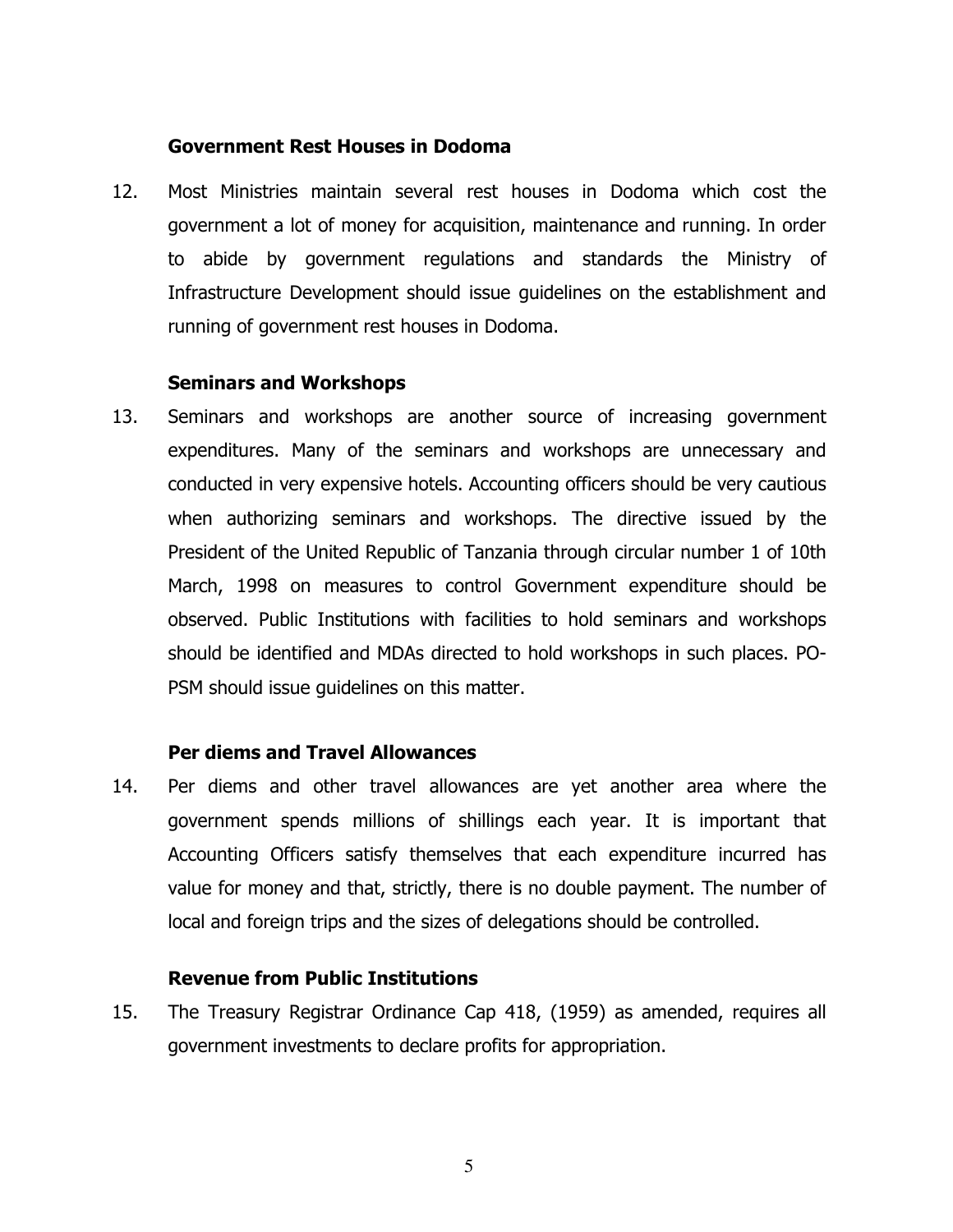### Government Rest Houses in Dodoma

12. Most Ministries maintain several rest houses in Dodoma which cost the government a lot of money for acquisition, maintenance and running. In order to abide by government regulations and standards the Ministry of Infrastructure Development should issue guidelines on the establishment and running of government rest houses in Dodoma.

### Seminars and Workshops

13. Seminars and workshops are another source of increasing government expenditures. Many of the seminars and workshops are unnecessary and conducted in very expensive hotels. Accounting officers should be very cautious when authorizing seminars and workshops. The directive issued by the President of the United Republic of Tanzania through circular number 1 of 10th March, 1998 on measures to control Government expenditure should be observed. Public Institutions with facilities to hold seminars and workshops should be identified and MDAs directed to hold workshops in such places. PO-PSM should issue guidelines on this matter.

### Per diems and Travel Allowances

14. Per diems and other travel allowances are yet another area where the government spends millions of shillings each year. It is important that Accounting Officers satisfy themselves that each expenditure incurred has value for money and that, strictly, there is no double payment. The number of local and foreign trips and the sizes of delegations should be controlled.

### Revenue from Public Institutions

15. The Treasury Registrar Ordinance Cap 418, (1959) as amended, requires all government investments to declare profits for appropriation.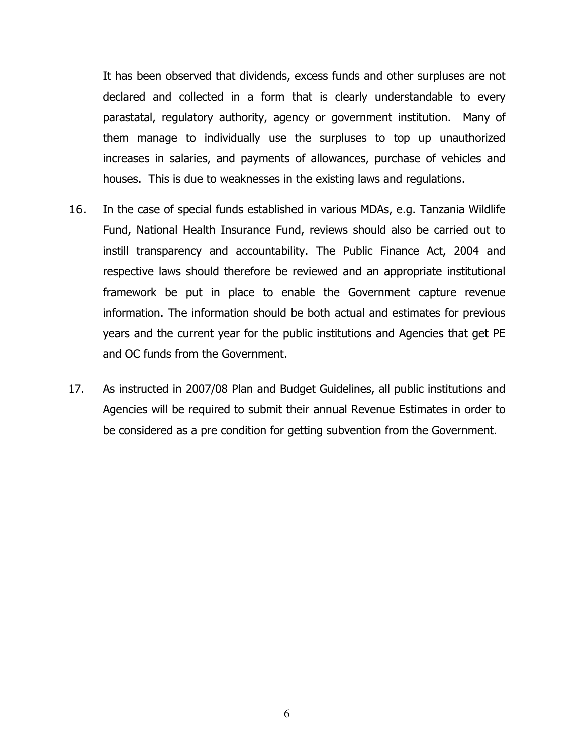It has been observed that dividends, excess funds and other surpluses are not declared and collected in a form that is clearly understandable to every parastatal, regulatory authority, agency or government institution. Many of them manage to individually use the surpluses to top up unauthorized increases in salaries, and payments of allowances, purchase of vehicles and houses. This is due to weaknesses in the existing laws and regulations.

16. In the case of special funds established in various MDAs, e.g. Tanzania Wildlife Fund, National Health Insurance Fund, reviews should also be carried out to instill transparency and accountability. The Public Finance Act, 2004 and respective laws should therefore be reviewed and an appropriate institutional framework be put in place to enable the Government capture revenue information. The information should be both actual and estimates for previous years and the current year for the public institutions and Agencies that get PE and OC funds from the Government.

17. As instructed in 2007/08 Plan and Budget Guidelines, all public institutions and Agencies will be required to submit their annual Revenue Estimates in order to be considered as a pre condition for getting subvention from the Government.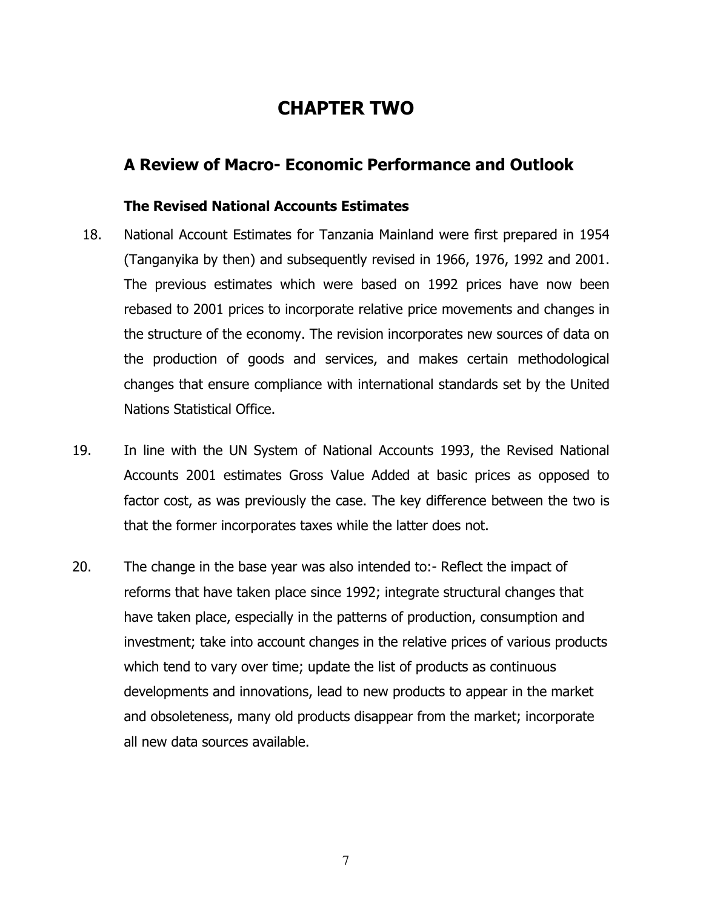# CHAPTER TWO

## A Review of Macro- Economic Performance and Outlook

### The Revised National Accounts Estimates

18. National Account Estimates for Tanzania Mainland were first prepared in 1954 (Tanganyika by then) and subsequently revised in 1966, 1976, 1992 and 2001. The previous estimates which were based on 1992 prices have now been rebased to 2001 prices to incorporate relative price movements and changes in the structure of the economy. The revision incorporates new sources of data on the production of goods and services, and makes certain methodological changes that ensure compliance with international standards set by the United Nations Statistical Office.

19. In line with the UN System of National Accounts 1993, the Revised National Accounts 2001 estimates Gross Value Added at basic prices as opposed to factor cost, as was previously the case. The key difference between the two is that the former incorporates taxes while the latter does not.

20. The change in the base year was also intended to:- Reflect the impact of reforms that have taken place since 1992; integrate structural changes that have taken place, especially in the patterns of production, consumption and investment; take into account changes in the relative prices of various products which tend to vary over time; update the list of products as continuous developments and innovations, lead to new products to appear in the market and obsoleteness, many old products disappear from the market; incorporate all new data sources available.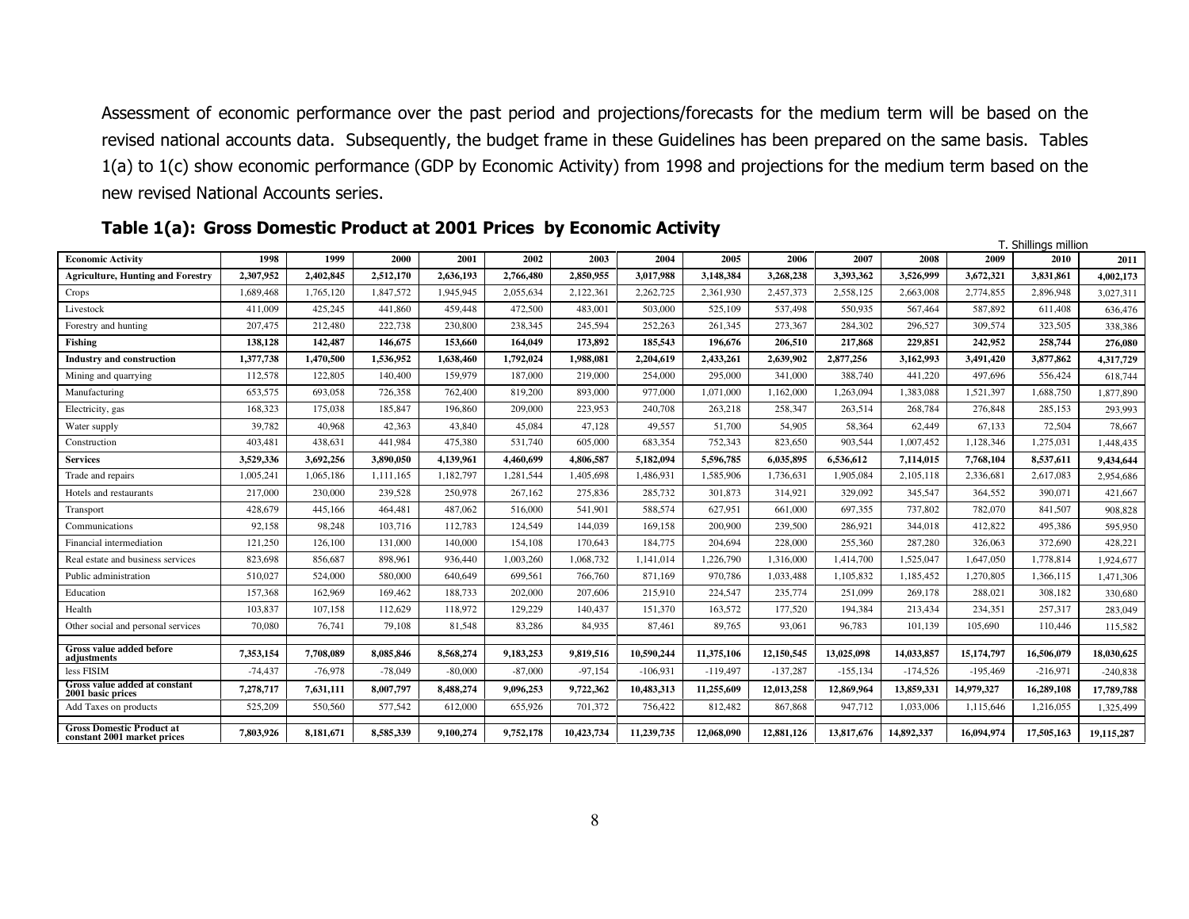Assessment of economic performance over the past period and projections/forecasts for the medium term will be based on the revised national accounts data. Subsequently, the budget frame in these Guidelines has been prepared on the same basis. Tables 1(a) to 1(c) show economic performance (GDP by Economic Activity) from 1998 and projections for the medium term based on the new revised National Accounts series.

### Table 1(a): Gross Domestic Product at 2001 Prices by Economic Activity

T. Shillings million

| Economic Activity | 1998 | 1999 | 2000 | 2001 | 2002 | 2003 | 2004 | 2005 | 2006 | 2007 | 2008 | 2009 | 2010 | 2011 |
|---|---|---|---|---|---|---|---|---|---|---|---|---|---|---|
| **Agriculture, Hunting and Forestry** | **2,307,952** | **2,402,845** | **2,512,170** | **2,636,193** | **2,766,480** | **2,850,955** | **3,017,988** | **3,148,384** | **3,268,238** | **3,393,362** | **3,526,999** | **3,672,321** | **3,831,861** | **4,002,173** |
| Crops | 1,689,468 | 1,765,120 | 1,847,572 | 1,945,945 | 2,055,634 | 2,122,361 | 2,262,725 | 2,361,930 | 2,457,373 | 2,558,125 | 2,663,008 | 2,774,855 | 2,896,948 | 3,027,311 |
| Livestock | 411,009 | 425,245 | 441,860 | 459,448 | 472,500 | 483,001 | 503,000 | 525,109 | 537,498 | 550,935 | 567,464 | 587,892 | 611,408 | 636,476 |
| Forestry and hunting | 207,475 | 212,480 | 222,738 | 230,800 | 238,345 | 245,594 | 252,263 | 261,345 | 273,367 | 284,302 | 296,527 | 309,574 | 323,505 | 338,386 |
| **Fishing** | **138,128** | **142,487** | **146,675** | **153,660** | **164,049** | **173,892** | **185,543** | **196,676** | **206,510** | **217,868** | **229,851** | **242,952** | **258,744** | **276,080** |
| **Industry and construction** | **1,377,738** | **1,470,500** | **1,536,952** | **1,638,460** | **1,792,024** | **1,988,081** | **2,204,619** | **2,433,261** | **2,639,902** | **2,877,256** | **3,162,993** | **3,491,420** | **3,877,862** | **4,317,729** |
| Mining and quarrying | 112,578 | 122,805 | 140,400 | 159,979 | 187,000 | 219,000 | 254,000 | 295,000 | 341,000 | 388,740 | 441,220 | 497,696 | 556,424 | 618,744 |
| Manufacturing | 653,575 | 693,058 | 726,358 | 762,400 | 819,200 | 893,000 | 977,000 | 1,071,000 | 1,162,000 | 1,263,094 | 1,383,088 | 1,521,397 | 1,688,750 | 1,877,890 |
| Electricity, gas | 168,323 | 175,038 | 185,847 | 196,860 | 209,000 | 223,953 | 240,708 | 263,218 | 258,347 | 263,514 | 268,784 | 276,848 | 285,153 | 293,993 |
| Water supply | 39,782 | 40,968 | 42,363 | 43,840 | 45,084 | 47,128 | 49,557 | 51,700 | 54,905 | 58,364 | 62,449 | 67,133 | 72,504 | 78,667 |
| Construction | 403,481 | 438,631 | 441,984 | 475,380 | 531,740 | 605,000 | 683,354 | 752,343 | 823,650 | 903,544 | 1,007,452 | 1,128,346 | 1,275,031 | 1,448,435 |
| **Services** | **3,529,336** | **3,692,256** | **3,890,050** | **4,139,961** | **4,460,699** | **4,806,587** | **5,182,094** | **5,596,785** | **6,035,895** | **6,536,612** | **7,114,015** | **7,768,104** | **8,537,611** | **9,434,644** |
| Trade and repairs | 1,005,241 | 1,065,186 | 1,111,165 | 1,182,797 | 1,281,544 | 1,405,698 | 1,486,931 | 1,585,906 | 1,736,631 | 1,905,084 | 2,105,118 | 2,336,681 | 2,617,083 | 2,954,686 |
| Hotels and restaurants | 217,000 | 230,000 | 239,528 | 250,978 | 267,162 | 275,836 | 285,732 | 301,873 | 314,921 | 329,092 | 345,547 | 364,552 | 390,071 | 421,667 |
| Transport | 428,679 | 445,166 | 464,481 | 487,062 | 516,000 | 541,901 | 588,574 | 627,951 | 661,000 | 697,355 | 737,802 | 782,070 | 841,507 | 908,828 |
| Communications | 92,158 | 98,248 | 103,716 | 112,783 | 124,549 | 144,039 | 169,158 | 200,900 | 239,500 | 286,921 | 344,018 | 412,822 | 495,386 | 595,950 |
| Financial intermediation | 121,250 | 126,100 | 131,000 | 140,000 | 154,108 | 170,643 | 184,775 | 204,694 | 228,000 | 255,360 | 287,280 | 326,063 | 372,690 | 428,221 |
| Real estate and business services | 823,698 | 856,687 | 898,961 | 936,440 | 1,003,260 | 1,068,732 | 1,141,014 | 1,226,790 | 1,316,000 | 1,414,700 | 1,525,047 | 1,647,050 | 1,778,814 | 1,924,677 |
| Public administration | 510,027 | 524,000 | 580,000 | 640,649 | 699,561 | 766,760 | 871,169 | 970,786 | 1,033,488 | 1,105,832 | 1,185,452 | 1,270,805 | 1,366,115 | 1,471,306 |
| Education | 157,368 | 162,969 | 169,462 | 188,733 | 202,000 | 207,606 | 215,910 | 224,547 | 235,774 | 251,099 | 269,178 | 288,021 | 308,182 | 330,680 |
| Health | 103,837 | 107,158 | 112,629 | 118,972 | 129,229 | 140,437 | 151,370 | 163,572 | 177,520 | 194,384 | 213,434 | 234,351 | 257,317 | 283,049 |
| Other social and personal services | 70,080 | 76,741 | 79,108 | 81,548 | 83,286 | 84,935 | 87,461 | 89,765 | 93,061 | 96,783 | 101,139 | 105,690 | 110,446 | 115,582 |
| **Gross value added before adjustments** | **7,353,154** | **7,708,089** | **8,085,846** | **8,568,274** | **9,183,253** | **9,819,516** | **10,590,244** | **11,375,106** | **12,150,545** | **13,025,098** | **14,033,857** | **15,174,797** | **16,506,079** | **18,030,625** |
| less FISIM | -74,437 | -76,978 | -78,049 | -80,000 | -87,000 | -97,154 | -106,931 | -119,497 | -137,287 | -155,134 | -174,526 | -195,469 | -216,971 | -240,838 |
| **Gross value added at constant 2001 basic prices** | **7,278,717** | **7,631,111** | **8,007,797** | **8,488,274** | **9,096,253** | **9,722,362** | **10,483,313** | **11,255,609** | **12,013,258** | **12,869,964** | **13,859,331** | **14,979,327** | **16,289,108** | **17,789,788** |
| Add Taxes on products | 525,209 | 550,560 | 577,542 | 612,000 | 655,926 | 701,372 | 756,422 | 812,482 | 867,868 | 947,712 | 1,033,006 | 1,115,646 | 1,216,055 | 1,325,499 |
| **Gross Domestic Product at constant 2001 market prices** | **7,803,926** | **8,181,671** | **8,585,339** | **9,100,274** | **9,752,178** | **10,423,734** | **11,239,735** | **12,068,090** | **12,881,126** | **13,817,676** | **14,892,337** | **16,094,974** | **17,505,163** | **19,115,287** |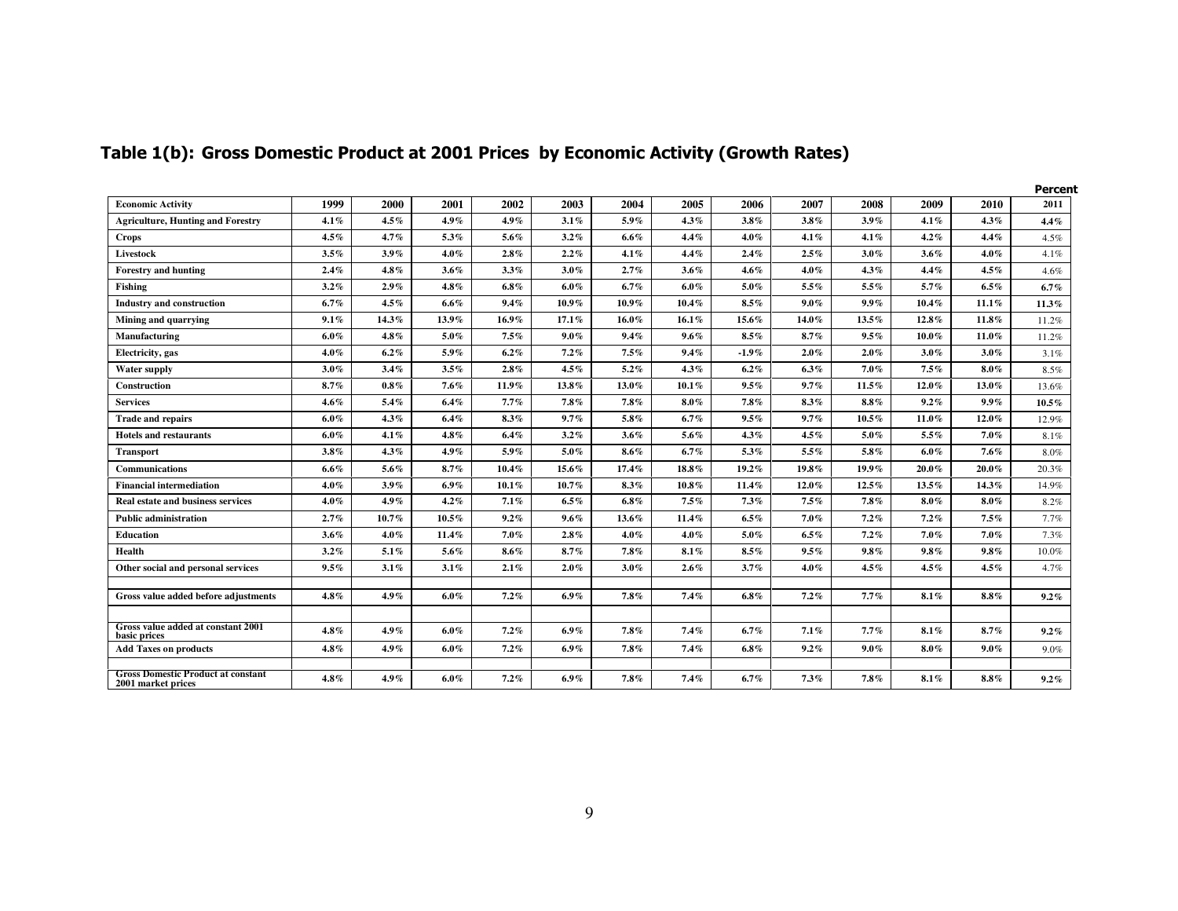## Table 1(b): Gross Domestic Product at 2001 Prices by Economic Activity (Growth Rates)

Percent

| Economic Activity | 1999 | 2000 | 2001 | 2002 | 2003 | 2004 | 2005 | 2006 | 2007 | 2008 | 2009 | 2010 | 2011 |
|---|---|---|---|---|---|---|---|---|---|---|---|---|---|
| **Agriculture, Hunting and Forestry** | 4.1% | 4.5% | 4.9% | 4.9% | 3.1% | 5.9% | 4.3% | 3.8% | 3.8% | 3.9% | 4.1% | 4.3% | 4.4% |
| **Crops** | 4.5% | 4.7% | 5.3% | 5.6% | 3.2% | 6.6% | 4.4% | 4.0% | 4.1% | 4.1% | 4.2% | 4.4% | 4.5% |
| **Livestock** | 3.5% | 3.9% | 4.0% | 2.8% | 2.2% | 4.1% | 4.4% | 2.4% | 2.5% | 3.0% | 3.6% | 4.0% | 4.1% |
| **Forestry and hunting** | 2.4% | 4.8% | 3.6% | 3.3% | 3.0% | 2.7% | 3.6% | 4.6% | 4.0% | 4.3% | 4.4% | 4.5% | 4.6% |
| **Fishing** | 3.2% | 2.9% | 4.8% | 6.8% | 6.0% | 6.7% | 6.0% | 5.0% | 5.5% | 5.5% | 5.7% | 6.5% | 6.7% |
| **Industry and construction** | 6.7% | 4.5% | 6.6% | 9.4% | 10.9% | 10.9% | 10.4% | 8.5% | 9.0% | 9.9% | 10.4% | 11.1% | 11.3% |
| **Mining and quarrying** | 9.1% | 14.3% | 13.9% | 16.9% | 17.1% | 16.0% | 16.1% | 15.6% | 14.0% | 13.5% | 12.8% | 11.8% | 11.2% |
| **Manufacturing** | 6.0% | 4.8% | 5.0% | 7.5% | 9.0% | 9.4% | 9.6% | 8.5% | 8.7% | 9.5% | 10.0% | 11.0% | 11.2% |
| **Electricity, gas** | 4.0% | 6.2% | 5.9% | 6.2% | 7.2% | 7.5% | 9.4% | -1.9% | 2.0% | 2.0% | 3.0% | 3.0% | 3.1% |
| **Water supply** | 3.0% | 3.4% | 3.5% | 2.8% | 4.5% | 5.2% | 4.3% | 6.2% | 6.3% | 7.0% | 7.5% | 8.0% | 8.5% |
| **Construction** | 8.7% | 0.8% | 7.6% | 11.9% | 13.8% | 13.0% | 10.1% | 9.5% | 9.7% | 11.5% | 12.0% | 13.0% | 13.6% |
| **Services** | 4.6% | 5.4% | 6.4% | 7.7% | 7.8% | 7.8% | 8.0% | 7.8% | 8.3% | 8.8% | 9.2% | 9.9% | 10.5% |
| **Trade and repairs** | 6.0% | 4.3% | 6.4% | 8.3% | 9.7% | 5.8% | 6.7% | 9.5% | 9.7% | 10.5% | 11.0% | 12.0% | 12.9% |
| **Hotels and restaurants** | 6.0% | 4.1% | 4.8% | 6.4% | 3.2% | 3.6% | 5.6% | 4.3% | 4.5% | 5.0% | 5.5% | 7.0% | 8.1% |
| **Transport** | 3.8% | 4.3% | 4.9% | 5.9% | 5.0% | 8.6% | 6.7% | 5.3% | 5.5% | 5.8% | 6.0% | 7.6% | 8.0% |
| **Communications** | 6.6% | 5.6% | 8.7% | 10.4% | 15.6% | 17.4% | 18.8% | 19.2% | 19.8% | 19.9% | 20.0% | 20.0% | 20.3% |
| **Financial intermediation** | 4.0% | 3.9% | 6.9% | 10.1% | 10.7% | 8.3% | 10.8% | 11.4% | 12.0% | 12.5% | 13.5% | 14.3% | 14.9% |
| **Real estate and business services** | 4.0% | 4.9% | 4.2% | 7.1% | 6.5% | 6.8% | 7.5% | 7.3% | 7.5% | 7.8% | 8.0% | 8.0% | 8.2% |
| **Public administration** | 2.7% | 10.7% | 10.5% | 9.2% | 9.6% | 13.6% | 11.4% | 6.5% | 7.0% | 7.2% | 7.2% | 7.5% | 7.7% |
| **Education** | 3.6% | 4.0% | 11.4% | 7.0% | 2.8% | 4.0% | 4.0% | 5.0% | 6.5% | 7.2% | 7.0% | 7.0% | 7.3% |
| **Health** | 3.2% | 5.1% | 5.6% | 8.6% | 8.7% | 7.8% | 8.1% | 8.5% | 9.5% | 9.8% | 9.8% | 9.8% | 10.0% |
| **Other social and personal services** | 9.5% | 3.1% | 3.1% | 2.1% | 2.0% | 3.0% | 2.6% | 3.7% | 4.0% | 4.5% | 4.5% | 4.5% | 4.7% |
| | | | | | | | | | | | | | |
| **Gross value added before adjustments** | 4.8% | 4.9% | 6.0% | 7.2% | 6.9% | 7.8% | 7.4% | 6.8% | 7.2% | 7.7% | 8.1% | 8.8% | 9.2% |
| | | | | | | | | | | | | | |
| **Gross value added at constant 2001 basic prices** | 4.8% | 4.9% | 6.0% | 7.2% | 6.9% | 7.8% | 7.4% | 6.7% | 7.1% | 7.7% | 8.1% | 8.7% | 9.2% |
| **Add Taxes on products** | 4.8% | 4.9% | 6.0% | 7.2% | 6.9% | 7.8% | 7.4% | 6.8% | 9.2% | 9.0% | 8.0% | 9.0% | 9.0% |
| | | | | | | | | | | | | | |
| **Gross Domestic Product at constant 2001 market prices** | 4.8% | 4.9% | 6.0% | 7.2% | 6.9% | 7.8% | 7.4% | 6.7% | 7.3% | 7.8% | 8.1% | 8.8% | 9.2% |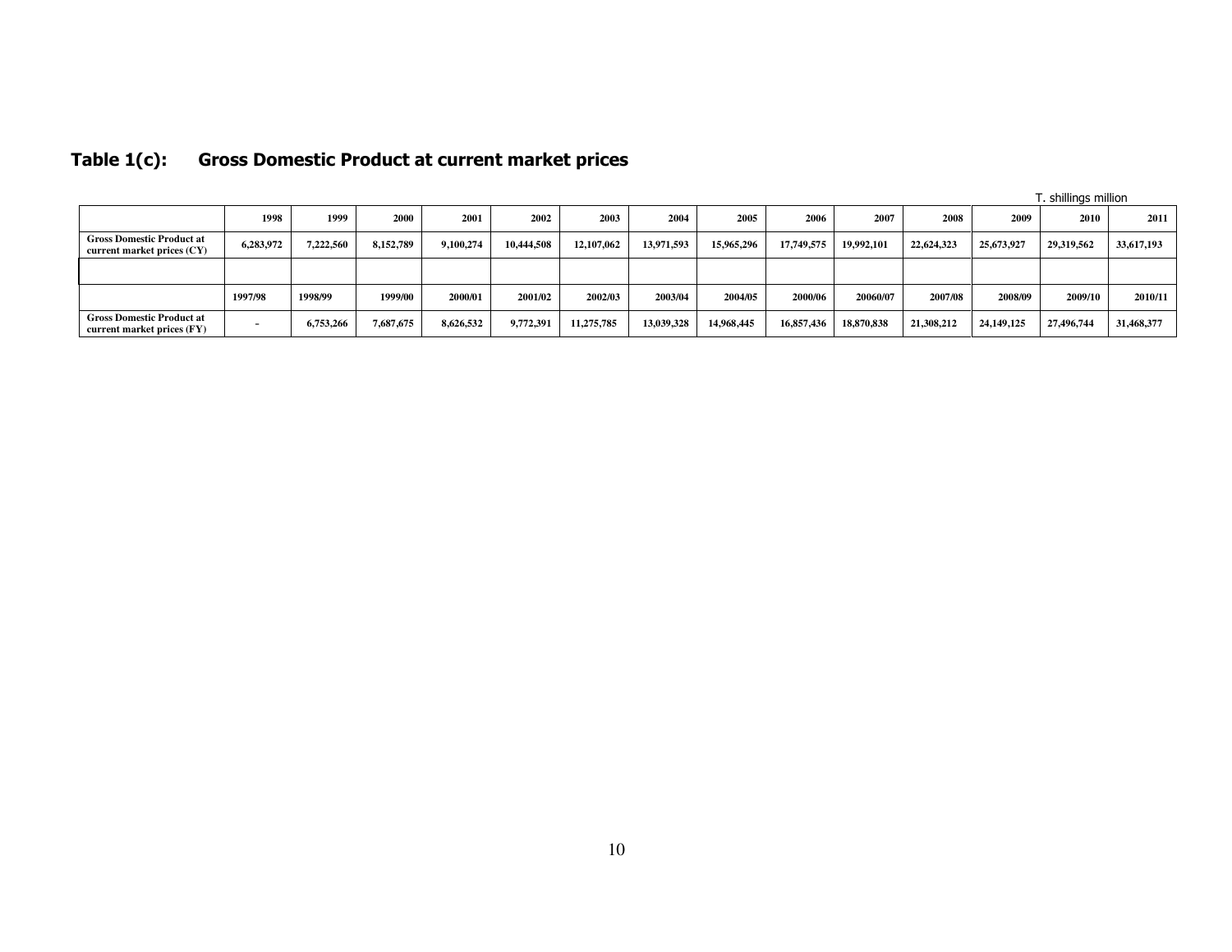## Table 1(c): Gross Domestic Product at current market prices

T. shillings million

| | 1998 | 1999 | 2000 | 2001 | 2002 | 2003 | 2004 | 2005 | 2006 | 2007 | 2008 | 2009 | 2010 | 2011 |
|---|---|---|---|---|---|---|---|---|---|---|---|---|---|---|
| Gross Domestic Product at current market prices (CY) | 6,283,972 | 7,222,560 | 8,152,789 | 9,100,274 | 10,444,508 | 12,107,062 | 13,971,593 | 15,965,296 | 17,749,575 | 19,992,101 | 22,624,323 | 25,673,927 | 29,319,562 | 33,617,193 |
| | | | | | | | | | | | | | | |
| | 1997/98 | 1998/99 | 1999/00 | 2000/01 | 2001/02 | 2002/03 | 2003/04 | 2004/05 | 2000/06 | 20060/07 | 2007/08 | 2008/09 | 2009/10 | 2010/11 |
| Gross Domestic Product at current market prices (FY) | - | 6,753,266 | 7,687,675 | 8,626,532 | 9,772,391 | 11,275,785 | 13,039,328 | 14,968,445 | 16,857,436 | 18,870,838 | 21,308,212 | 24,149,125 | 27,496,744 | 31,468,377 |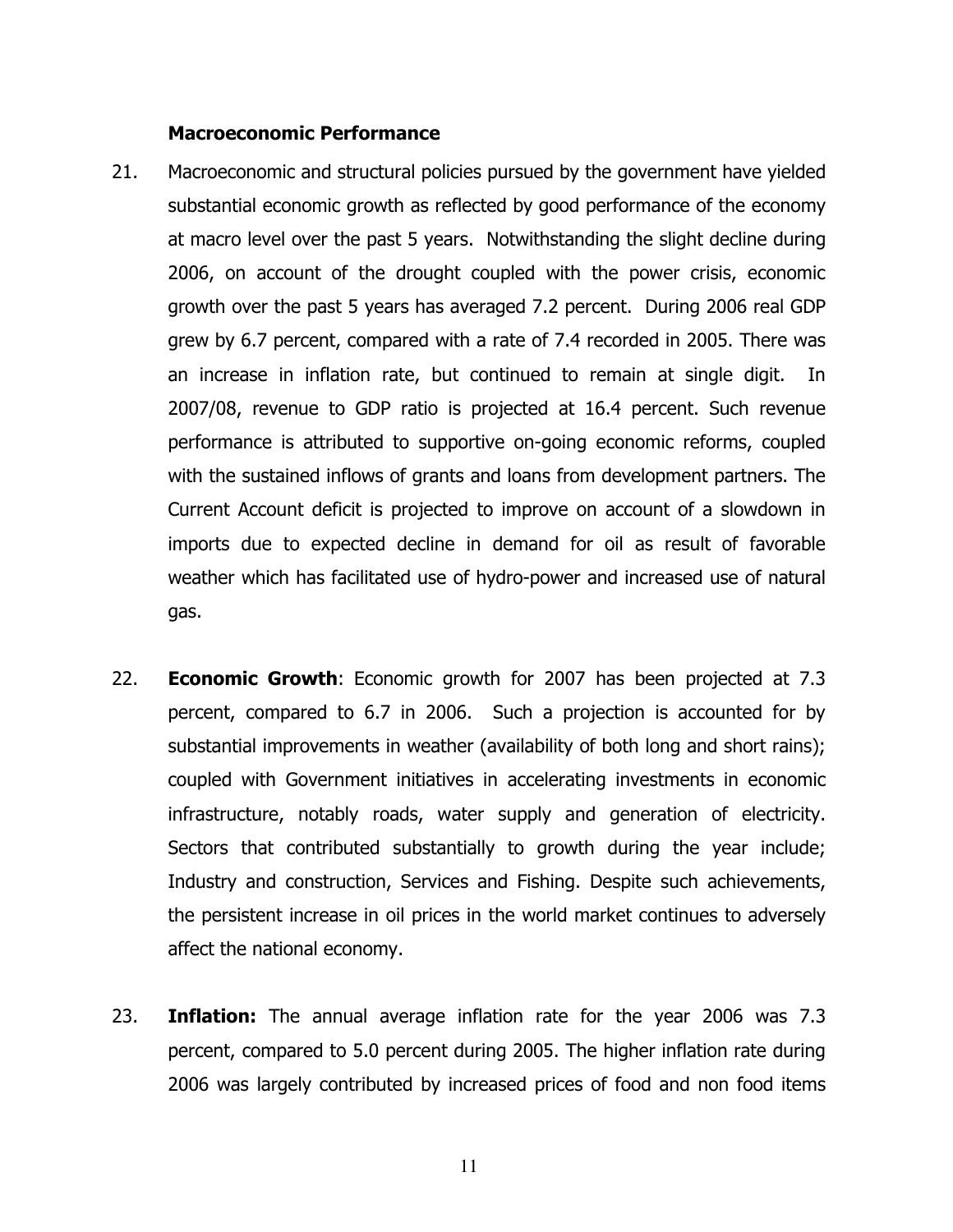### Macroeconomic Performance

21. Macroeconomic and structural policies pursued by the government have yielded substantial economic growth as reflected by good performance of the economy at macro level over the past 5 years. Notwithstanding the slight decline during 2006, on account of the drought coupled with the power crisis, economic growth over the past 5 years has averaged 7.2 percent. During 2006 real GDP grew by 6.7 percent, compared with a rate of 7.4 recorded in 2005. There was an increase in inflation rate, but continued to remain at single digit. In 2007/08, revenue to GDP ratio is projected at 16.4 percent. Such revenue performance is attributed to supportive on-going economic reforms, coupled with the sustained inflows of grants and loans from development partners. The Current Account deficit is projected to improve on account of a slowdown in imports due to expected decline in demand for oil as result of favorable weather which has facilitated use of hydro-power and increased use of natural gas.

22. **Economic Growth**: Economic growth for 2007 has been projected at 7.3 percent, compared to 6.7 in 2006. Such a projection is accounted for by substantial improvements in weather (availability of both long and short rains); coupled with Government initiatives in accelerating investments in economic infrastructure, notably roads, water supply and generation of electricity. Sectors that contributed substantially to growth during the year include; Industry and construction, Services and Fishing. Despite such achievements, the persistent increase in oil prices in the world market continues to adversely affect the national economy.

23. **Inflation:** The annual average inflation rate for the year 2006 was 7.3 percent, compared to 5.0 percent during 2005. The higher inflation rate during 2006 was largely contributed by increased prices of food and non food items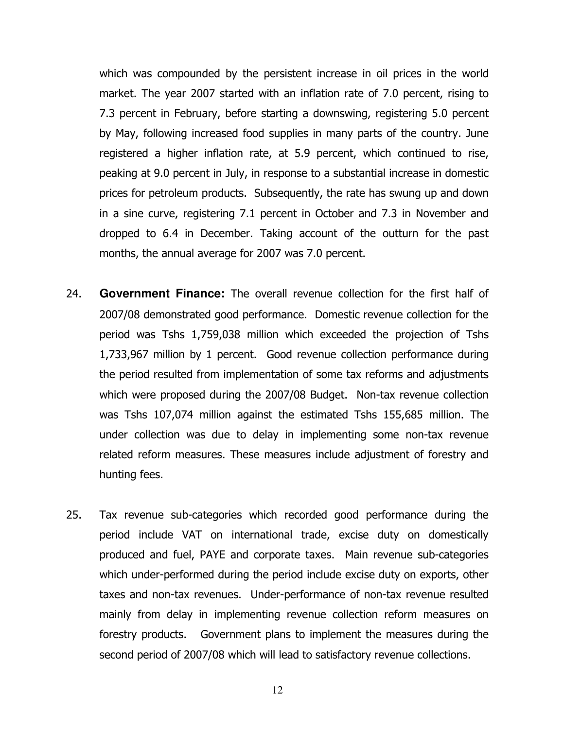which was compounded by the persistent increase in oil prices in the world market. The year 2007 started with an inflation rate of 7.0 percent, rising to 7.3 percent in February, before starting a downswing, registering 5.0 percent by May, following increased food supplies in many parts of the country. June registered a higher inflation rate, at 5.9 percent, which continued to rise, peaking at 9.0 percent in July, in response to a substantial increase in domestic prices for petroleum products. Subsequently, the rate has swung up and down in a sine curve, registering 7.1 percent in October and 7.3 in November and dropped to 6.4 in December. Taking account of the outturn for the past months, the annual average for 2007 was 7.0 percent.

24. **Government Finance:** The overall revenue collection for the first half of 2007/08 demonstrated good performance. Domestic revenue collection for the period was Tshs 1,759,038 million which exceeded the projection of Tshs 1,733,967 million by 1 percent. Good revenue collection performance during the period resulted from implementation of some tax reforms and adjustments which were proposed during the 2007/08 Budget. Non-tax revenue collection was Tshs 107,074 million against the estimated Tshs 155,685 million. The under collection was due to delay in implementing some non-tax revenue related reform measures. These measures include adjustment of forestry and hunting fees.

25. Tax revenue sub-categories which recorded good performance during the period include VAT on international trade, excise duty on domestically produced and fuel, PAYE and corporate taxes. Main revenue sub-categories which under-performed during the period include excise duty on exports, other taxes and non-tax revenues. Under-performance of non-tax revenue resulted mainly from delay in implementing revenue collection reform measures on forestry products. Government plans to implement the measures during the second period of 2007/08 which will lead to satisfactory revenue collections.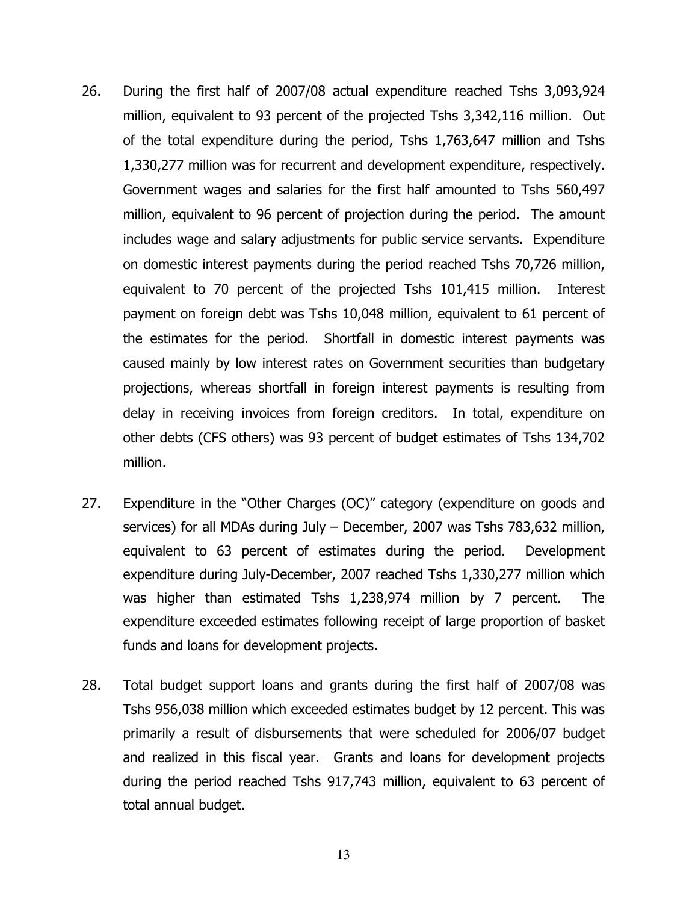26. During the first half of 2007/08 actual expenditure reached Tshs 3,093,924 million, equivalent to 93 percent of the projected Tshs 3,342,116 million. Out of the total expenditure during the period, Tshs 1,763,647 million and Tshs 1,330,277 million was for recurrent and development expenditure, respectively. Government wages and salaries for the first half amounted to Tshs 560,497 million, equivalent to 96 percent of projection during the period. The amount includes wage and salary adjustments for public service servants. Expenditure on domestic interest payments during the period reached Tshs 70,726 million, equivalent to 70 percent of the projected Tshs 101,415 million. Interest payment on foreign debt was Tshs 10,048 million, equivalent to 61 percent of the estimates for the period. Shortfall in domestic interest payments was caused mainly by low interest rates on Government securities than budgetary projections, whereas shortfall in foreign interest payments is resulting from delay in receiving invoices from foreign creditors. In total, expenditure on other debts (CFS others) was 93 percent of budget estimates of Tshs 134,702 million.

27. Expenditure in the "Other Charges (OC)" category (expenditure on goods and services) for all MDAs during July – December, 2007 was Tshs 783,632 million, equivalent to 63 percent of estimates during the period. Development expenditure during July-December, 2007 reached Tshs 1,330,277 million which was higher than estimated Tshs 1,238,974 million by 7 percent. The expenditure exceeded estimates following receipt of large proportion of basket funds and loans for development projects.

28. Total budget support loans and grants during the first half of 2007/08 was Tshs 956,038 million which exceeded estimates budget by 12 percent. This was primarily a result of disbursements that were scheduled for 2006/07 budget and realized in this fiscal year. Grants and loans for development projects during the period reached Tshs 917,743 million, equivalent to 63 percent of total annual budget.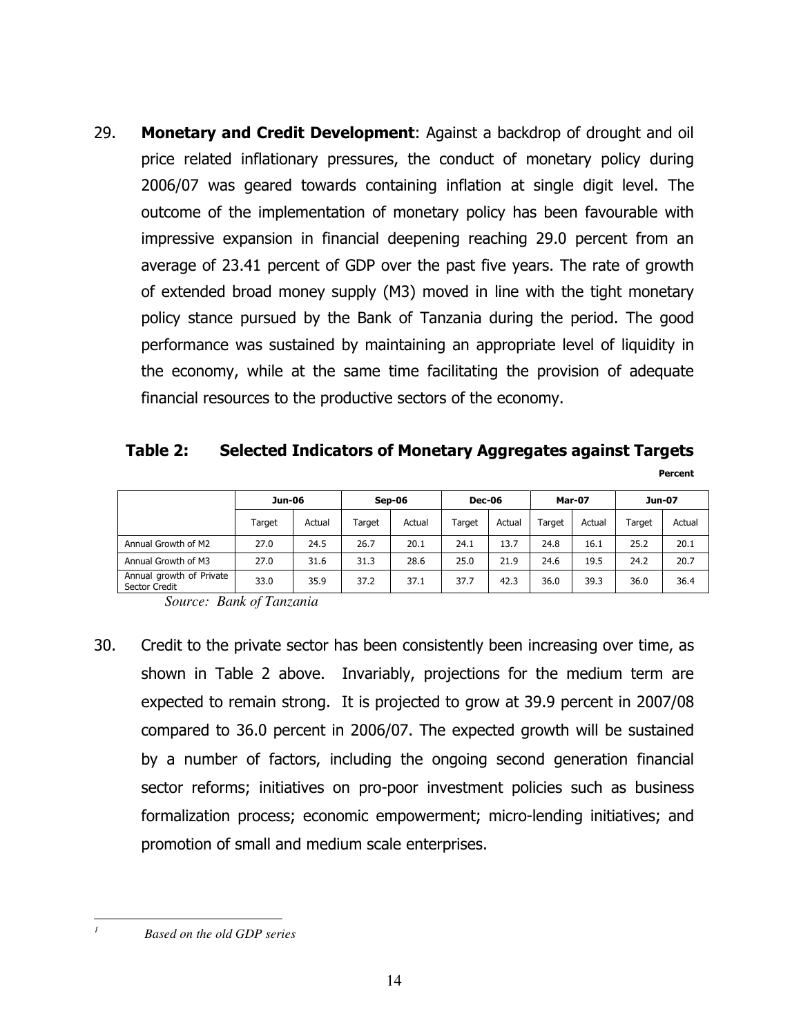29. **Monetary and Credit Development**: Against a backdrop of drought and oil price related inflationary pressures, the conduct of monetary policy during 2006/07 was geared towards containing inflation at single digit level. The outcome of the implementation of monetary policy has been favourable with impressive expansion in financial deepening reaching 29.0 percent from an average of 23.41 percent of GDP over the past five years. The rate of growth of extended broad money supply (M3) moved in line with the tight monetary policy stance pursued by the Bank of Tanzania during the period. The good performance was sustained by maintaining an appropriate level of liquidity in the economy, while at the same time facilitating the provision of adequate financial resources to the productive sectors of the economy.

**Table 2: Selected Indicators of Monetary Aggregates against Targets**

**Percent**

| | Jun-06 | | Sep-06 | | Dec-06 | | Mar-07 | | Jun-07 | |
|---|---|---|---|---|---|---|---|---|---|---|
| | Target | Actual | Target | Actual | Target | Actual | Target | Actual | Target | Actual |
| Annual Growth of M2 | 27.0 | 24.5 | 26.7 | 20.1 | 24.1 | 13.7 | 24.8 | 16.1 | 25.2 | 20.1 |
| Annual Growth of M3 | 27.0 | 31.6 | 31.3 | 28.6 | 25.0 | 21.9 | 24.6 | 19.5 | 24.2 | 20.7 |
| Annual growth of Private Sector Credit | 33.0 | 35.9 | 37.2 | 37.1 | 37.7 | 42.3 | 36.0 | 39.3 | 36.0 | 36.4 |

*Source: Bank of Tanzania*

30. Credit to the private sector has been consistently been increasing over time, as shown in Table 2 above. Invariably, projections for the medium term are expected to remain strong. It is projected to grow at 39.9 percent in 2007/08 compared to 36.0 percent in 2006/07. The expected growth will be sustained by a number of factors, including the ongoing second generation financial sector reforms; initiatives on pro-poor investment policies such as business formalization process; economic empowerment; micro-lending initiatives; and promotion of small and medium scale enterprises.

---

[1] *Based on the old GDP series*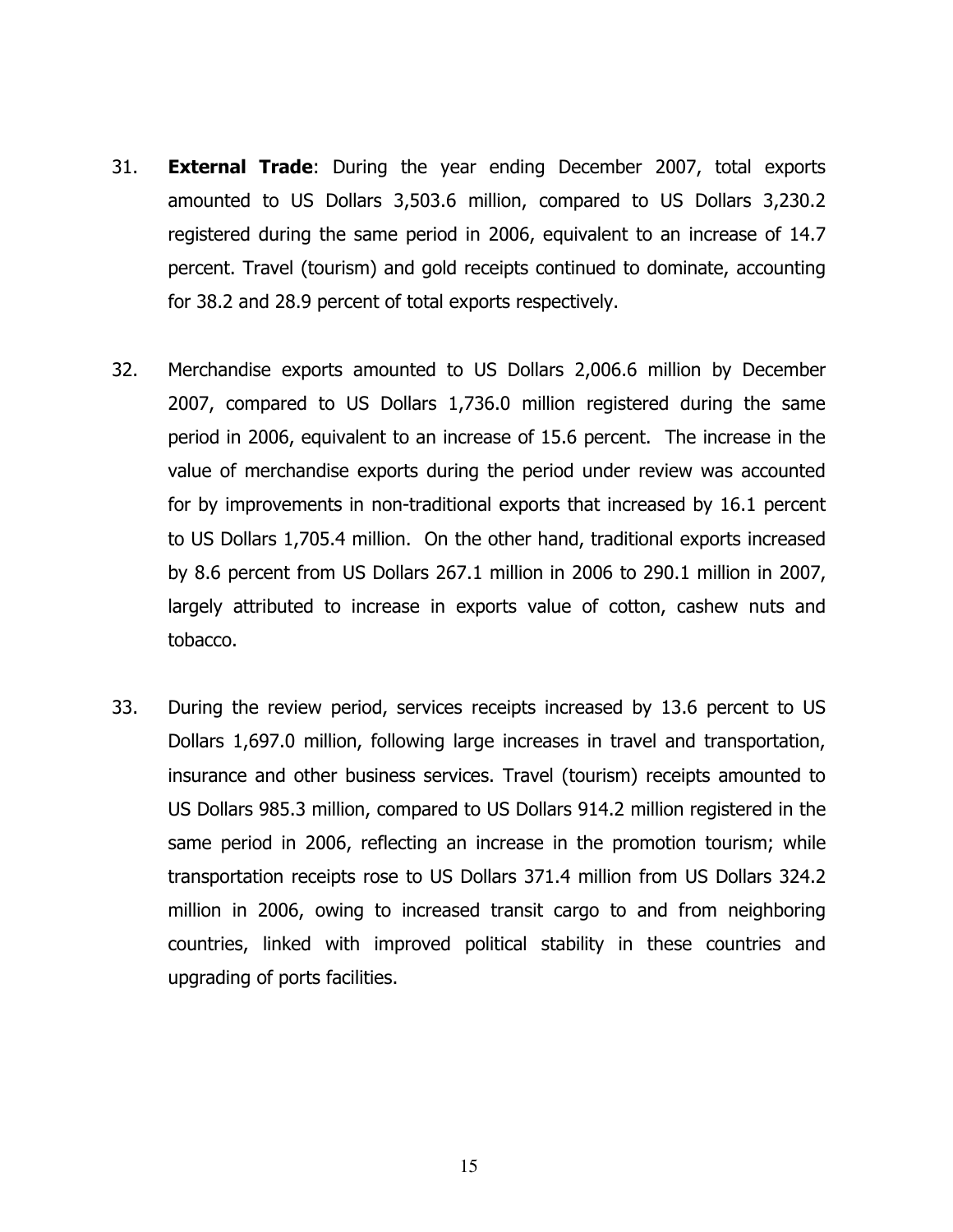31. **External Trade**: During the year ending December 2007, total exports amounted to US Dollars 3,503.6 million, compared to US Dollars 3,230.2 registered during the same period in 2006, equivalent to an increase of 14.7 percent. Travel (tourism) and gold receipts continued to dominate, accounting for 38.2 and 28.9 percent of total exports respectively.

32. Merchandise exports amounted to US Dollars 2,006.6 million by December 2007, compared to US Dollars 1,736.0 million registered during the same period in 2006, equivalent to an increase of 15.6 percent. The increase in the value of merchandise exports during the period under review was accounted for by improvements in non-traditional exports that increased by 16.1 percent to US Dollars 1,705.4 million. On the other hand, traditional exports increased by 8.6 percent from US Dollars 267.1 million in 2006 to 290.1 million in 2007, largely attributed to increase in exports value of cotton, cashew nuts and tobacco.

33. During the review period, services receipts increased by 13.6 percent to US Dollars 1,697.0 million, following large increases in travel and transportation, insurance and other business services. Travel (tourism) receipts amounted to US Dollars 985.3 million, compared to US Dollars 914.2 million registered in the same period in 2006, reflecting an increase in the promotion tourism; while transportation receipts rose to US Dollars 371.4 million from US Dollars 324.2 million in 2006, owing to increased transit cargo to and from neighboring countries, linked with improved political stability in these countries and upgrading of ports facilities.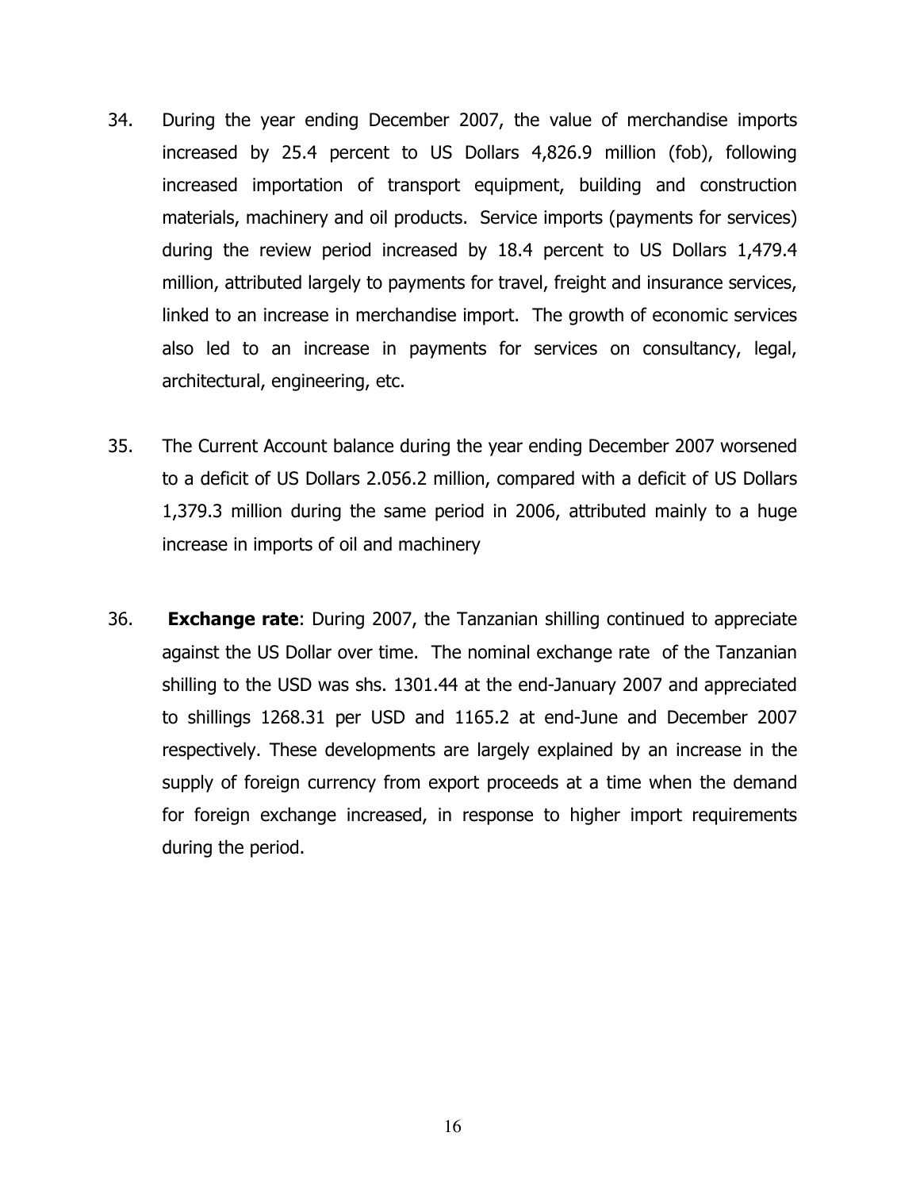34. During the year ending December 2007, the value of merchandise imports increased by 25.4 percent to US Dollars 4,826.9 million (fob), following increased importation of transport equipment, building and construction materials, machinery and oil products. Service imports (payments for services) during the review period increased by 18.4 percent to US Dollars 1,479.4 million, attributed largely to payments for travel, freight and insurance services, linked to an increase in merchandise import. The growth of economic services also led to an increase in payments for services on consultancy, legal, architectural, engineering, etc.

35. The Current Account balance during the year ending December 2007 worsened to a deficit of US Dollars 2.056.2 million, compared with a deficit of US Dollars 1,379.3 million during the same period in 2006, attributed mainly to a huge increase in imports of oil and machinery

36. **Exchange rate**: During 2007, the Tanzanian shilling continued to appreciate against the US Dollar over time. The nominal exchange rate of the Tanzanian shilling to the USD was shs. 1301.44 at the end-January 2007 and appreciated to shillings 1268.31 per USD and 1165.2 at end-June and December 2007 respectively. These developments are largely explained by an increase in the supply of foreign currency from export proceeds at a time when the demand for foreign exchange increased, in response to higher import requirements during the period.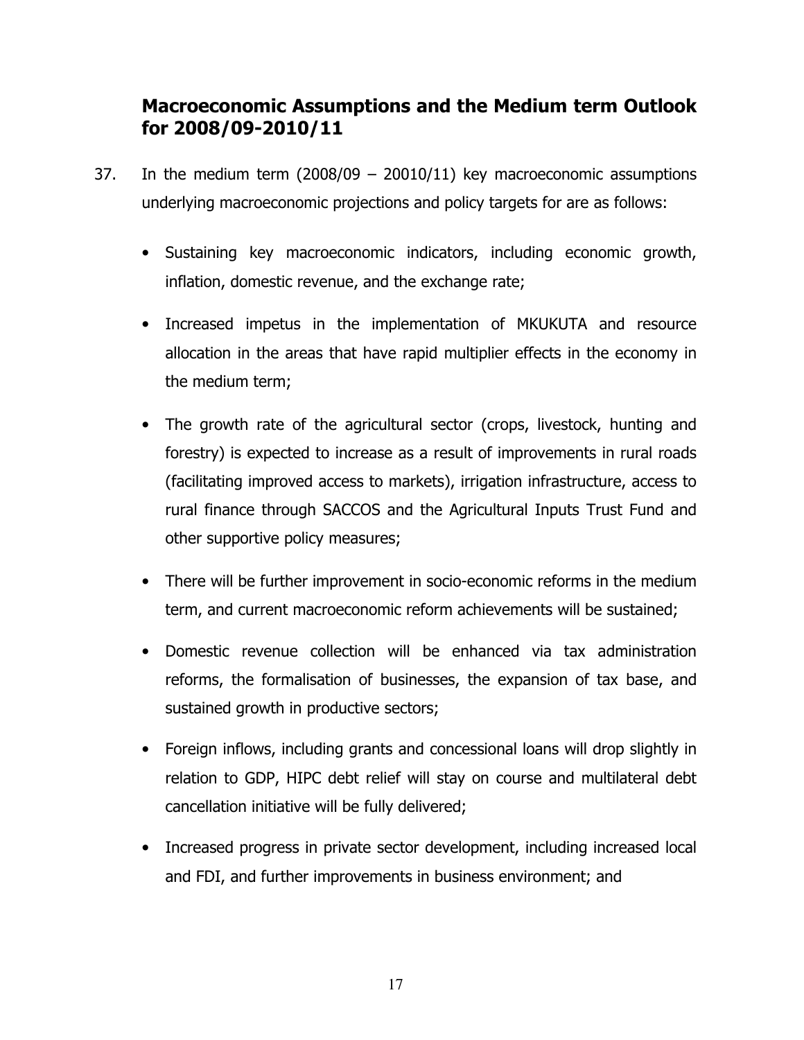## Macroeconomic Assumptions and the Medium term Outlook for 2008/09-2010/11

37. In the medium term (2008/09 – 20010/11) key macroeconomic assumptions underlying macroeconomic projections and policy targets for are as follows:

- Sustaining key macroeconomic indicators, including economic growth, inflation, domestic revenue, and the exchange rate;
- Increased impetus in the implementation of MKUKUTA and resource allocation in the areas that have rapid multiplier effects in the economy in the medium term;
- The growth rate of the agricultural sector (crops, livestock, hunting and forestry) is expected to increase as a result of improvements in rural roads (facilitating improved access to markets), irrigation infrastructure, access to rural finance through SACCOS and the Agricultural Inputs Trust Fund and other supportive policy measures;
- There will be further improvement in socio-economic reforms in the medium term, and current macroeconomic reform achievements will be sustained;
- Domestic revenue collection will be enhanced via tax administration reforms, the formalisation of businesses, the expansion of tax base, and sustained growth in productive sectors;
- Foreign inflows, including grants and concessional loans will drop slightly in relation to GDP, HIPC debt relief will stay on course and multilateral debt cancellation initiative will be fully delivered;
- Increased progress in private sector development, including increased local and FDI, and further improvements in business environment; and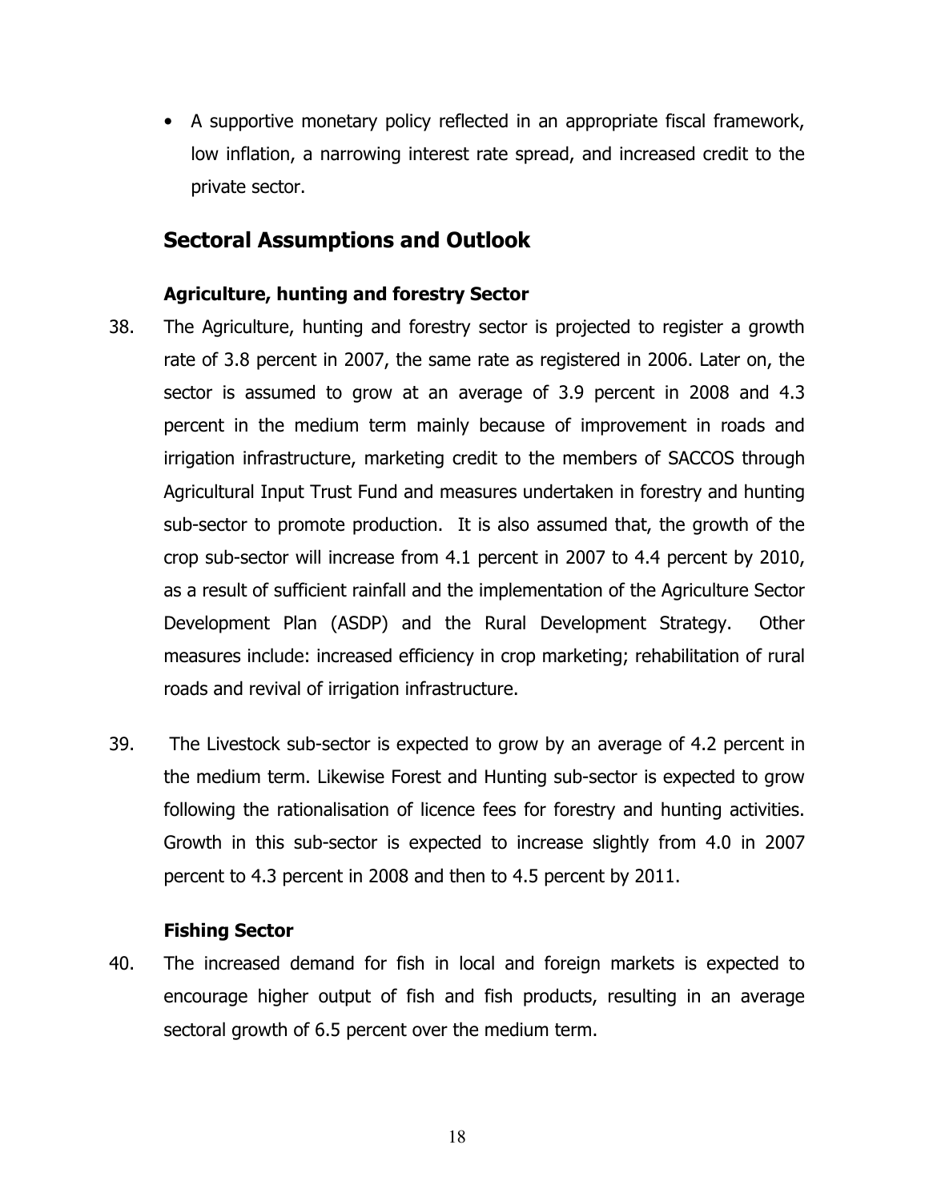- A supportive monetary policy reflected in an appropriate fiscal framework, low inflation, a narrowing interest rate spread, and increased credit to the private sector.

## Sectoral Assumptions and Outlook

### Agriculture, hunting and forestry Sector

38. The Agriculture, hunting and forestry sector is projected to register a growth rate of 3.8 percent in 2007, the same rate as registered in 2006. Later on, the sector is assumed to grow at an average of 3.9 percent in 2008 and 4.3 percent in the medium term mainly because of improvement in roads and irrigation infrastructure, marketing credit to the members of SACCOS through Agricultural Input Trust Fund and measures undertaken in forestry and hunting sub-sector to promote production. It is also assumed that, the growth of the crop sub-sector will increase from 4.1 percent in 2007 to 4.4 percent by 2010, as a result of sufficient rainfall and the implementation of the Agriculture Sector Development Plan (ASDP) and the Rural Development Strategy. Other measures include: increased efficiency in crop marketing; rehabilitation of rural roads and revival of irrigation infrastructure.

39. The Livestock sub-sector is expected to grow by an average of 4.2 percent in the medium term. Likewise Forest and Hunting sub-sector is expected to grow following the rationalisation of licence fees for forestry and hunting activities. Growth in this sub-sector is expected to increase slightly from 4.0 in 2007 percent to 4.3 percent in 2008 and then to 4.5 percent by 2011.

### Fishing Sector

40. The increased demand for fish in local and foreign markets is expected to encourage higher output of fish and fish products, resulting in an average sectoral growth of 6.5 percent over the medium term.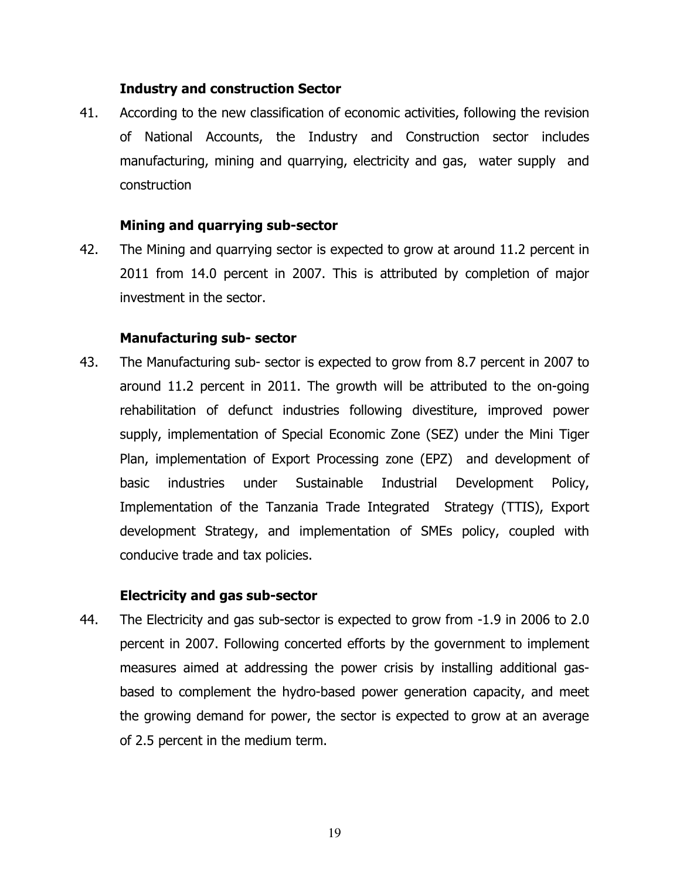### Industry and construction Sector

41. According to the new classification of economic activities, following the revision of National Accounts, the Industry and Construction sector includes manufacturing, mining and quarrying, electricity and gas, water supply and construction

### Mining and quarrying sub-sector

42. The Mining and quarrying sector is expected to grow at around 11.2 percent in 2011 from 14.0 percent in 2007. This is attributed by completion of major investment in the sector.

### Manufacturing sub- sector

43. The Manufacturing sub- sector is expected to grow from 8.7 percent in 2007 to around 11.2 percent in 2011. The growth will be attributed to the on-going rehabilitation of defunct industries following divestiture, improved power supply, implementation of Special Economic Zone (SEZ) under the Mini Tiger Plan, implementation of Export Processing zone (EPZ) and development of basic industries under Sustainable Industrial Development Policy, Implementation of the Tanzania Trade Integrated Strategy (TTIS), Export development Strategy, and implementation of SMEs policy, coupled with conducive trade and tax policies.

### Electricity and gas sub-sector

44. The Electricity and gas sub-sector is expected to grow from -1.9 in 2006 to 2.0 percent in 2007. Following concerted efforts by the government to implement measures aimed at addressing the power crisis by installing additional gas-based to complement the hydro-based power generation capacity, and meet the growing demand for power, the sector is expected to grow at an average of 2.5 percent in the medium term.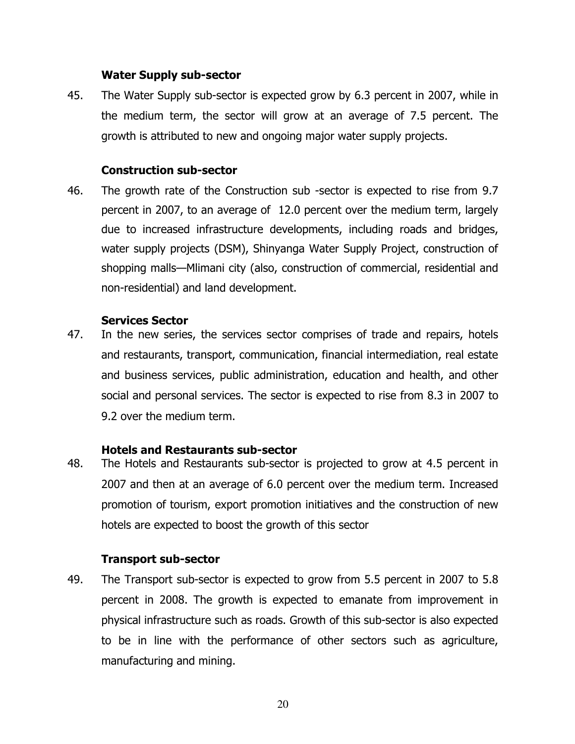### Water Supply sub-sector

45. The Water Supply sub-sector is expected grow by 6.3 percent in 2007, while in the medium term, the sector will grow at an average of 7.5 percent. The growth is attributed to new and ongoing major water supply projects.

### Construction sub-sector

46. The growth rate of the Construction sub -sector is expected to rise from 9.7 percent in 2007, to an average of 12.0 percent over the medium term, largely due to increased infrastructure developments, including roads and bridges, water supply projects (DSM), Shinyanga Water Supply Project, construction of shopping malls—Mlimani city (also, construction of commercial, residential and non-residential) and land development.

### Services Sector

47. In the new series, the services sector comprises of trade and repairs, hotels and restaurants, transport, communication, financial intermediation, real estate and business services, public administration, education and health, and other social and personal services. The sector is expected to rise from 8.3 in 2007 to 9.2 over the medium term.

### Hotels and Restaurants sub-sector

48. The Hotels and Restaurants sub-sector is projected to grow at 4.5 percent in 2007 and then at an average of 6.0 percent over the medium term. Increased promotion of tourism, export promotion initiatives and the construction of new hotels are expected to boost the growth of this sector

### Transport sub-sector

49. The Transport sub-sector is expected to grow from 5.5 percent in 2007 to 5.8 percent in 2008. The growth is expected to emanate from improvement in physical infrastructure such as roads. Growth of this sub-sector is also expected to be in line with the performance of other sectors such as agriculture, manufacturing and mining.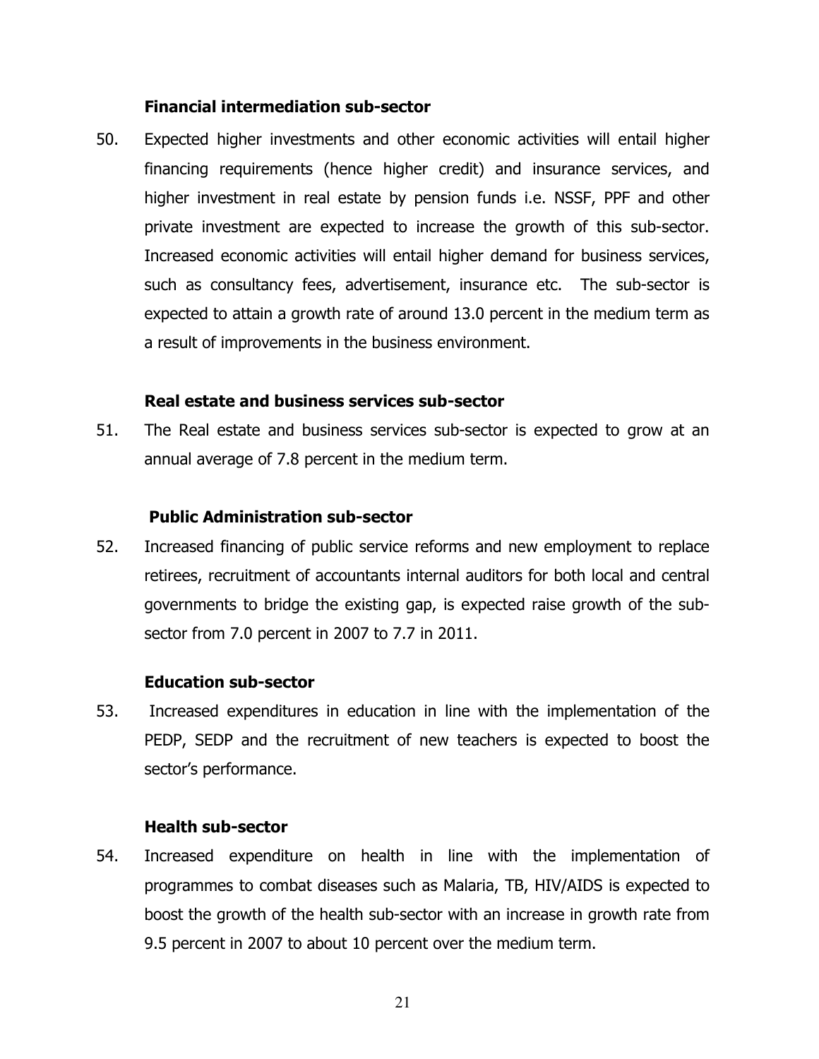### Financial intermediation sub-sector

50. Expected higher investments and other economic activities will entail higher financing requirements (hence higher credit) and insurance services, and higher investment in real estate by pension funds i.e. NSSF, PPF and other private investment are expected to increase the growth of this sub-sector. Increased economic activities will entail higher demand for business services, such as consultancy fees, advertisement, insurance etc. The sub-sector is expected to attain a growth rate of around 13.0 percent in the medium term as a result of improvements in the business environment.

### Real estate and business services sub-sector

51. The Real estate and business services sub-sector is expected to grow at an annual average of 7.8 percent in the medium term.

### Public Administration sub-sector

52. Increased financing of public service reforms and new employment to replace retirees, recruitment of accountants internal auditors for both local and central governments to bridge the existing gap, is expected raise growth of the sub-sector from 7.0 percent in 2007 to 7.7 in 2011.

### Education sub-sector

53. Increased expenditures in education in line with the implementation of the PEDP, SEDP and the recruitment of new teachers is expected to boost the sector's performance.

### Health sub-sector

54. Increased expenditure on health in line with the implementation of programmes to combat diseases such as Malaria, TB, HIV/AIDS is expected to boost the growth of the health sub-sector with an increase in growth rate from 9.5 percent in 2007 to about 10 percent over the medium term.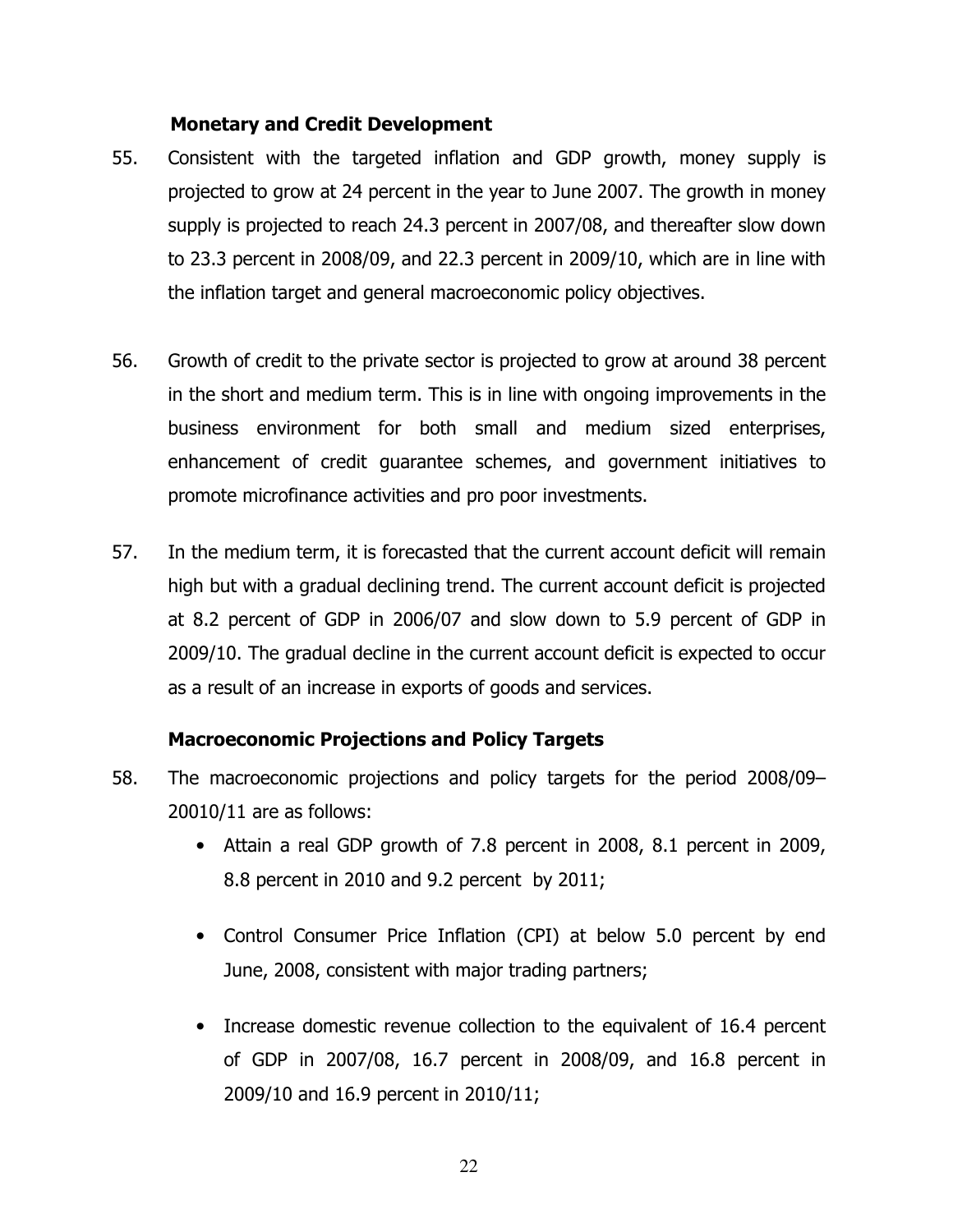### Monetary and Credit Development

55. Consistent with the targeted inflation and GDP growth, money supply is projected to grow at 24 percent in the year to June 2007. The growth in money supply is projected to reach 24.3 percent in 2007/08, and thereafter slow down to 23.3 percent in 2008/09, and 22.3 percent in 2009/10, which are in line with the inflation target and general macroeconomic policy objectives.

56. Growth of credit to the private sector is projected to grow at around 38 percent in the short and medium term. This is in line with ongoing improvements in the business environment for both small and medium sized enterprises, enhancement of credit guarantee schemes, and government initiatives to promote microfinance activities and pro poor investments.

57. In the medium term, it is forecasted that the current account deficit will remain high but with a gradual declining trend. The current account deficit is projected at 8.2 percent of GDP in 2006/07 and slow down to 5.9 percent of GDP in 2009/10. The gradual decline in the current account deficit is expected to occur as a result of an increase in exports of goods and services.

### Macroeconomic Projections and Policy Targets

58. The macroeconomic projections and policy targets for the period 2008/09–20010/11 are as follows:
    - Attain a real GDP growth of 7.8 percent in 2008, 8.1 percent in 2009, 8.8 percent in 2010 and 9.2 percent by 2011;
    - Control Consumer Price Inflation (CPI) at below 5.0 percent by end June, 2008, consistent with major trading partners;
    - Increase domestic revenue collection to the equivalent of 16.4 percent of GDP in 2007/08, 16.7 percent in 2008/09, and 16.8 percent in 2009/10 and 16.9 percent in 2010/11;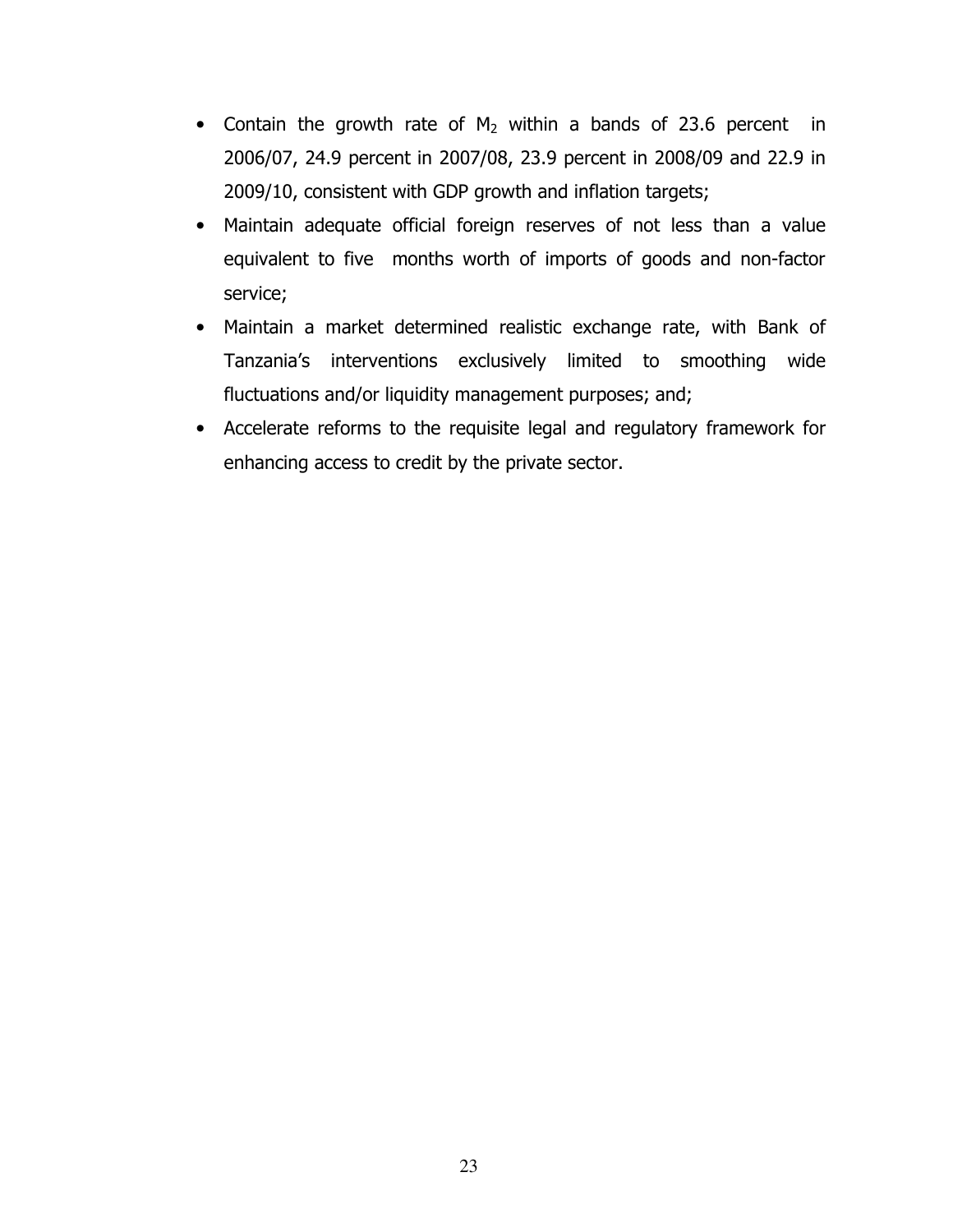- Contain the growth rate of $M_2$ within a bands of 23.6 percent in 2006/07, 24.9 percent in 2007/08, 23.9 percent in 2008/09 and 22.9 in 2009/10, consistent with GDP growth and inflation targets;
- Maintain adequate official foreign reserves of not less than a value equivalent to five months worth of imports of goods and non-factor service;
- Maintain a market determined realistic exchange rate, with Bank of Tanzania's interventions exclusively limited to smoothing wide fluctuations and/or liquidity management purposes; and;
- Accelerate reforms to the requisite legal and regulatory framework for enhancing access to credit by the private sector.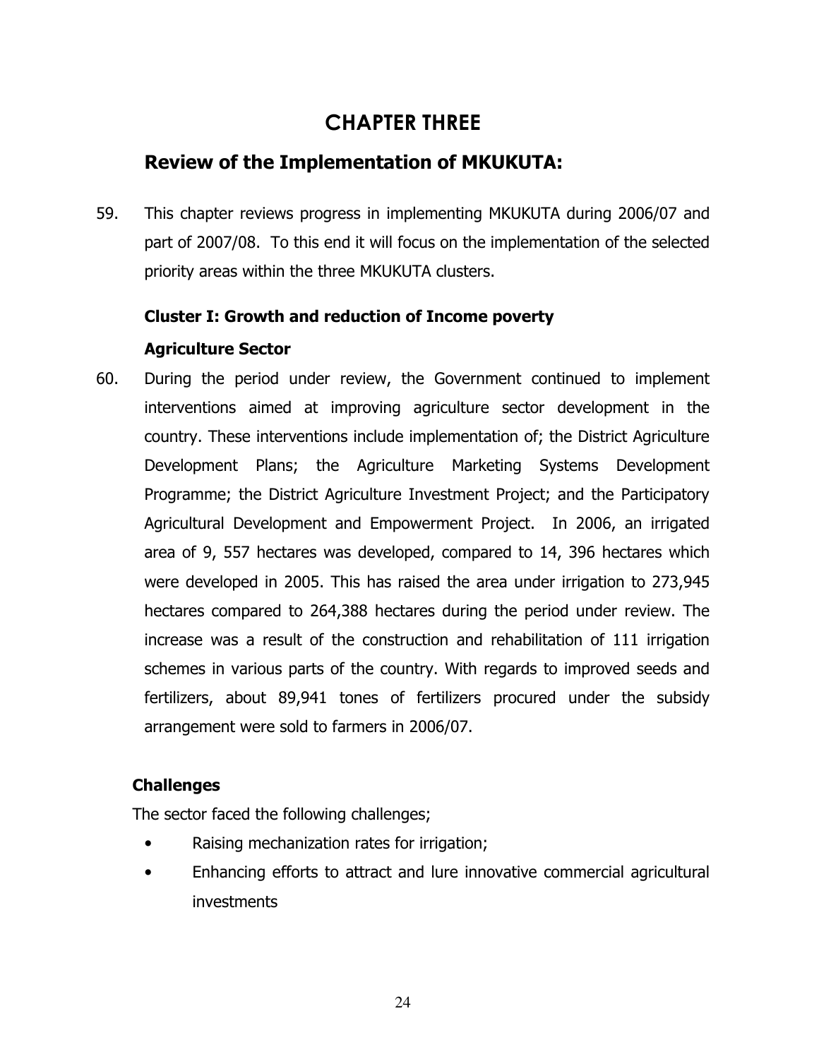# CHAPTER THREE

## Review of the Implementation of MKUKUTA:

59. This chapter reviews progress in implementing MKUKUTA during 2006/07 and part of 2007/08. To this end it will focus on the implementation of the selected priority areas within the three MKUKUTA clusters.

### Cluster I: Growth and reduction of Income poverty

### Agriculture Sector

60. During the period under review, the Government continued to implement interventions aimed at improving agriculture sector development in the country. These interventions include implementation of; the District Agriculture Development Plans; the Agriculture Marketing Systems Development Programme; the District Agriculture Investment Project; and the Participatory Agricultural Development and Empowerment Project. In 2006, an irrigated area of 9, 557 hectares was developed, compared to 14, 396 hectares which were developed in 2005. This has raised the area under irrigation to 273,945 hectares compared to 264,388 hectares during the period under review. The increase was a result of the construction and rehabilitation of 111 irrigation schemes in various parts of the country. With regards to improved seeds and fertilizers, about 89,941 tones of fertilizers procured under the subsidy arrangement were sold to farmers in 2006/07.

**Challenges**

The sector faced the following challenges;

- Raising mechanization rates for irrigation;
- Enhancing efforts to attract and lure innovative commercial agricultural investments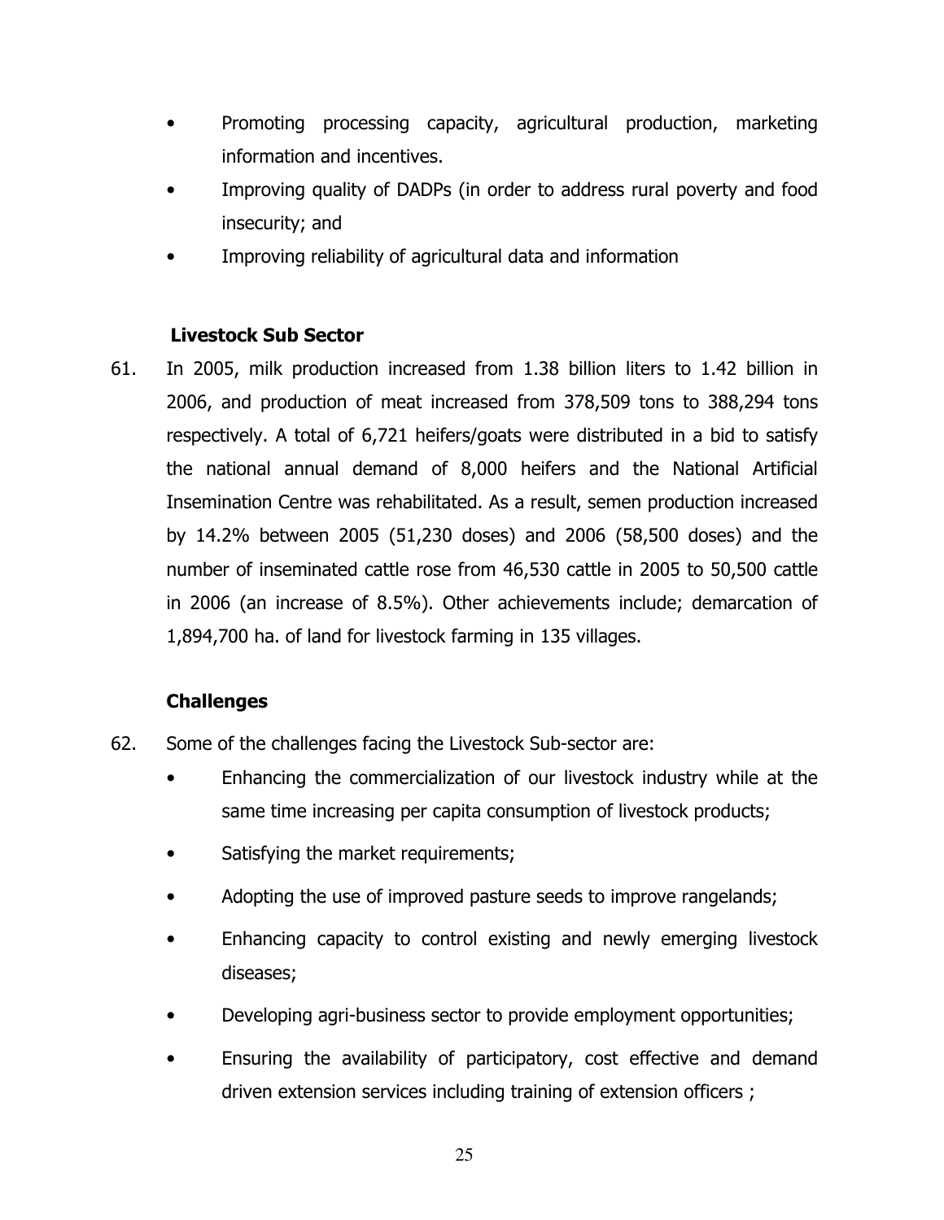- Promoting processing capacity, agricultural production, marketing information and incentives.
- Improving quality of DADPs (in order to address rural poverty and food insecurity; and
- Improving reliability of agricultural data and information

**Livestock Sub Sector**

61. In 2005, milk production increased from 1.38 billion liters to 1.42 billion in 2006, and production of meat increased from 378,509 tons to 388,294 tons respectively. A total of 6,721 heifers/goats were distributed in a bid to satisfy the national annual demand of 8,000 heifers and the National Artificial Insemination Centre was rehabilitated. As a result, semen production increased by 14.2% between 2005 (51,230 doses) and 2006 (58,500 doses) and the number of inseminated cattle rose from 46,530 cattle in 2005 to 50,500 cattle in 2006 (an increase of 8.5%). Other achievements include; demarcation of 1,894,700 ha. of land for livestock farming in 135 villages.

**Challenges**

62. Some of the challenges facing the Livestock Sub-sector are:
    - Enhancing the commercialization of our livestock industry while at the same time increasing per capita consumption of livestock products;
    - Satisfying the market requirements;
    - Adopting the use of improved pasture seeds to improve rangelands;
    - Enhancing capacity to control existing and newly emerging livestock diseases;
    - Developing agri-business sector to provide employment opportunities;
    - Ensuring the availability of participatory, cost effective and demand driven extension services including training of extension officers ;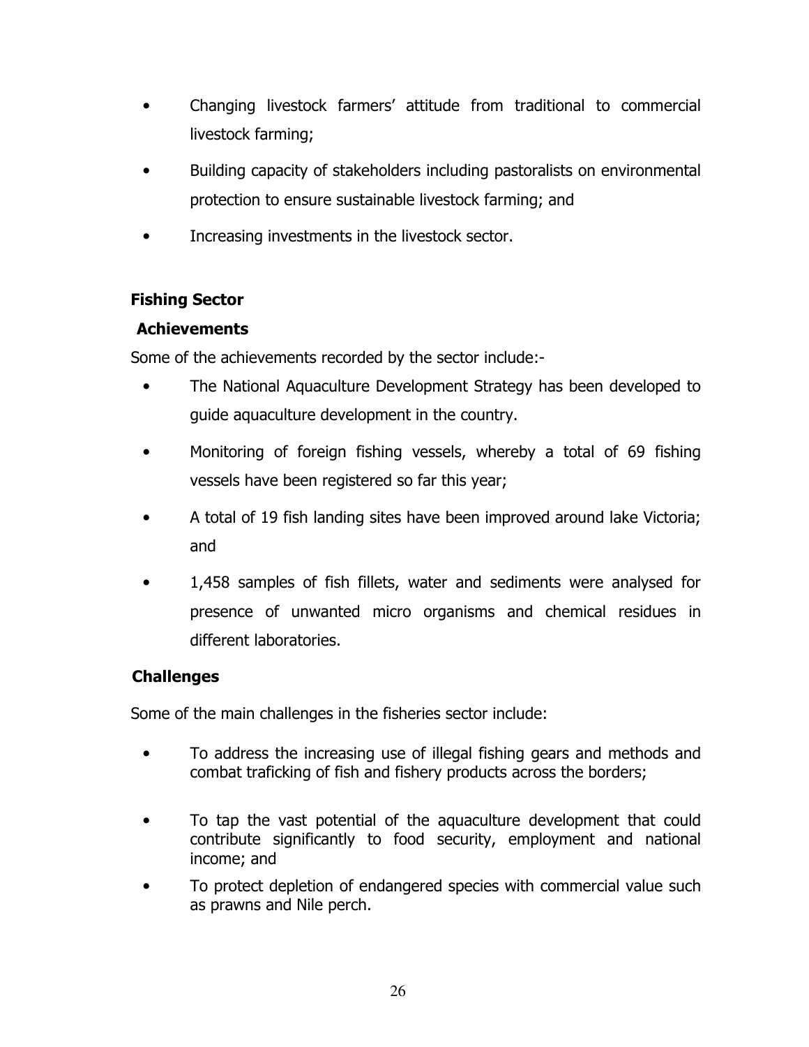- Changing livestock farmers' attitude from traditional to commercial livestock farming;
- Building capacity of stakeholders including pastoralists on environmental protection to ensure sustainable livestock farming; and
- Increasing investments in the livestock sector.

**Fishing Sector**

**Achievements**

Some of the achievements recorded by the sector include:-

- The National Aquaculture Development Strategy has been developed to guide aquaculture development in the country.
- Monitoring of foreign fishing vessels, whereby a total of 69 fishing vessels have been registered so far this year;
- A total of 19 fish landing sites have been improved around lake Victoria; and
- 1,458 samples of fish fillets, water and sediments were analysed for presence of unwanted micro organisms and chemical residues in different laboratories.

**Challenges**

Some of the main challenges in the fisheries sector include:

- To address the increasing use of illegal fishing gears and methods and combat traficking of fish and fishery products across the borders;
- To tap the vast potential of the aquaculture development that could contribute significantly to food security, employment and national income; and
- To protect depletion of endangered species with commercial value such as prawns and Nile perch.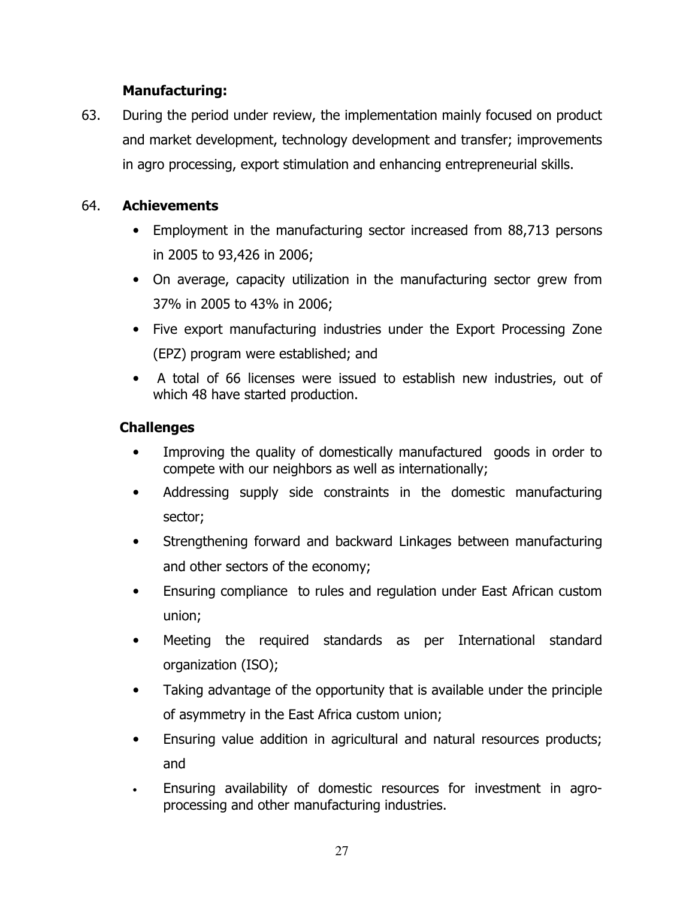**Manufacturing:**

63. During the period under review, the implementation mainly focused on product and market development, technology development and transfer; improvements in agro processing, export stimulation and enhancing entrepreneurial skills.

64. **Achievements**

- Employment in the manufacturing sector increased from 88,713 persons in 2005 to 93,426 in 2006;
- On average, capacity utilization in the manufacturing sector grew from 37% in 2005 to 43% in 2006;
- Five export manufacturing industries under the Export Processing Zone (EPZ) program were established; and
- A total of 66 licenses were issued to establish new industries, out of which 48 have started production.

**Challenges**

- Improving the quality of domestically manufactured goods in order to compete with our neighbors as well as internationally;
- Addressing supply side constraints in the domestic manufacturing sector;
- Strengthening forward and backward Linkages between manufacturing and other sectors of the economy;
- Ensuring compliance to rules and regulation under East African custom union;
- Meeting the required standards as per International standard organization (ISO);
- Taking advantage of the opportunity that is available under the principle of asymmetry in the East Africa custom union;
- Ensuring value addition in agricultural and natural resources products; and
- Ensuring availability of domestic resources for investment in agro-processing and other manufacturing industries.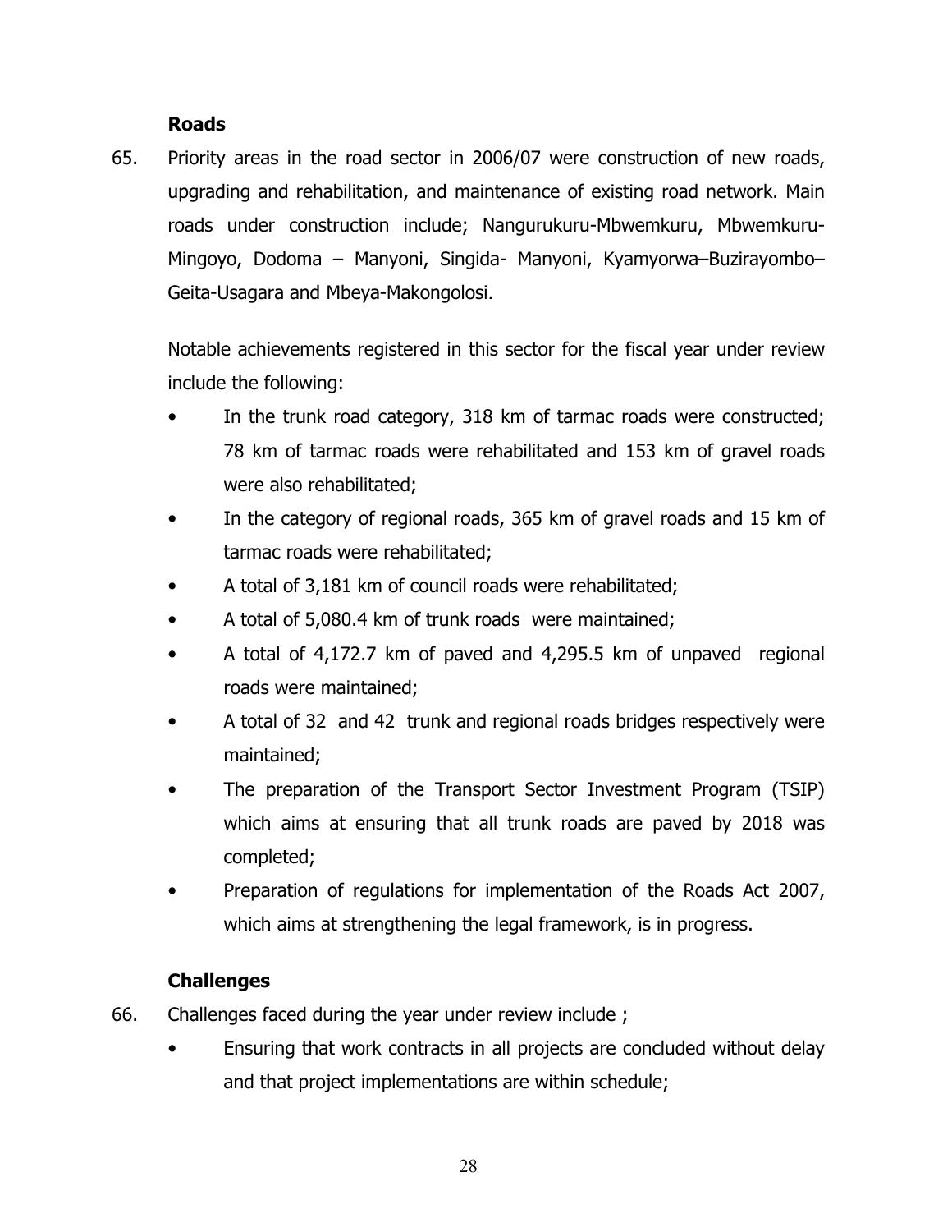### Roads

65. Priority areas in the road sector in 2006/07 were construction of new roads, upgrading and rehabilitation, and maintenance of existing road network. Main roads under construction include; Nangurukuru-Mbwemkuru, Mbwemkuru-Mingoyo, Dodoma – Manyoni, Singida- Manyoni, Kyamyorwa–Buzirayombo–Geita-Usagara and Mbeya-Makongolosi.

    Notable achievements registered in this sector for the fiscal year under review include the following:

    - In the trunk road category, 318 km of tarmac roads were constructed; 78 km of tarmac roads were rehabilitated and 153 km of gravel roads were also rehabilitated;
    - In the category of regional roads, 365 km of gravel roads and 15 km of tarmac roads were rehabilitated;
    - A total of 3,181 km of council roads were rehabilitated;
    - A total of 5,080.4 km of trunk roads were maintained;
    - A total of 4,172.7 km of paved and 4,295.5 km of unpaved regional roads were maintained;
    - A total of 32 and 42 trunk and regional roads bridges respectively were maintained;
    - The preparation of the Transport Sector Investment Program (TSIP) which aims at ensuring that all trunk roads are paved by 2018 was completed;
    - Preparation of regulations for implementation of the Roads Act 2007, which aims at strengthening the legal framework, is in progress.

### Challenges

66. Challenges faced during the year under review include ;

    - Ensuring that work contracts in all projects are concluded without delay and that project implementations are within schedule;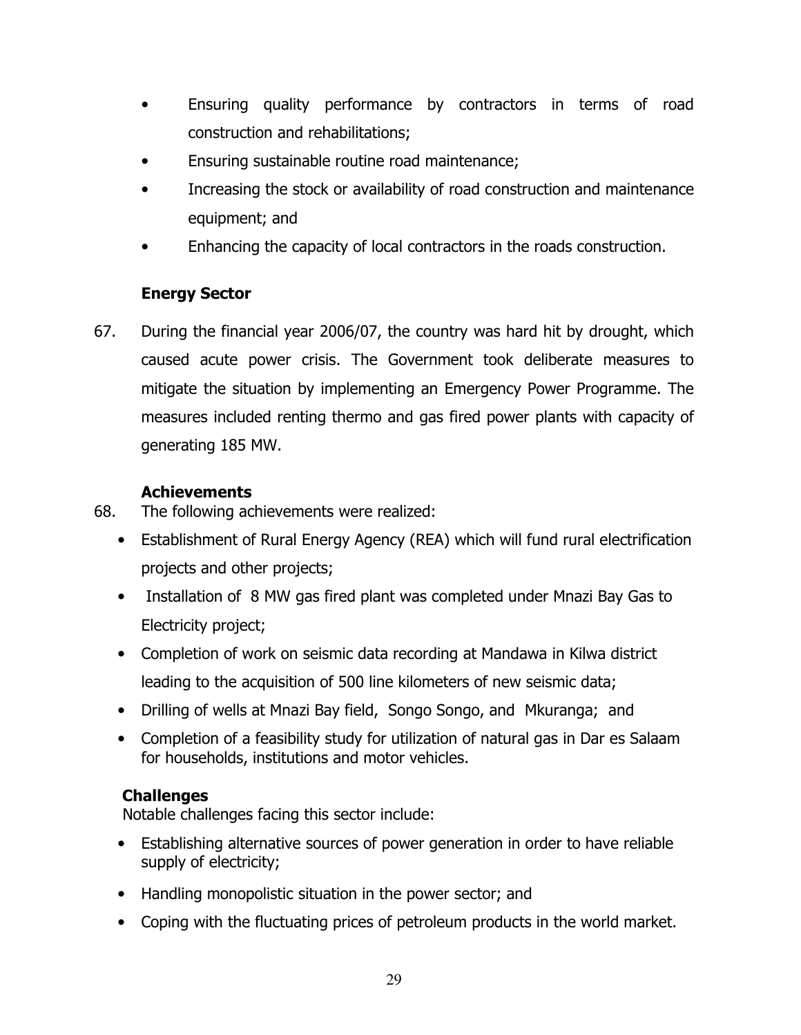- Ensuring quality performance by contractors in terms of road construction and rehabilitations;
- Ensuring sustainable routine road maintenance;
- Increasing the stock or availability of road construction and maintenance equipment; and
- Enhancing the capacity of local contractors in the roads construction.

**Energy Sector**

67. During the financial year 2006/07, the country was hard hit by drought, which caused acute power crisis. The Government took deliberate measures to mitigate the situation by implementing an Emergency Power Programme. The measures included renting thermo and gas fired power plants with capacity of generating 185 MW.

**Achievements**

68. The following achievements were realized:

- Establishment of Rural Energy Agency (REA) which will fund rural electrification projects and other projects;
- Installation of 8 MW gas fired plant was completed under Mnazi Bay Gas to Electricity project;
- Completion of work on seismic data recording at Mandawa in Kilwa district leading to the acquisition of 500 line kilometers of new seismic data;
- Drilling of wells at Mnazi Bay field, Songo Songo, and Mkuranga; and
- Completion of a feasibility study for utilization of natural gas in Dar es Salaam for households, institutions and motor vehicles.

**Challenges**

Notable challenges facing this sector include:

- Establishing alternative sources of power generation in order to have reliable supply of electricity;
- Handling monopolistic situation in the power sector; and
- Coping with the fluctuating prices of petroleum products in the world market.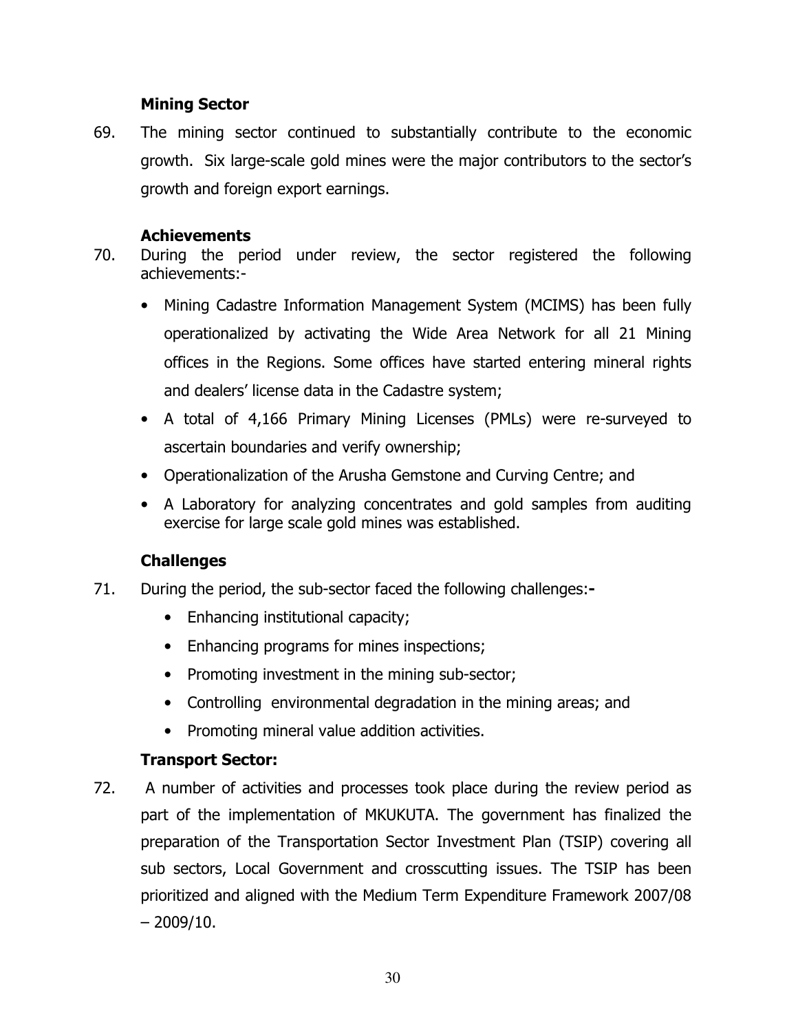### Mining Sector

69. The mining sector continued to substantially contribute to the economic growth. Six large-scale gold mines were the major contributors to the sector's growth and foreign export earnings.

### Achievements

70. During the period under review, the sector registered the following achievements:-

- Mining Cadastre Information Management System (MCIMS) has been fully operationalized by activating the Wide Area Network for all 21 Mining offices in the Regions. Some offices have started entering mineral rights and dealers' license data in the Cadastre system;
- A total of 4,166 Primary Mining Licenses (PMLs) were re-surveyed to ascertain boundaries and verify ownership;
- Operationalization of the Arusha Gemstone and Curving Centre; and
- A Laboratory for analyzing concentrates and gold samples from auditing exercise for large scale gold mines was established.

### Challenges

71. During the period, the sub-sector faced the following challenges:-

- Enhancing institutional capacity;
- Enhancing programs for mines inspections;
- Promoting investment in the mining sub-sector;
- Controlling environmental degradation in the mining areas; and
- Promoting mineral value addition activities.

### Transport Sector:

72. A number of activities and processes took place during the review period as part of the implementation of MKUKUTA. The government has finalized the preparation of the Transportation Sector Investment Plan (TSIP) covering all sub sectors, Local Government and crosscutting issues. The TSIP has been prioritized and aligned with the Medium Term Expenditure Framework 2007/08 – 2009/10.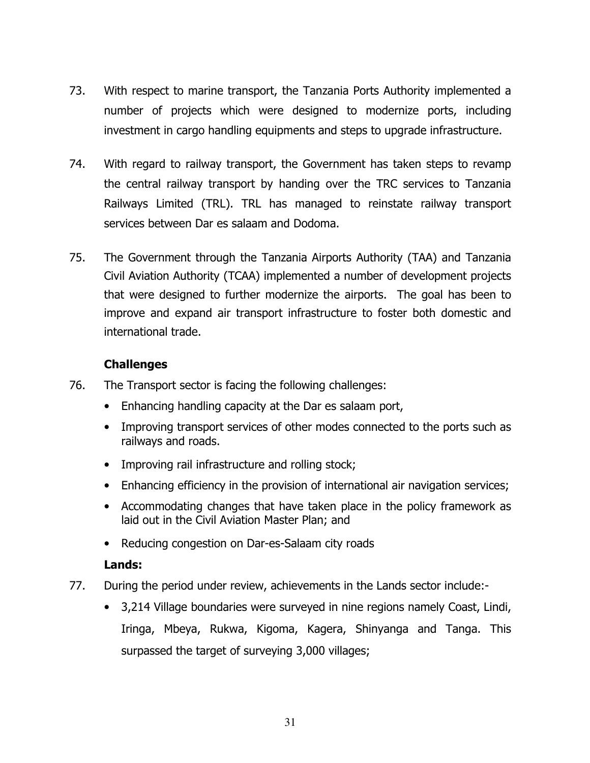73. With respect to marine transport, the Tanzania Ports Authority implemented a number of projects which were designed to modernize ports, including investment in cargo handling equipments and steps to upgrade infrastructure.

74. With regard to railway transport, the Government has taken steps to revamp the central railway transport by handing over the TRC services to Tanzania Railways Limited (TRL). TRL has managed to reinstate railway transport services between Dar es salaam and Dodoma.

75. The Government through the Tanzania Airports Authority (TAA) and Tanzania Civil Aviation Authority (TCAA) implemented a number of development projects that were designed to further modernize the airports. The goal has been to improve and expand air transport infrastructure to foster both domestic and international trade.

**Challenges**

76. The Transport sector is facing the following challenges:

- Enhancing handling capacity at the Dar es salaam port,
- Improving transport services of other modes connected to the ports such as railways and roads.
- Improving rail infrastructure and rolling stock;
- Enhancing efficiency in the provision of international air navigation services;
- Accommodating changes that have taken place in the policy framework as laid out in the Civil Aviation Master Plan; and
- Reducing congestion on Dar-es-Salaam city roads

**Lands:**

77. During the period under review, achievements in the Lands sector include:-

- 3,214 Village boundaries were surveyed in nine regions namely Coast, Lindi, Iringa, Mbeya, Rukwa, Kigoma, Kagera, Shinyanga and Tanga. This surpassed the target of surveying 3,000 villages;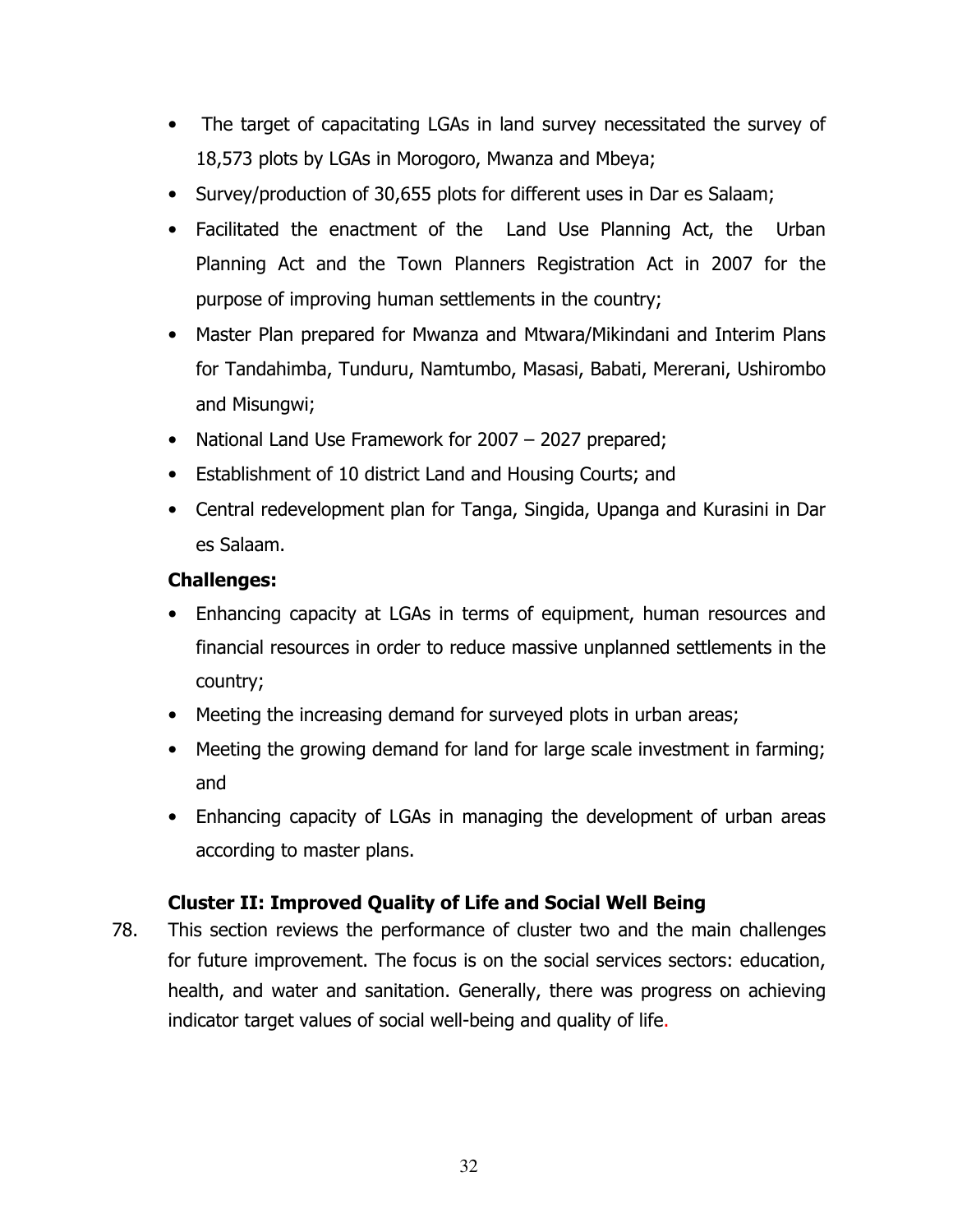- The target of capacitating LGAs in land survey necessitated the survey of 18,573 plots by LGAs in Morogoro, Mwanza and Mbeya;
- Survey/production of 30,655 plots for different uses in Dar es Salaam;
- Facilitated the enactment of the Land Use Planning Act, the Urban Planning Act and the Town Planners Registration Act in 2007 for the purpose of improving human settlements in the country;
- Master Plan prepared for Mwanza and Mtwara/Mikindani and Interim Plans for Tandahimba, Tunduru, Namtumbo, Masasi, Babati, Mererani, Ushirombo and Misungwi;
- National Land Use Framework for 2007 – 2027 prepared;
- Establishment of 10 district Land and Housing Courts; and
- Central redevelopment plan for Tanga, Singida, Upanga and Kurasini in Dar es Salaam.

**Challenges:**

- Enhancing capacity at LGAs in terms of equipment, human resources and financial resources in order to reduce massive unplanned settlements in the country;
- Meeting the increasing demand for surveyed plots in urban areas;
- Meeting the growing demand for land for large scale investment in farming; and
- Enhancing capacity of LGAs in managing the development of urban areas according to master plans.

**Cluster II: Improved Quality of Life and Social Well Being**

78. This section reviews the performance of cluster two and the main challenges for future improvement. The focus is on the social services sectors: education, health, and water and sanitation. Generally, there was progress on achieving indicator target values of social well-being and quality of life.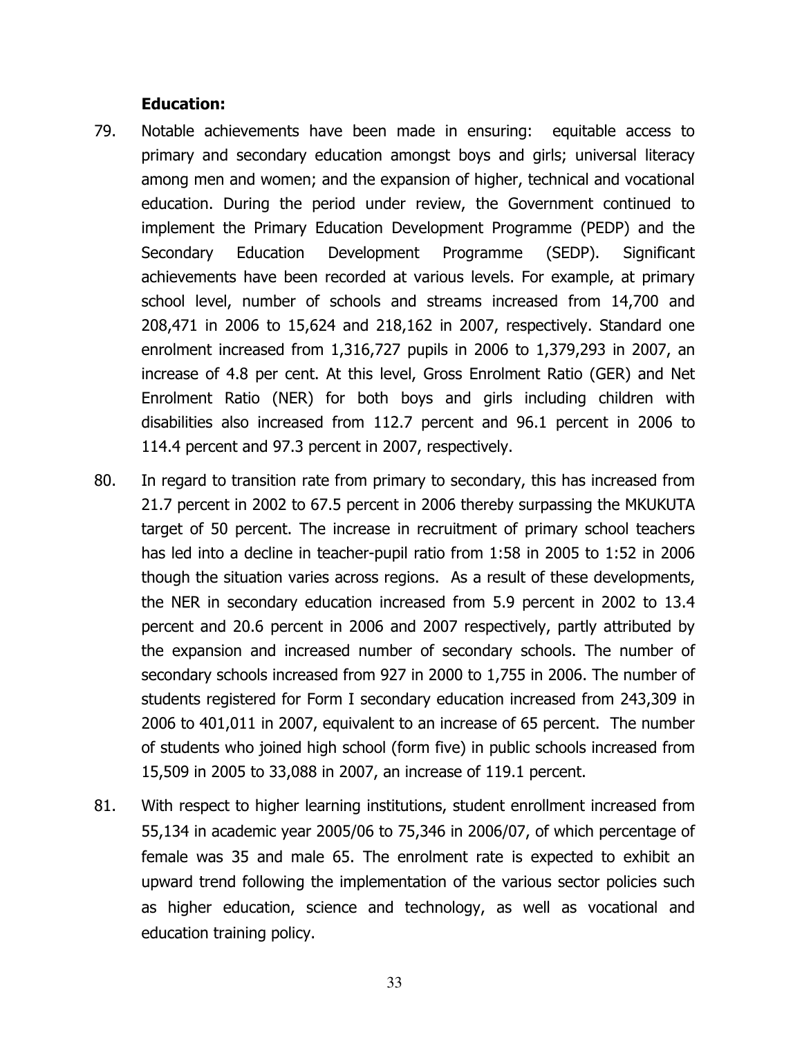**Education:**

79. Notable achievements have been made in ensuring: equitable access to primary and secondary education amongst boys and girls; universal literacy among men and women; and the expansion of higher, technical and vocational education. During the period under review, the Government continued to implement the Primary Education Development Programme (PEDP) and the Secondary Education Development Programme (SEDP). Significant achievements have been recorded at various levels. For example, at primary school level, number of schools and streams increased from 14,700 and 208,471 in 2006 to 15,624 and 218,162 in 2007, respectively. Standard one enrolment increased from 1,316,727 pupils in 2006 to 1,379,293 in 2007, an increase of 4.8 per cent. At this level, Gross Enrolment Ratio (GER) and Net Enrolment Ratio (NER) for both boys and girls including children with disabilities also increased from 112.7 percent and 96.1 percent in 2006 to 114.4 percent and 97.3 percent in 2007, respectively.

80. In regard to transition rate from primary to secondary, this has increased from 21.7 percent in 2002 to 67.5 percent in 2006 thereby surpassing the MKUKUTA target of 50 percent. The increase in recruitment of primary school teachers has led into a decline in teacher-pupil ratio from 1:58 in 2005 to 1:52 in 2006 though the situation varies across regions. As a result of these developments, the NER in secondary education increased from 5.9 percent in 2002 to 13.4 percent and 20.6 percent in 2006 and 2007 respectively, partly attributed by the expansion and increased number of secondary schools. The number of secondary schools increased from 927 in 2000 to 1,755 in 2006. The number of students registered for Form I secondary education increased from 243,309 in 2006 to 401,011 in 2007, equivalent to an increase of 65 percent. The number of students who joined high school (form five) in public schools increased from 15,509 in 2005 to 33,088 in 2007, an increase of 119.1 percent.

81. With respect to higher learning institutions, student enrollment increased from 55,134 in academic year 2005/06 to 75,346 in 2006/07, of which percentage of female was 35 and male 65. The enrolment rate is expected to exhibit an upward trend following the implementation of the various sector policies such as higher education, science and technology, as well as vocational and education training policy.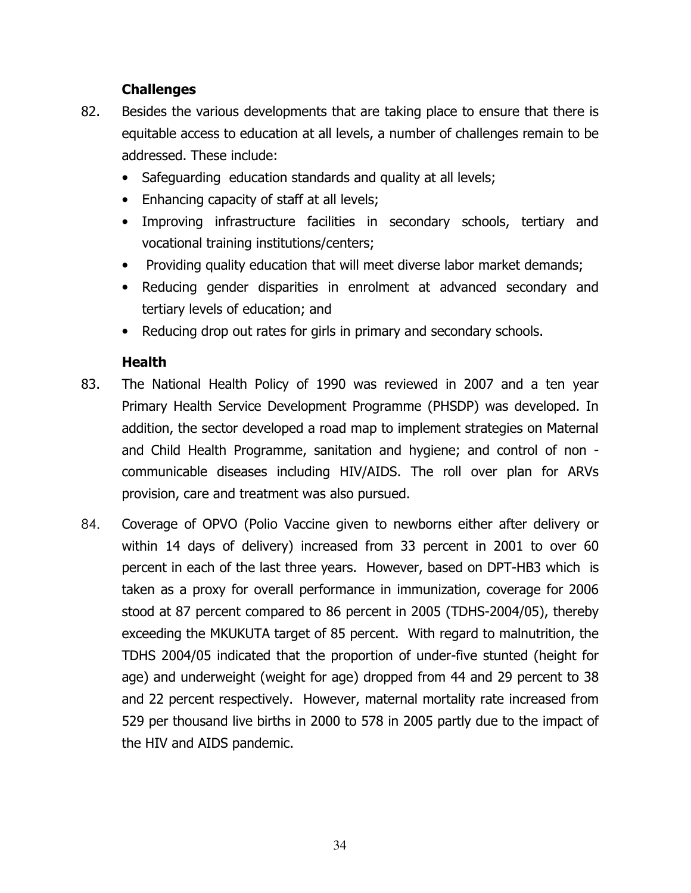### Challenges

82. Besides the various developments that are taking place to ensure that there is equitable access to education at all levels, a number of challenges remain to be addressed. These include:
    - Safeguarding education standards and quality at all levels;
    - Enhancing capacity of staff at all levels;
    - Improving infrastructure facilities in secondary schools, tertiary and vocational training institutions/centers;
    - Providing quality education that will meet diverse labor market demands;
    - Reducing gender disparities in enrolment at advanced secondary and tertiary levels of education; and
    - Reducing drop out rates for girls in primary and secondary schools.

### Health

83. The National Health Policy of 1990 was reviewed in 2007 and a ten year Primary Health Service Development Programme (PHSDP) was developed. In addition, the sector developed a road map to implement strategies on Maternal and Child Health Programme, sanitation and hygiene; and control of non - communicable diseases including HIV/AIDS. The roll over plan for ARVs provision, care and treatment was also pursued.

84. Coverage of OPVO (Polio Vaccine given to newborns either after delivery or within 14 days of delivery) increased from 33 percent in 2001 to over 60 percent in each of the last three years. However, based on DPT-HB3 which is taken as a proxy for overall performance in immunization, coverage for 2006 stood at 87 percent compared to 86 percent in 2005 (TDHS-2004/05), thereby exceeding the MKUKUTA target of 85 percent. With regard to malnutrition, the TDHS 2004/05 indicated that the proportion of under-five stunted (height for age) and underweight (weight for age) dropped from 44 and 29 percent to 38 and 22 percent respectively. However, maternal mortality rate increased from 529 per thousand live births in 2000 to 578 in 2005 partly due to the impact of the HIV and AIDS pandemic.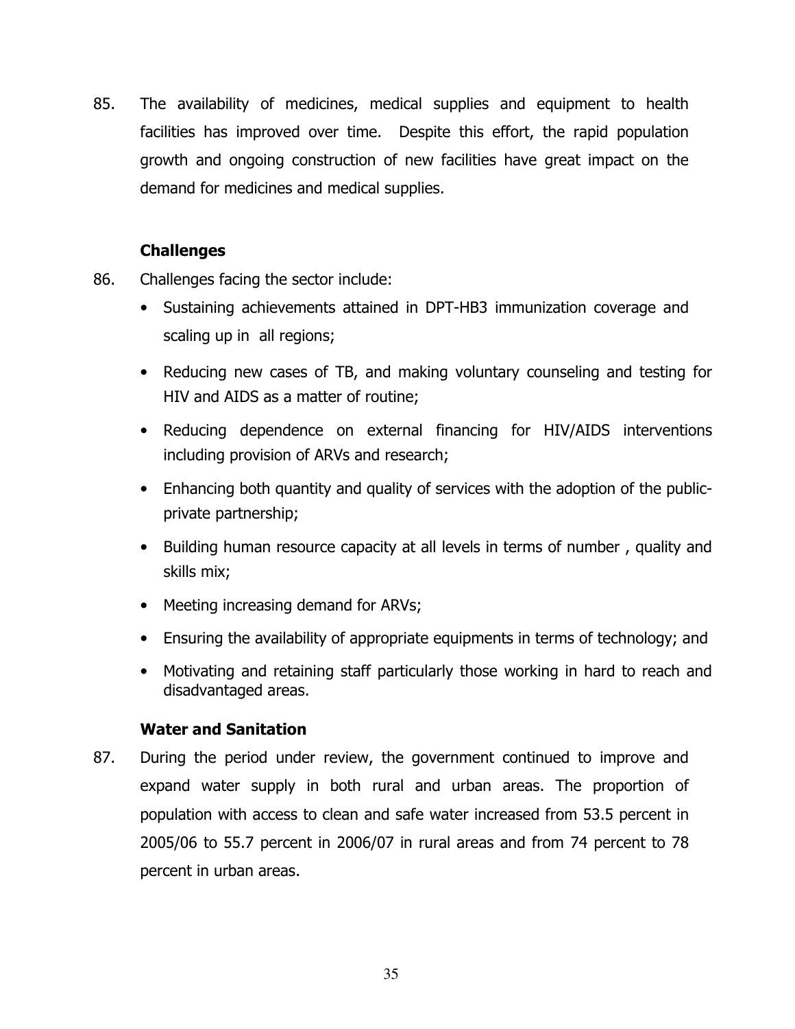85. The availability of medicines, medical supplies and equipment to health facilities has improved over time. Despite this effort, the rapid population growth and ongoing construction of new facilities have great impact on the demand for medicines and medical supplies.

### Challenges

86. Challenges facing the sector include:

- Sustaining achievements attained in DPT-HB3 immunization coverage and scaling up in all regions;
- Reducing new cases of TB, and making voluntary counseling and testing for HIV and AIDS as a matter of routine;
- Reducing dependence on external financing for HIV/AIDS interventions including provision of ARVs and research;
- Enhancing both quantity and quality of services with the adoption of the public-private partnership;
- Building human resource capacity at all levels in terms of number , quality and skills mix;
- Meeting increasing demand for ARVs;
- Ensuring the availability of appropriate equipments in terms of technology; and
- Motivating and retaining staff particularly those working in hard to reach and disadvantaged areas.

### Water and Sanitation

87. During the period under review, the government continued to improve and expand water supply in both rural and urban areas. The proportion of population with access to clean and safe water increased from 53.5 percent in 2005/06 to 55.7 percent in 2006/07 in rural areas and from 74 percent to 78 percent in urban areas.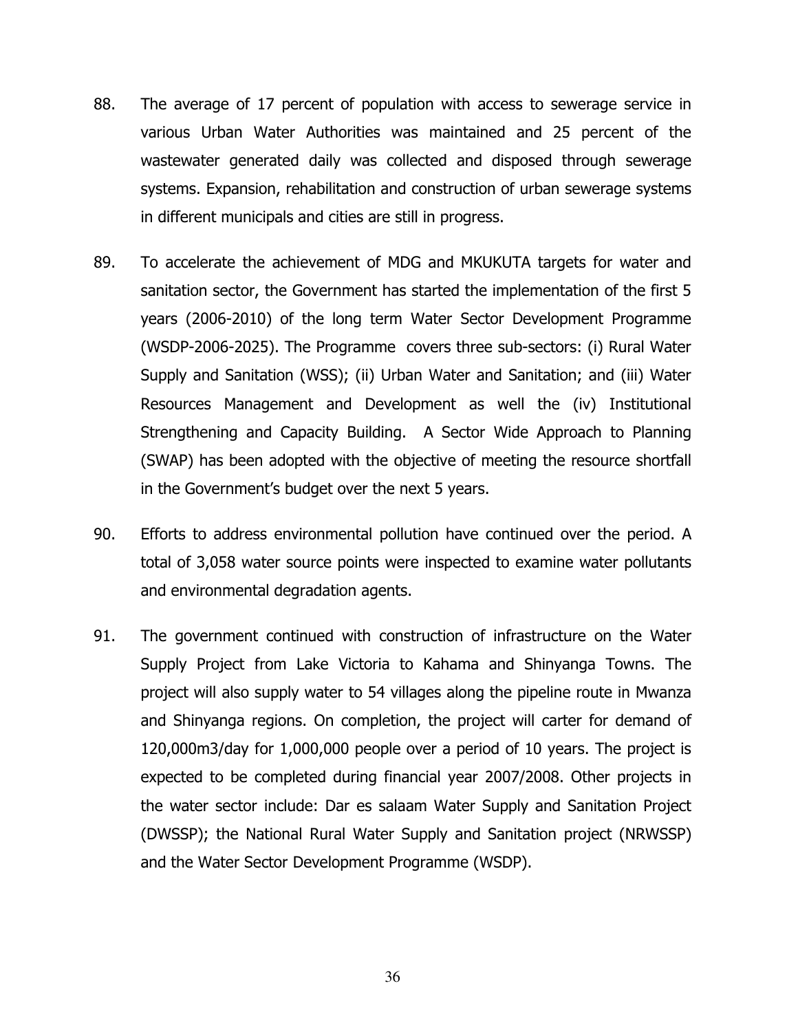88. The average of 17 percent of population with access to sewerage service in various Urban Water Authorities was maintained and 25 percent of the wastewater generated daily was collected and disposed through sewerage systems. Expansion, rehabilitation and construction of urban sewerage systems in different municipals and cities are still in progress.

89. To accelerate the achievement of MDG and MKUKUTA targets for water and sanitation sector, the Government has started the implementation of the first 5 years (2006-2010) of the long term Water Sector Development Programme (WSDP-2006-2025). The Programme covers three sub-sectors: (i) Rural Water Supply and Sanitation (WSS); (ii) Urban Water and Sanitation; and (iii) Water Resources Management and Development as well the (iv) Institutional Strengthening and Capacity Building. A Sector Wide Approach to Planning (SWAP) has been adopted with the objective of meeting the resource shortfall in the Government's budget over the next 5 years.

90. Efforts to address environmental pollution have continued over the period. A total of 3,058 water source points were inspected to examine water pollutants and environmental degradation agents.

91. The government continued with construction of infrastructure on the Water Supply Project from Lake Victoria to Kahama and Shinyanga Towns. The project will also supply water to 54 villages along the pipeline route in Mwanza and Shinyanga regions. On completion, the project will carter for demand of 120,000m3/day for 1,000,000 people over a period of 10 years. The project is expected to be completed during financial year 2007/2008. Other projects in the water sector include: Dar es salaam Water Supply and Sanitation Project (DWSSP); the National Rural Water Supply and Sanitation project (NRWSSP) and the Water Sector Development Programme (WSDP).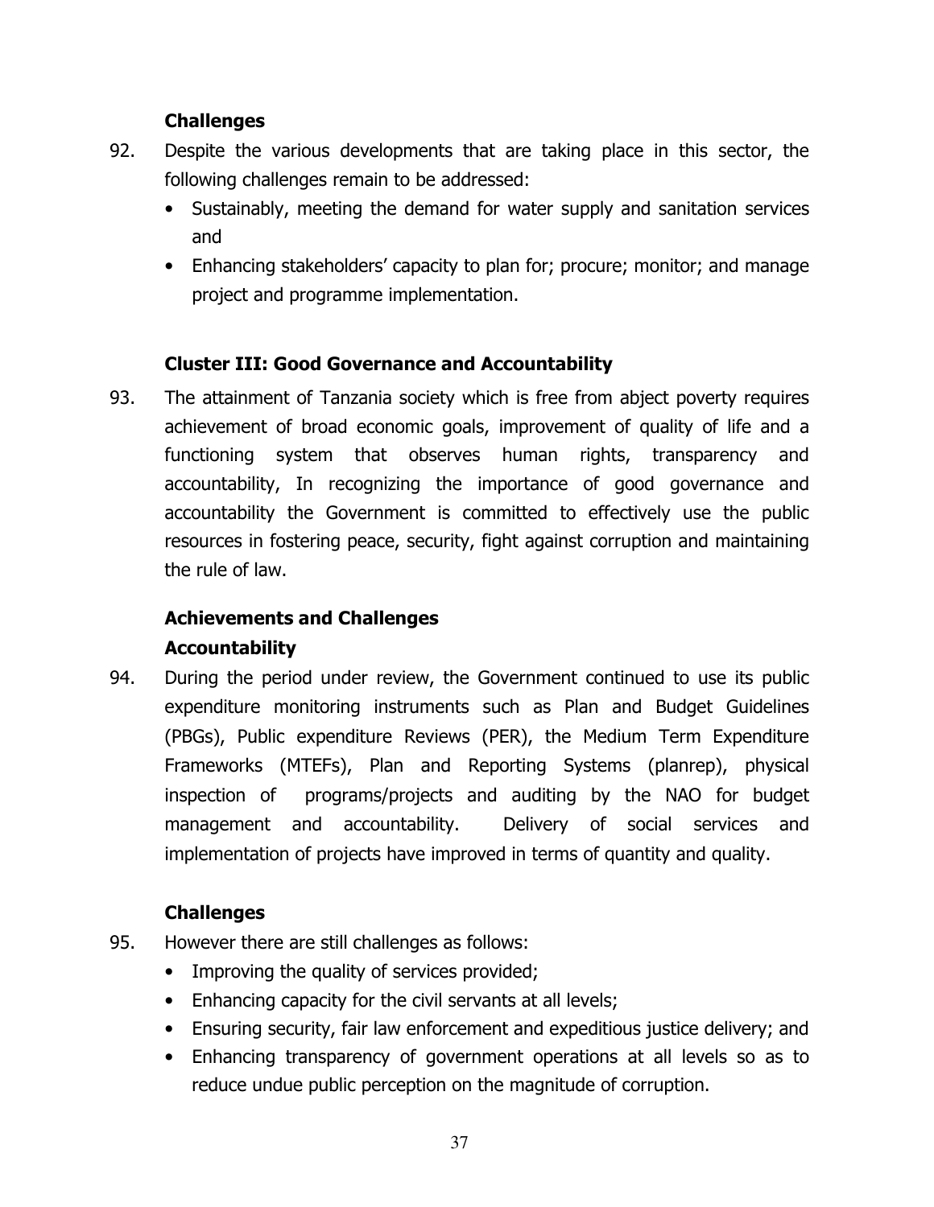**Challenges**

92. Despite the various developments that are taking place in this sector, the following challenges remain to be addressed:
    - Sustainably, meeting the demand for water supply and sanitation services and
    - Enhancing stakeholders' capacity to plan for; procure; monitor; and manage project and programme implementation.

**Cluster III: Good Governance and Accountability**

93. The attainment of Tanzania society which is free from abject poverty requires achievement of broad economic goals, improvement of quality of life and a functioning system that observes human rights, transparency and accountability, In recognizing the importance of good governance and accountability the Government is committed to effectively use the public resources in fostering peace, security, fight against corruption and maintaining the rule of law.

**Achievements and Challenges**

**Accountability**

94. During the period under review, the Government continued to use its public expenditure monitoring instruments such as Plan and Budget Guidelines (PBGs), Public expenditure Reviews (PER), the Medium Term Expenditure Frameworks (MTEFs), Plan and Reporting Systems (planrep), physical inspection of programs/projects and auditing by the NAO for budget management and accountability. Delivery of social services and implementation of projects have improved in terms of quantity and quality.

**Challenges**

95. However there are still challenges as follows:
    - Improving the quality of services provided;
    - Enhancing capacity for the civil servants at all levels;
    - Ensuring security, fair law enforcement and expeditious justice delivery; and
    - Enhancing transparency of government operations at all levels so as to reduce undue public perception on the magnitude of corruption.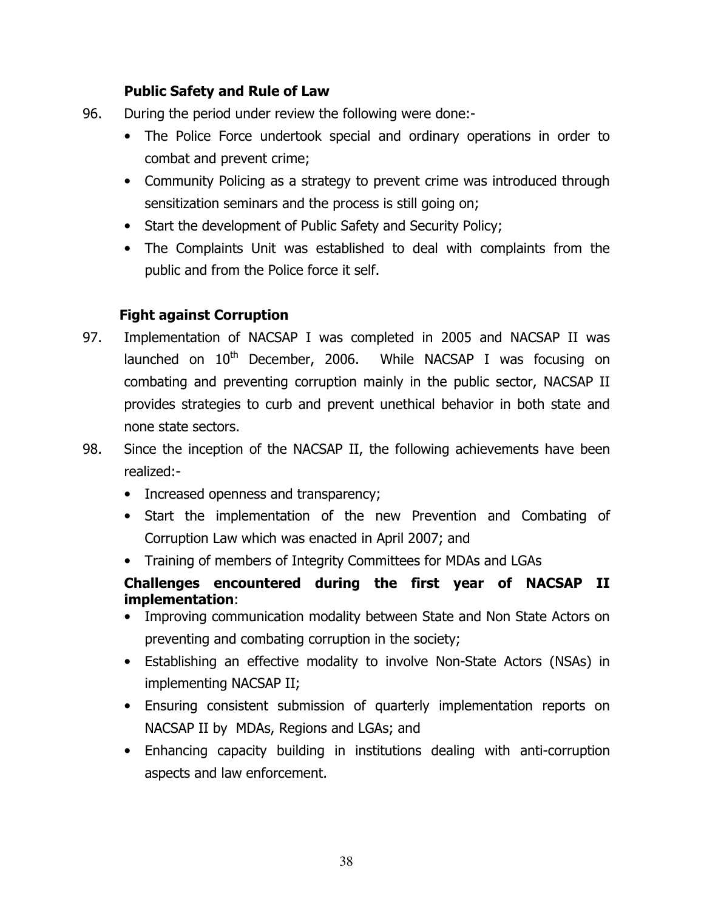### Public Safety and Rule of Law

96. During the period under review the following were done:-
    - The Police Force undertook special and ordinary operations in order to combat and prevent crime;
    - Community Policing as a strategy to prevent crime was introduced through sensitization seminars and the process is still going on;
    - Start the development of Public Safety and Security Policy;
    - The Complaints Unit was established to deal with complaints from the public and from the Police force it self.

### Fight against Corruption

97. Implementation of NACSAP I was completed in 2005 and NACSAP II was launched on 10th December, 2006. While NACSAP I was focusing on combating and preventing corruption mainly in the public sector, NACSAP II provides strategies to curb and prevent unethical behavior in both state and none state sectors.

98. Since the inception of the NACSAP II, the following achievements have been realized:-
    - Increased openness and transparency;
    - Start the implementation of the new Prevention and Combating of Corruption Law which was enacted in April 2007; and
    - Training of members of Integrity Committees for MDAs and LGAs

    **Challenges encountered during the first year of NACSAP II implementation**:
    - Improving communication modality between State and Non State Actors on preventing and combating corruption in the society;
    - Establishing an effective modality to involve Non-State Actors (NSAs) in implementing NACSAP II;
    - Ensuring consistent submission of quarterly implementation reports on NACSAP II by MDAs, Regions and LGAs; and
    - Enhancing capacity building in institutions dealing with anti-corruption aspects and law enforcement.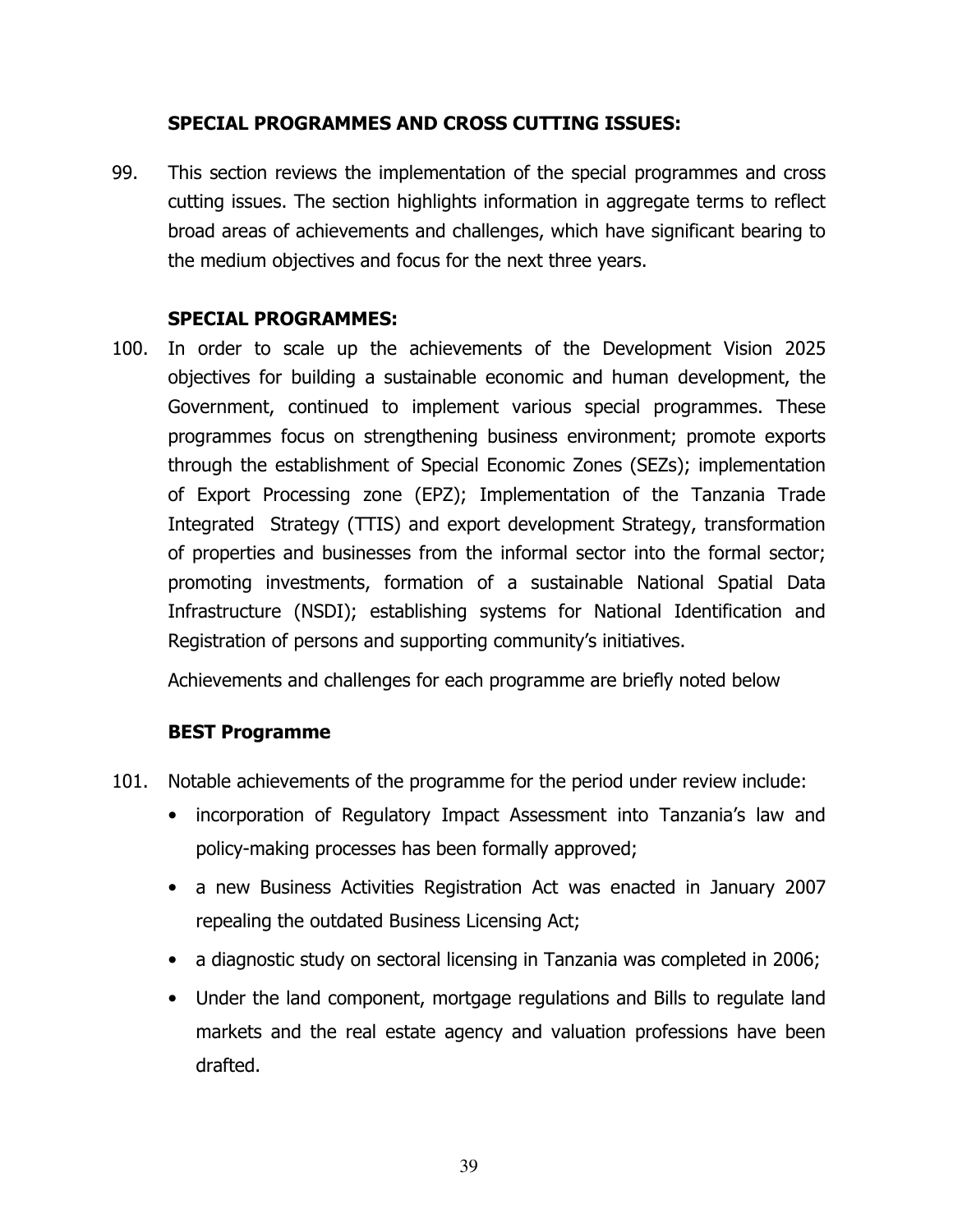### SPECIAL PROGRAMMES AND CROSS CUTTING ISSUES:

99. This section reviews the implementation of the special programmes and cross cutting issues. The section highlights information in aggregate terms to reflect broad areas of achievements and challenges, which have significant bearing to the medium objectives and focus for the next three years.

### SPECIAL PROGRAMMES:

100. In order to scale up the achievements of the Development Vision 2025 objectives for building a sustainable economic and human development, the Government, continued to implement various special programmes. These programmes focus on strengthening business environment; promote exports through the establishment of Special Economic Zones (SEZs); implementation of Export Processing zone (EPZ); Implementation of the Tanzania Trade Integrated Strategy (TTIS) and export development Strategy, transformation of properties and businesses from the informal sector into the formal sector; promoting investments, formation of a sustainable National Spatial Data Infrastructure (NSDI); establishing systems for National Identification and Registration of persons and supporting community's initiatives.

Achievements and challenges for each programme are briefly noted below

### BEST Programme

101. Notable achievements of the programme for the period under review include:
   - incorporation of Regulatory Impact Assessment into Tanzania's law and policy-making processes has been formally approved;
   - a new Business Activities Registration Act was enacted in January 2007 repealing the outdated Business Licensing Act;
   - a diagnostic study on sectoral licensing in Tanzania was completed in 2006;
   - Under the land component, mortgage regulations and Bills to regulate land markets and the real estate agency and valuation professions have been drafted.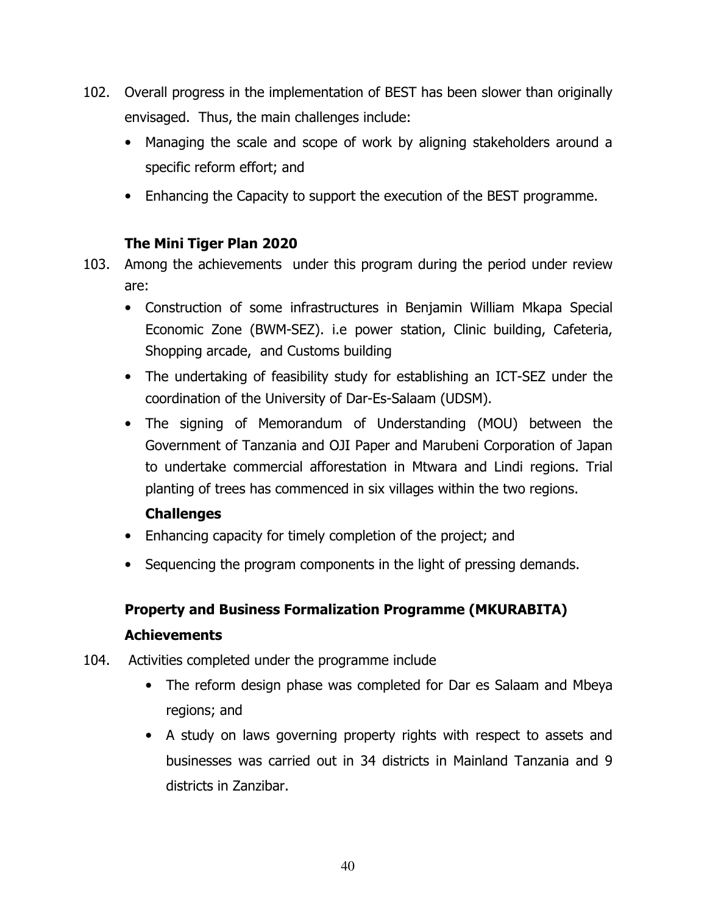102. Overall progress in the implementation of BEST has been slower than originally envisaged. Thus, the main challenges include:

- Managing the scale and scope of work by aligning stakeholders around a specific reform effort; and
- Enhancing the Capacity to support the execution of the BEST programme.

**The Mini Tiger Plan 2020**

103. Among the achievements under this program during the period under review are:

- Construction of some infrastructures in Benjamin William Mkapa Special Economic Zone (BWM-SEZ). i.e power station, Clinic building, Cafeteria, Shopping arcade, and Customs building
- The undertaking of feasibility study for establishing an ICT-SEZ under the coordination of the University of Dar-Es-Salaam (UDSM).
- The signing of Memorandum of Understanding (MOU) between the Government of Tanzania and OJI Paper and Marubeni Corporation of Japan to undertake commercial afforestation in Mtwara and Lindi regions. Trial planting of trees has commenced in six villages within the two regions.

**Challenges**

- Enhancing capacity for timely completion of the project; and
- Sequencing the program components in the light of pressing demands.

**Property and Business Formalization Programme (MKURABITA)**

**Achievements**

104. Activities completed under the programme include

- The reform design phase was completed for Dar es Salaam and Mbeya regions; and
- A study on laws governing property rights with respect to assets and businesses was carried out in 34 districts in Mainland Tanzania and 9 districts in Zanzibar.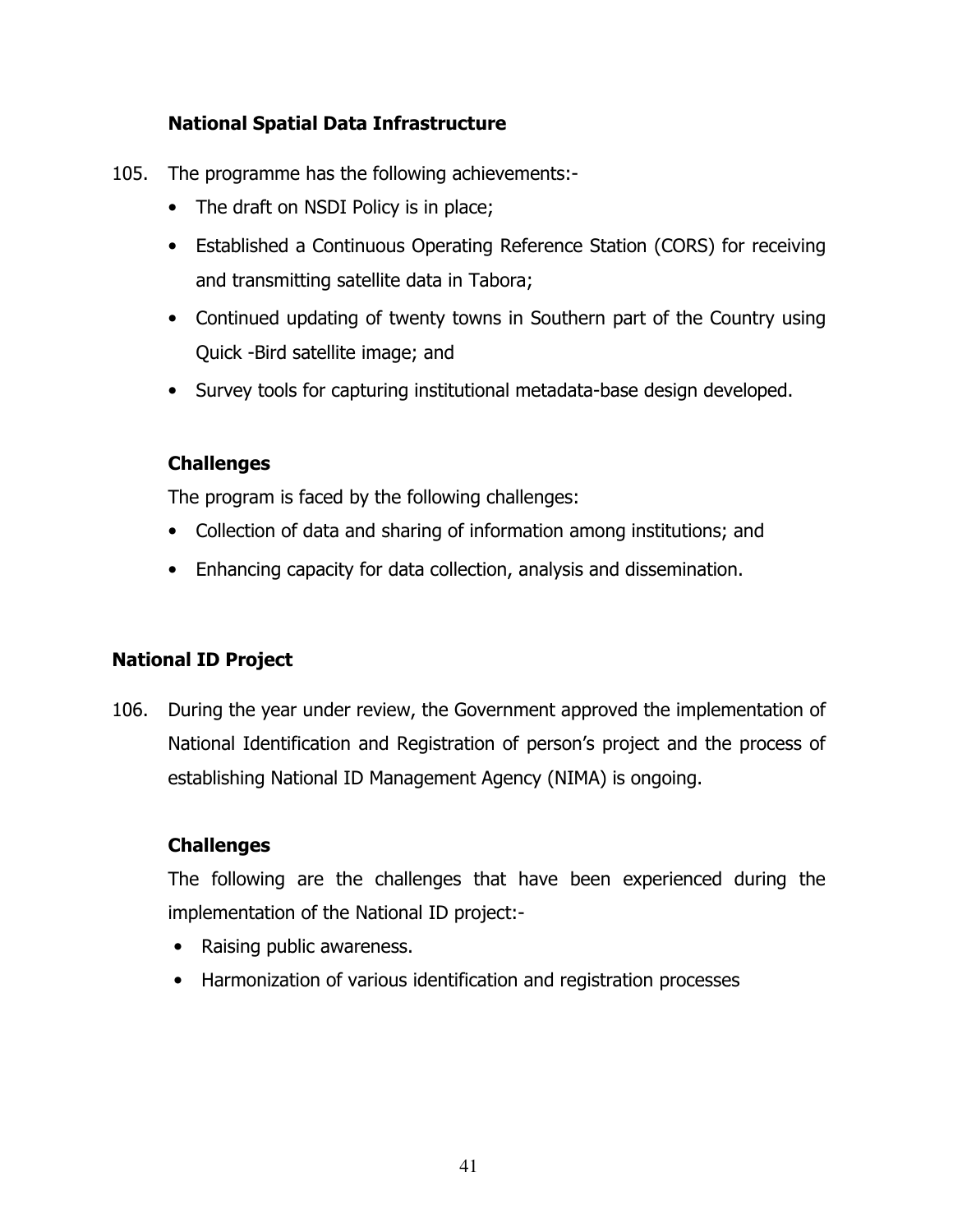### National Spatial Data Infrastructure

105. The programme has the following achievements:-
    - The draft on NSDI Policy is in place;
    - Established a Continuous Operating Reference Station (CORS) for receiving and transmitting satellite data in Tabora;
    - Continued updating of twenty towns in Southern part of the Country using Quick -Bird satellite image; and
    - Survey tools for capturing institutional metadata-base design developed.

**Challenges**

The program is faced by the following challenges:

- Collection of data and sharing of information among institutions; and
- Enhancing capacity for data collection, analysis and dissemination.

### National ID Project

106. During the year under review, the Government approved the implementation of National Identification and Registration of person's project and the process of establishing National ID Management Agency (NIMA) is ongoing.

**Challenges**

The following are the challenges that have been experienced during the implementation of the National ID project:-

- Raising public awareness.
- Harmonization of various identification and registration processes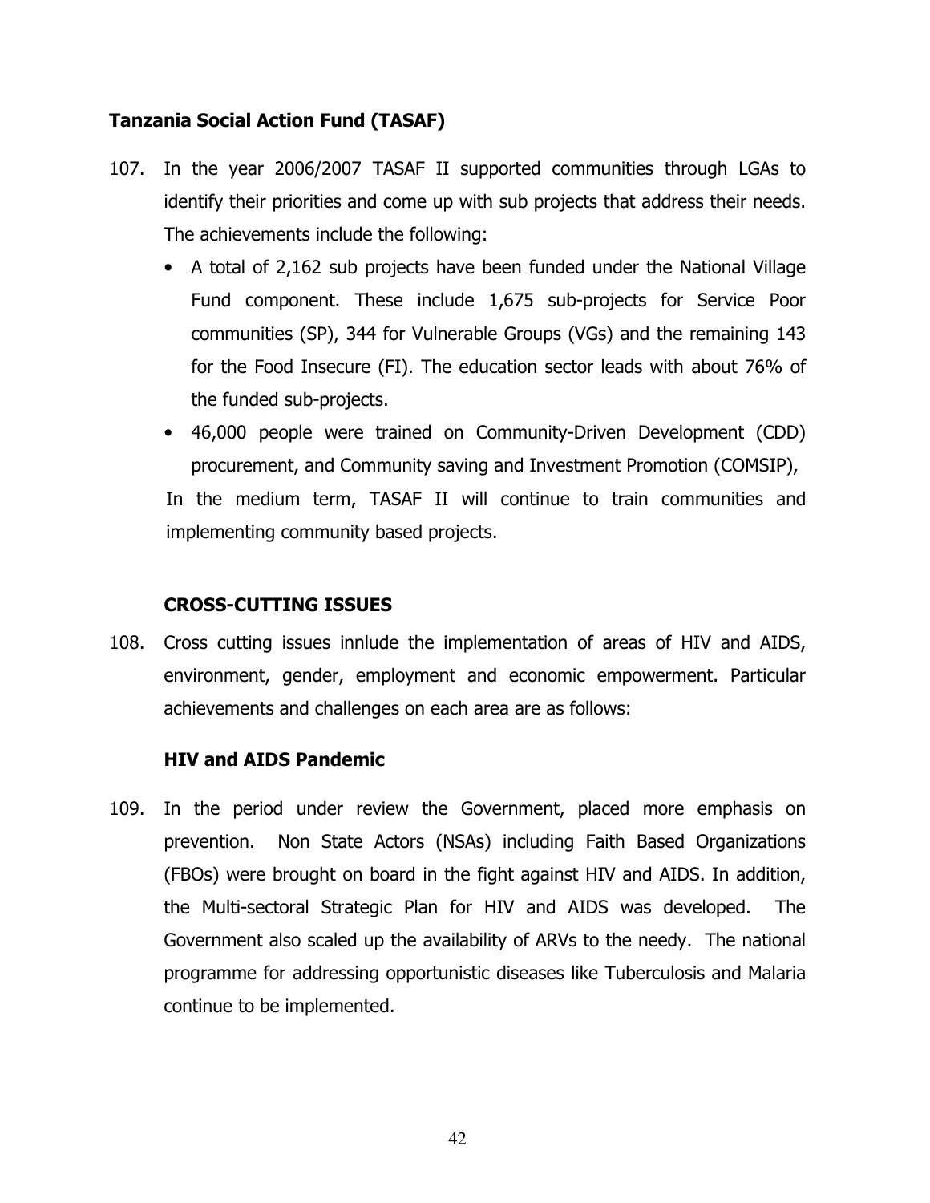**Tanzania Social Action Fund (TASAF)**

107. In the year 2006/2007 TASAF II supported communities through LGAs to identify their priorities and come up with sub projects that address their needs. The achievements include the following:

   - A total of 2,162 sub projects have been funded under the National Village Fund component. These include 1,675 sub-projects for Service Poor communities (SP), 344 for Vulnerable Groups (VGs) and the remaining 143 for the Food Insecure (FI). The education sector leads with about 76% of the funded sub-projects.
   - 46,000 people were trained on Community-Driven Development (CDD) procurement, and Community saving and Investment Promotion (COMSIP),

   In the medium term, TASAF II will continue to train communities and implementing community based projects.

**CROSS-CUTTING ISSUES**

108. Cross cutting issues innlude the implementation of areas of HIV and AIDS, environment, gender, employment and economic empowerment. Particular achievements and challenges on each area are as follows:

**HIV and AIDS Pandemic**

109. In the period under review the Government, placed more emphasis on prevention. Non State Actors (NSAs) including Faith Based Organizations (FBOs) were brought on board in the fight against HIV and AIDS. In addition, the Multi-sectoral Strategic Plan for HIV and AIDS was developed. The Government also scaled up the availability of ARVs to the needy. The national programme for addressing opportunistic diseases like Tuberculosis and Malaria continue to be implemented.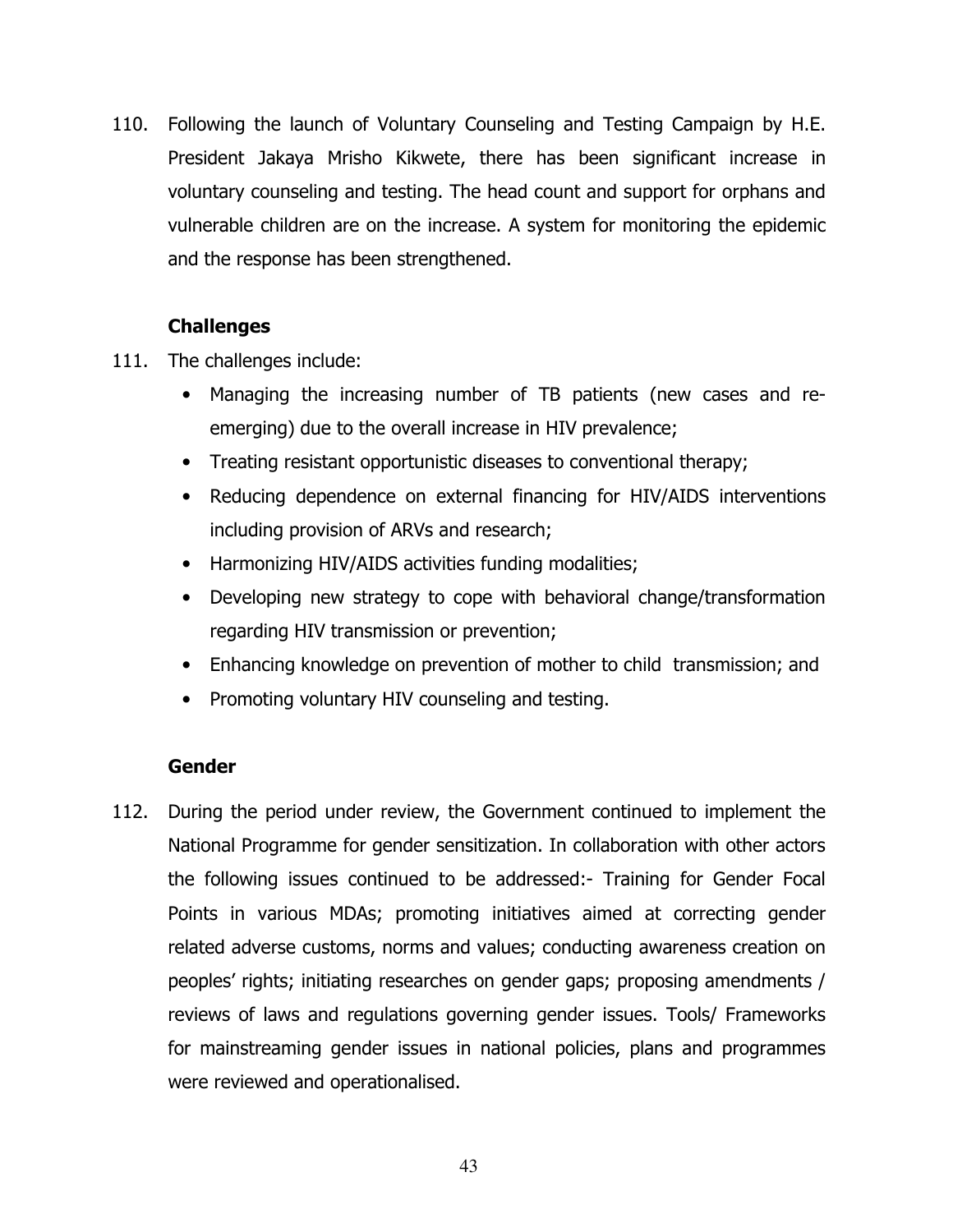110. Following the launch of Voluntary Counseling and Testing Campaign by H.E. President Jakaya Mrisho Kikwete, there has been significant increase in voluntary counseling and testing. The head count and support for orphans and vulnerable children are on the increase. A system for monitoring the epidemic and the response has been strengthened.

**Challenges**

111. The challenges include:

- Managing the increasing number of TB patients (new cases and re-emerging) due to the overall increase in HIV prevalence;
- Treating resistant opportunistic diseases to conventional therapy;
- Reducing dependence on external financing for HIV/AIDS interventions including provision of ARVs and research;
- Harmonizing HIV/AIDS activities funding modalities;
- Developing new strategy to cope with behavioral change/transformation regarding HIV transmission or prevention;
- Enhancing knowledge on prevention of mother to child transmission; and
- Promoting voluntary HIV counseling and testing.

**Gender**

112. During the period under review, the Government continued to implement the National Programme for gender sensitization. In collaboration with other actors the following issues continued to be addressed:- Training for Gender Focal Points in various MDAs; promoting initiatives aimed at correcting gender related adverse customs, norms and values; conducting awareness creation on peoples' rights; initiating researches on gender gaps; proposing amendments / reviews of laws and regulations governing gender issues. Tools/ Frameworks for mainstreaming gender issues in national policies, plans and programmes were reviewed and operationalised.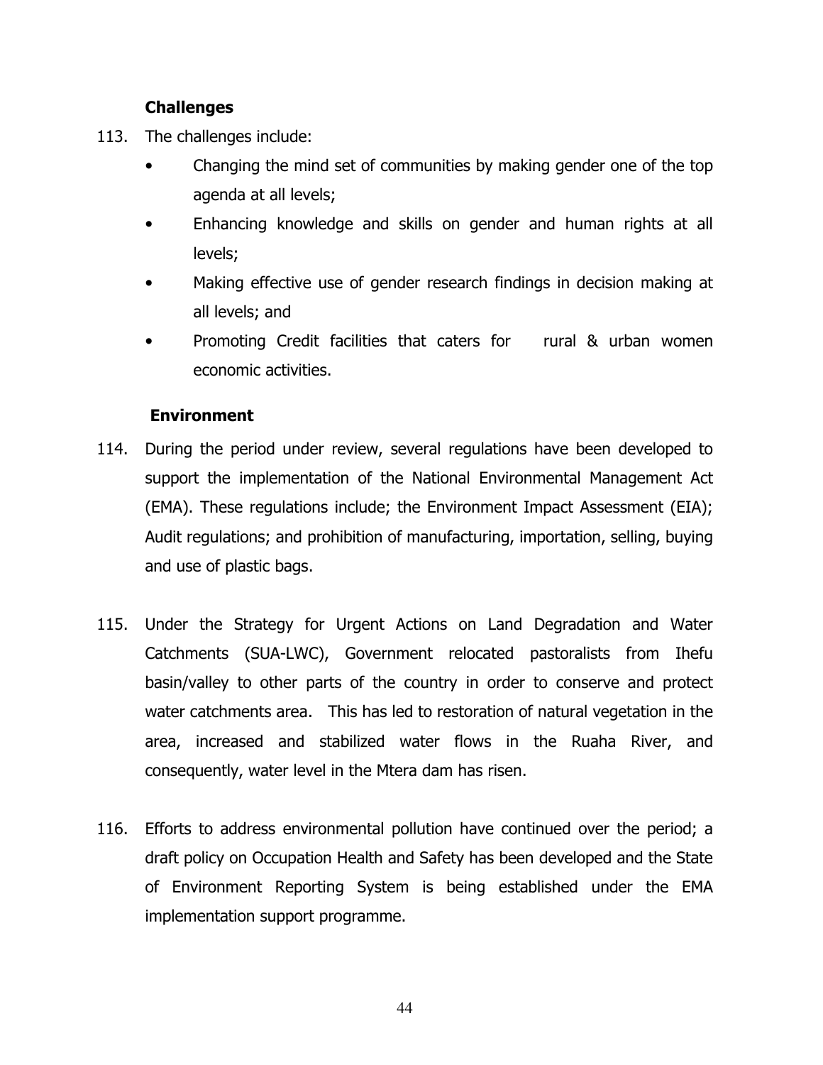### Challenges

113. The challenges include:

- Changing the mind set of communities by making gender one of the top agenda at all levels;
- Enhancing knowledge and skills on gender and human rights at all levels;
- Making effective use of gender research findings in decision making at all levels; and
- Promoting Credit facilities that caters for rural & urban women economic activities.

### Environment

114. During the period under review, several regulations have been developed to support the implementation of the National Environmental Management Act (EMA). These regulations include; the Environment Impact Assessment (EIA); Audit regulations; and prohibition of manufacturing, importation, selling, buying and use of plastic bags.

115. Under the Strategy for Urgent Actions on Land Degradation and Water Catchments (SUA-LWC), Government relocated pastoralists from Ihefu basin/valley to other parts of the country in order to conserve and protect water catchments area. This has led to restoration of natural vegetation in the area, increased and stabilized water flows in the Ruaha River, and consequently, water level in the Mtera dam has risen.

116. Efforts to address environmental pollution have continued over the period; a draft policy on Occupation Health and Safety has been developed and the State of Environment Reporting System is being established under the EMA implementation support programme.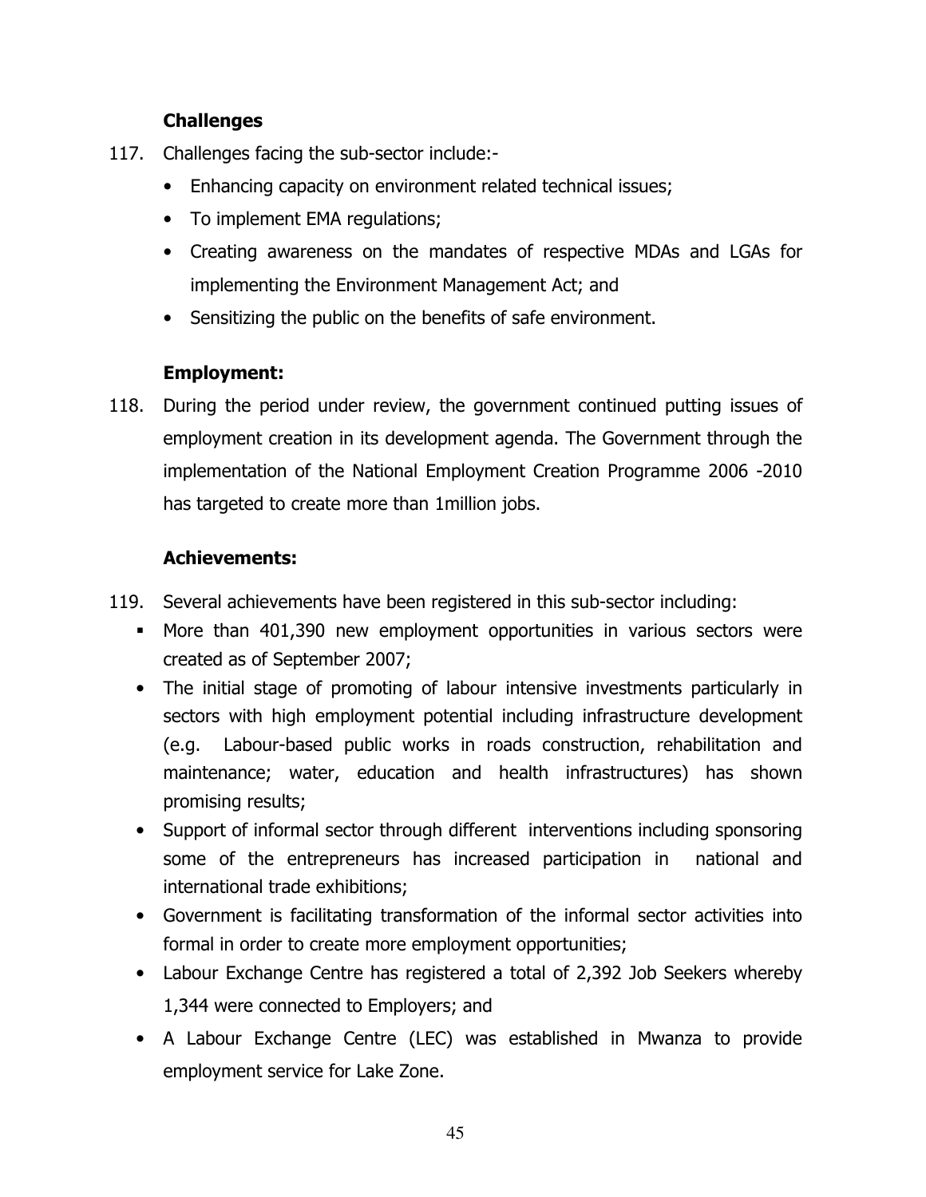**Challenges**

117. Challenges facing the sub-sector include:-

- Enhancing capacity on environment related technical issues;
- To implement EMA regulations;
- Creating awareness on the mandates of respective MDAs and LGAs for implementing the Environment Management Act; and
- Sensitizing the public on the benefits of safe environment.

**Employment:**

118. During the period under review, the government continued putting issues of employment creation in its development agenda. The Government through the implementation of the National Employment Creation Programme 2006 -2010 has targeted to create more than 1million jobs.

**Achievements:**

119. Several achievements have been registered in this sub-sector including:

- More than 401,390 new employment opportunities in various sectors were created as of September 2007;
- The initial stage of promoting of labour intensive investments particularly in sectors with high employment potential including infrastructure development (e.g. Labour-based public works in roads construction, rehabilitation and maintenance; water, education and health infrastructures) has shown promising results;
- Support of informal sector through different interventions including sponsoring some of the entrepreneurs has increased participation in national and international trade exhibitions;
- Government is facilitating transformation of the informal sector activities into formal in order to create more employment opportunities;
- Labour Exchange Centre has registered a total of 2,392 Job Seekers whereby 1,344 were connected to Employers; and
- A Labour Exchange Centre (LEC) was established in Mwanza to provide employment service for Lake Zone.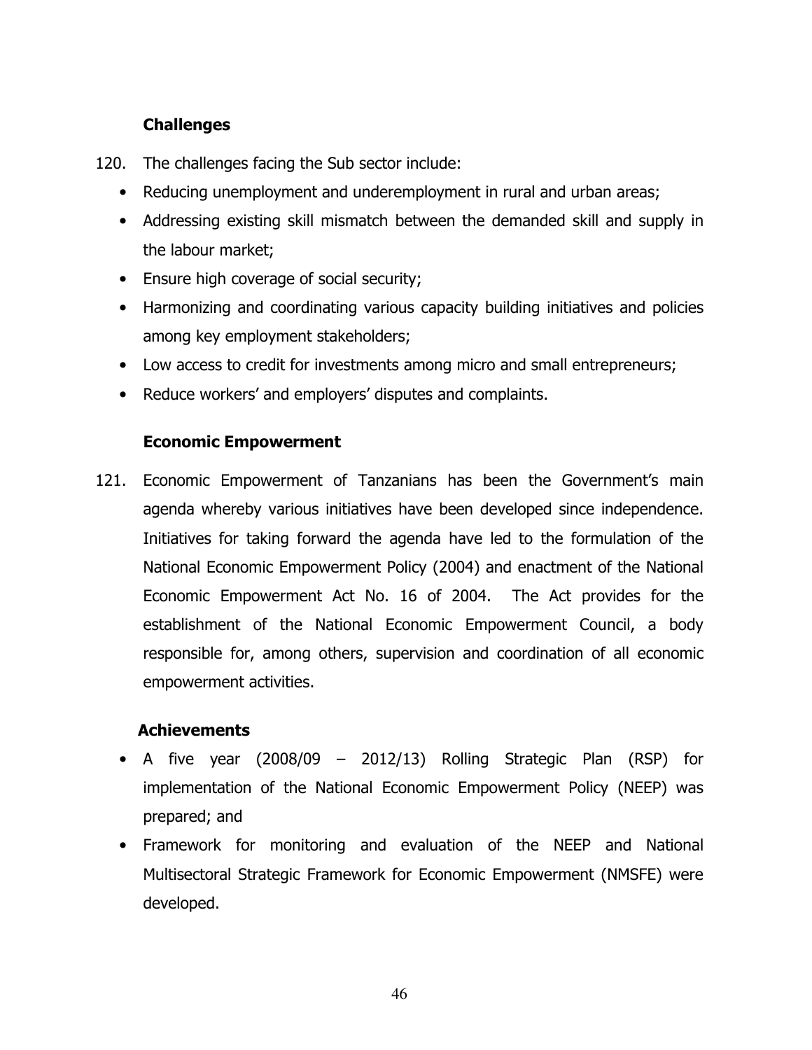### Challenges

120. The challenges facing the Sub sector include:

- Reducing unemployment and underemployment in rural and urban areas;
- Addressing existing skill mismatch between the demanded skill and supply in the labour market;
- Ensure high coverage of social security;
- Harmonizing and coordinating various capacity building initiatives and policies among key employment stakeholders;
- Low access to credit for investments among micro and small entrepreneurs;
- Reduce workers' and employers' disputes and complaints.

### Economic Empowerment

121. Economic Empowerment of Tanzanians has been the Government's main agenda whereby various initiatives have been developed since independence. Initiatives for taking forward the agenda have led to the formulation of the National Economic Empowerment Policy (2004) and enactment of the National Economic Empowerment Act No. 16 of 2004. The Act provides for the establishment of the National Economic Empowerment Council, a body responsible for, among others, supervision and coordination of all economic empowerment activities.

### Achievements

- A five year (2008/09 – 2012/13) Rolling Strategic Plan (RSP) for implementation of the National Economic Empowerment Policy (NEEP) was prepared; and
- Framework for monitoring and evaluation of the NEEP and National Multisectoral Strategic Framework for Economic Empowerment (NMSFE) were developed.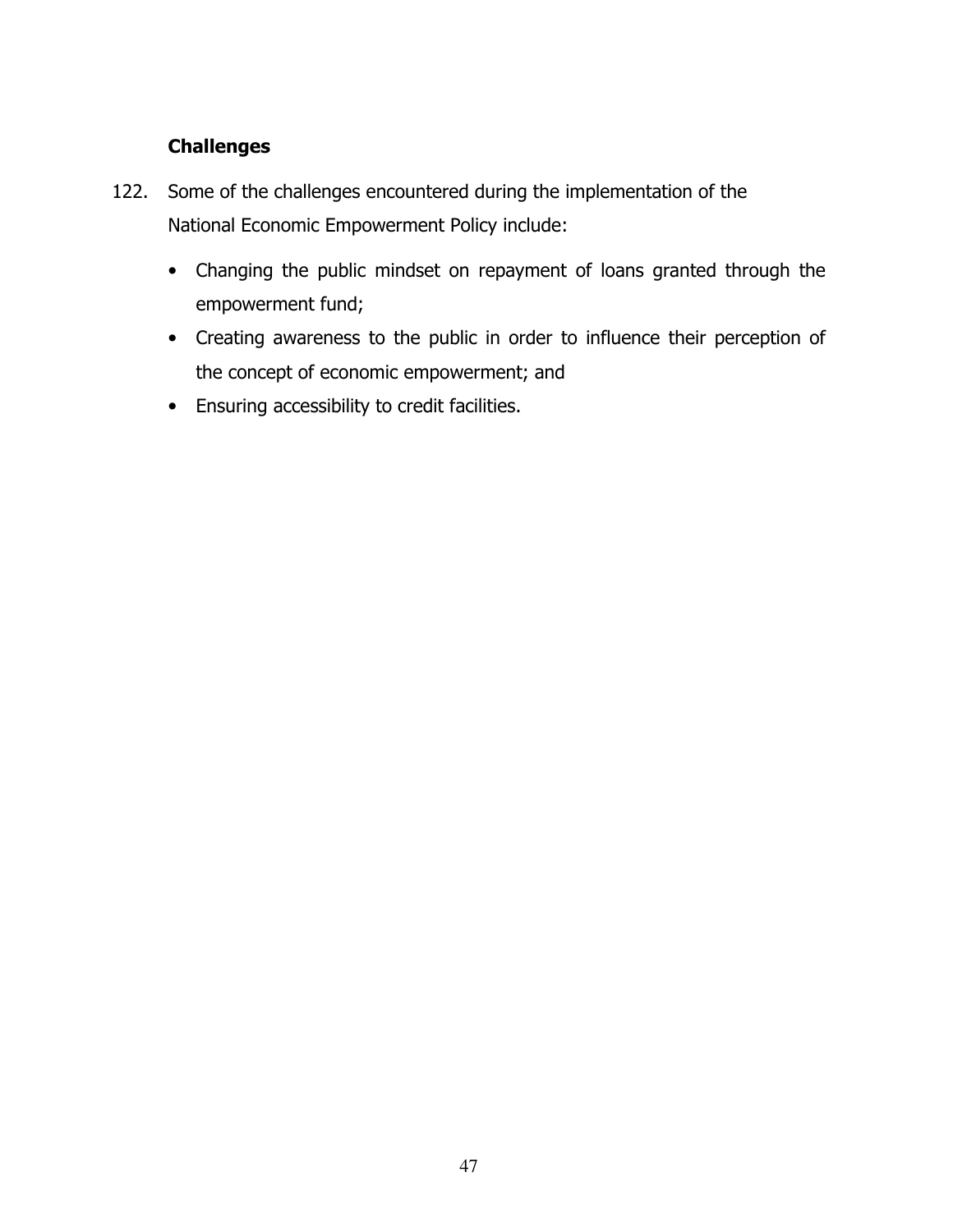### Challenges

122. Some of the challenges encountered during the implementation of the National Economic Empowerment Policy include:

- Changing the public mindset on repayment of loans granted through the empowerment fund;
- Creating awareness to the public in order to influence their perception of the concept of economic empowerment; and
- Ensuring accessibility to credit facilities.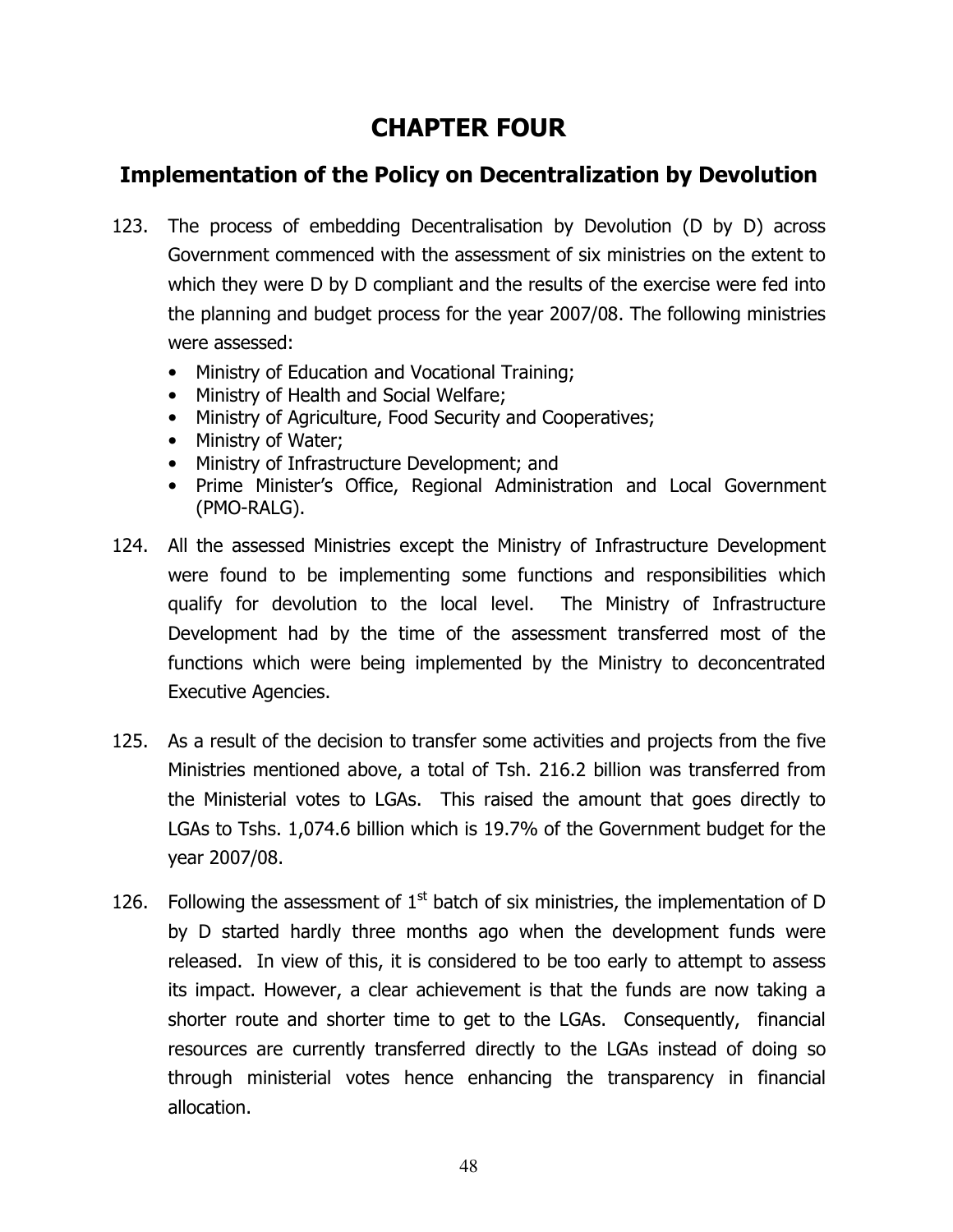# CHAPTER FOUR

## Implementation of the Policy on Decentralization by Devolution

123. The process of embedding Decentralisation by Devolution (D by D) across Government commenced with the assessment of six ministries on the extent to which they were D by D compliant and the results of the exercise were fed into the planning and budget process for the year 2007/08. The following ministries were assessed:
   - Ministry of Education and Vocational Training;
   - Ministry of Health and Social Welfare;
   - Ministry of Agriculture, Food Security and Cooperatives;
   - Ministry of Water;
   - Ministry of Infrastructure Development; and
   - Prime Minister's Office, Regional Administration and Local Government (PMO-RALG).

124. All the assessed Ministries except the Ministry of Infrastructure Development were found to be implementing some functions and responsibilities which qualify for devolution to the local level. The Ministry of Infrastructure Development had by the time of the assessment transferred most of the functions which were being implemented by the Ministry to deconcentrated Executive Agencies.

125. As a result of the decision to transfer some activities and projects from the five Ministries mentioned above, a total of Tsh. 216.2 billion was transferred from the Ministerial votes to LGAs. This raised the amount that goes directly to LGAs to Tshs. 1,074.6 billion which is 19.7% of the Government budget for the year 2007/08.

126. Following the assessment of 1st batch of six ministries, the implementation of D by D started hardly three months ago when the development funds were released. In view of this, it is considered to be too early to attempt to assess its impact. However, a clear achievement is that the funds are now taking a shorter route and shorter time to get to the LGAs. Consequently, financial resources are currently transferred directly to the LGAs instead of doing so through ministerial votes hence enhancing the transparency in financial allocation.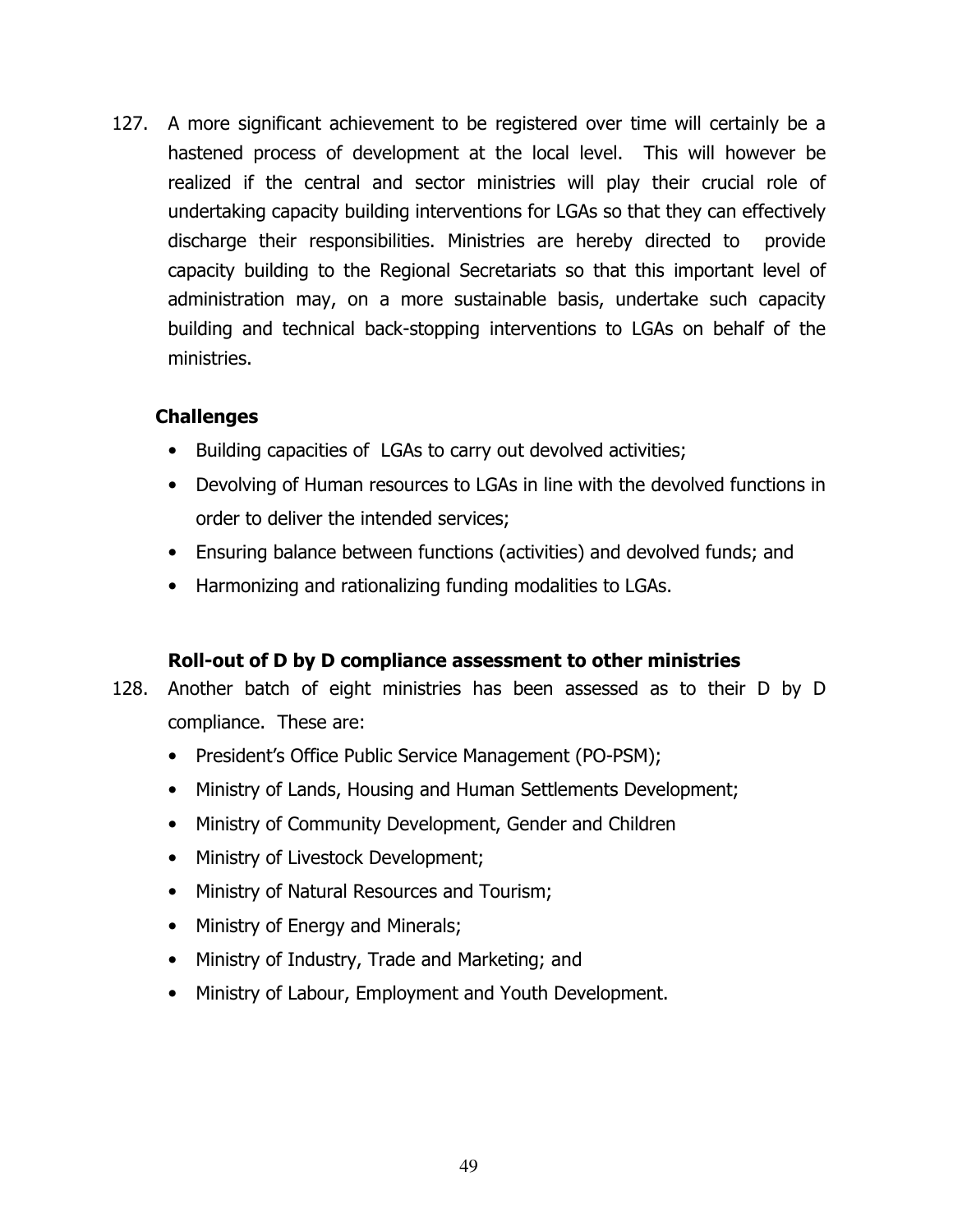127. A more significant achievement to be registered over time will certainly be a hastened process of development at the local level. This will however be realized if the central and sector ministries will play their crucial role of undertaking capacity building interventions for LGAs so that they can effectively discharge their responsibilities. Ministries are hereby directed to provide capacity building to the Regional Secretariats so that this important level of administration may, on a more sustainable basis, undertake such capacity building and technical back-stopping interventions to LGAs on behalf of the ministries.

**Challenges**

- Building capacities of LGAs to carry out devolved activities;
- Devolving of Human resources to LGAs in line with the devolved functions in order to deliver the intended services;
- Ensuring balance between functions (activities) and devolved funds; and
- Harmonizing and rationalizing funding modalities to LGAs.

**Roll-out of D by D compliance assessment to other ministries**

128. Another batch of eight ministries has been assessed as to their D by D compliance. These are:

- President's Office Public Service Management (PO-PSM);
- Ministry of Lands, Housing and Human Settlements Development;
- Ministry of Community Development, Gender and Children
- Ministry of Livestock Development;
- Ministry of Natural Resources and Tourism;
- Ministry of Energy and Minerals;
- Ministry of Industry, Trade and Marketing; and
- Ministry of Labour, Employment and Youth Development.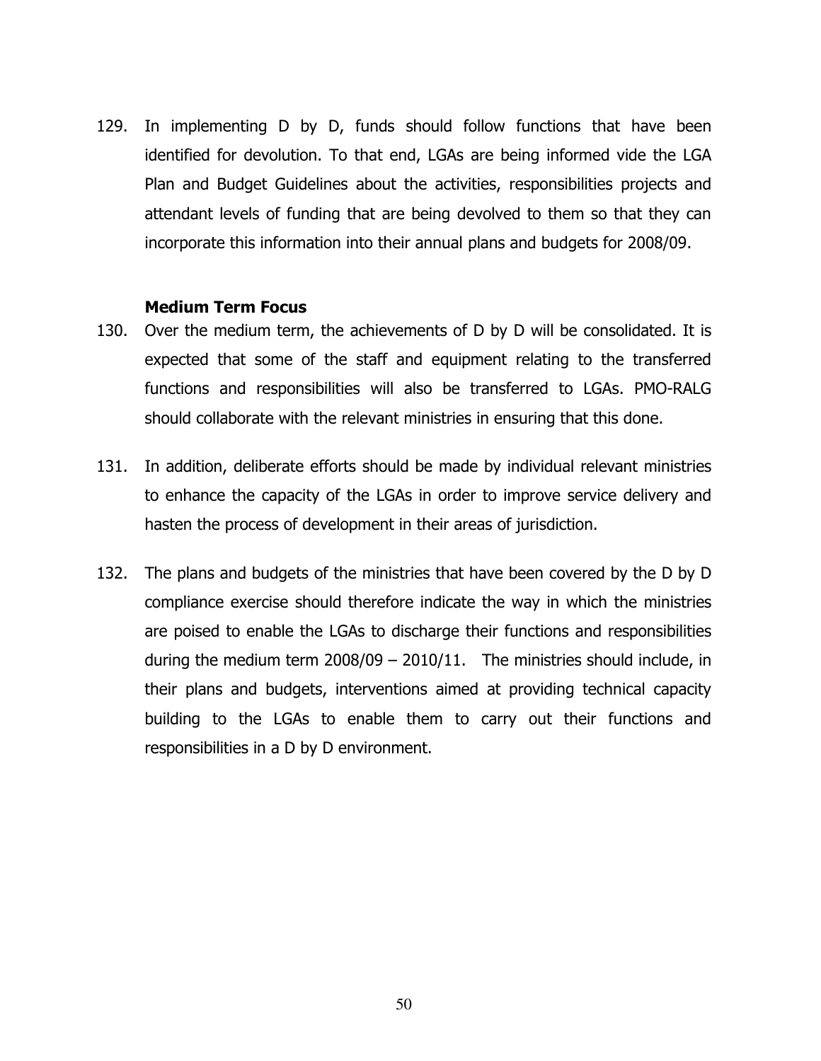129. In implementing D by D, funds should follow functions that have been identified for devolution. To that end, LGAs are being informed vide the LGA Plan and Budget Guidelines about the activities, responsibilities projects and attendant levels of funding that are being devolved to them so that they can incorporate this information into their annual plans and budgets for 2008/09.

**Medium Term Focus**

130. Over the medium term, the achievements of D by D will be consolidated. It is expected that some of the staff and equipment relating to the transferred functions and responsibilities will also be transferred to LGAs. PMO-RALG should collaborate with the relevant ministries in ensuring that this done.

131. In addition, deliberate efforts should be made by individual relevant ministries to enhance the capacity of the LGAs in order to improve service delivery and hasten the process of development in their areas of jurisdiction.

132. The plans and budgets of the ministries that have been covered by the D by D compliance exercise should therefore indicate the way in which the ministries are poised to enable the LGAs to discharge their functions and responsibilities during the medium term 2008/09 – 2010/11. The ministries should include, in their plans and budgets, interventions aimed at providing technical capacity building to the LGAs to enable them to carry out their functions and responsibilities in a D by D environment.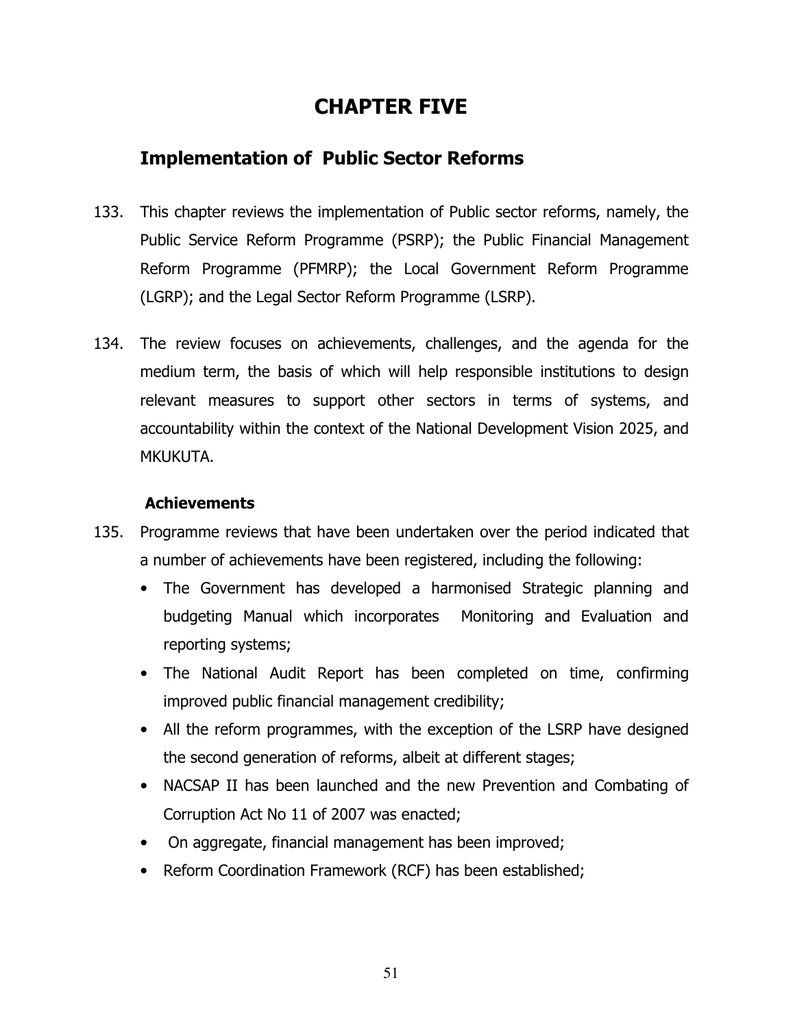# CHAPTER FIVE

## Implementation of Public Sector Reforms

133. This chapter reviews the implementation of Public sector reforms, namely, the Public Service Reform Programme (PSRP); the Public Financial Management Reform Programme (PFMRP); the Local Government Reform Programme (LGRP); and the Legal Sector Reform Programme (LSRP).

134. The review focuses on achievements, challenges, and the agenda for the medium term, the basis of which will help responsible institutions to design relevant measures to support other sectors in terms of systems, and accountability within the context of the National Development Vision 2025, and MKUKUTA.

### Achievements

135. Programme reviews that have been undertaken over the period indicated that a number of achievements have been registered, including the following:
   - The Government has developed a harmonised Strategic planning and budgeting Manual which incorporates Monitoring and Evaluation and reporting systems;
   - The National Audit Report has been completed on time, confirming improved public financial management credibility;
   - All the reform programmes, with the exception of the LSRP have designed the second generation of reforms, albeit at different stages;
   - NACSAP II has been launched and the new Prevention and Combating of Corruption Act No 11 of 2007 was enacted;
   - On aggregate, financial management has been improved;
   - Reform Coordination Framework (RCF) has been established;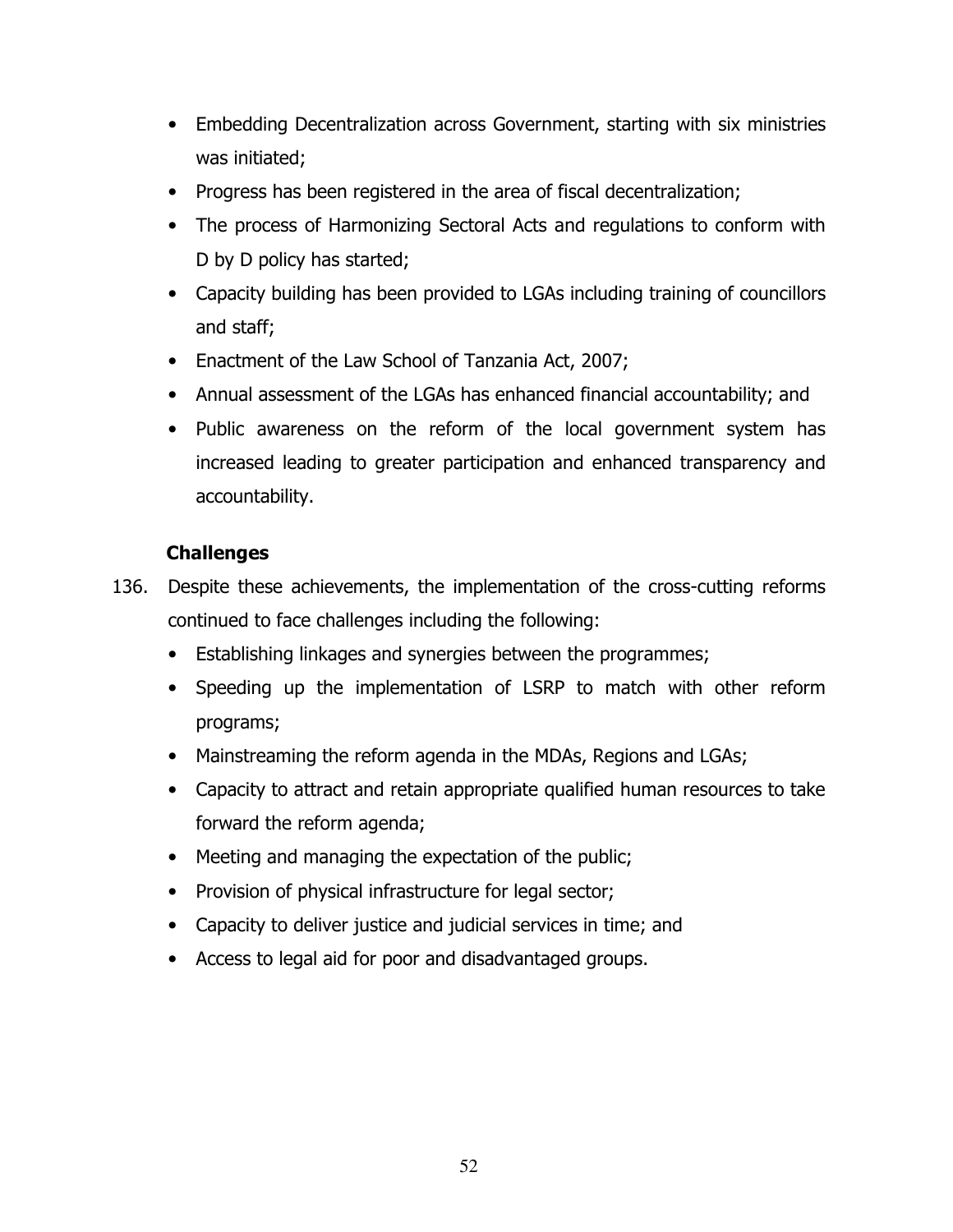- Embedding Decentralization across Government, starting with six ministries was initiated;
- Progress has been registered in the area of fiscal decentralization;
- The process of Harmonizing Sectoral Acts and regulations to conform with D by D policy has started;
- Capacity building has been provided to LGAs including training of councillors and staff;
- Enactment of the Law School of Tanzania Act, 2007;
- Annual assessment of the LGAs has enhanced financial accountability; and
- Public awareness on the reform of the local government system has increased leading to greater participation and enhanced transparency and accountability.

**Challenges**

136. Despite these achievements, the implementation of the cross-cutting reforms continued to face challenges including the following:
- Establishing linkages and synergies between the programmes;
- Speeding up the implementation of LSRP to match with other reform programs;
- Mainstreaming the reform agenda in the MDAs, Regions and LGAs;
- Capacity to attract and retain appropriate qualified human resources to take forward the reform agenda;
- Meeting and managing the expectation of the public;
- Provision of physical infrastructure for legal sector;
- Capacity to deliver justice and judicial services in time; and
- Access to legal aid for poor and disadvantaged groups.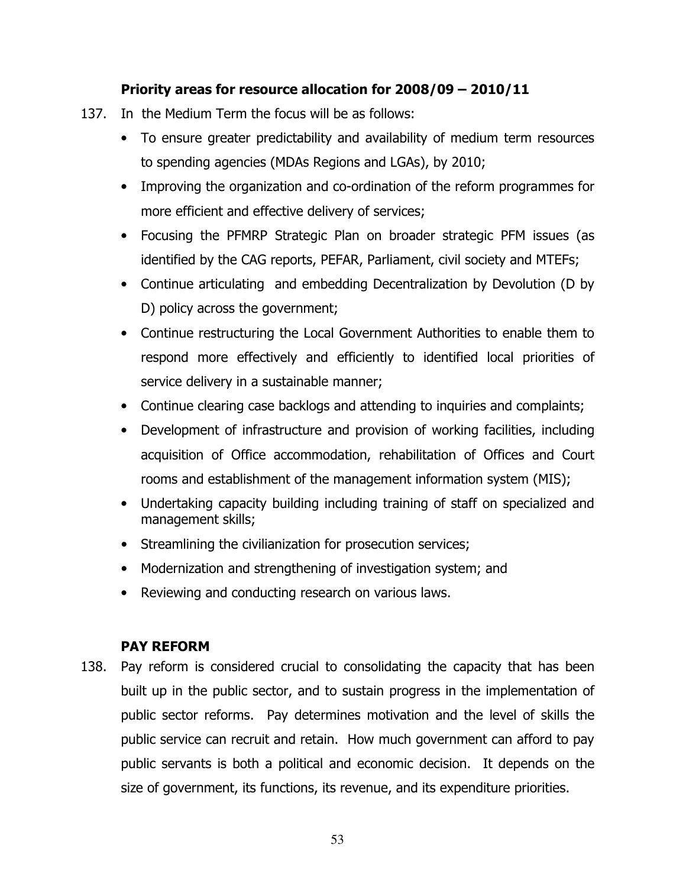**Priority areas for resource allocation for 2008/09 – 2010/11**

137. In the Medium Term the focus will be as follows:

- To ensure greater predictability and availability of medium term resources to spending agencies (MDAs Regions and LGAs), by 2010;
- Improving the organization and co-ordination of the reform programmes for more efficient and effective delivery of services;
- Focusing the PFMRP Strategic Plan on broader strategic PFM issues (as identified by the CAG reports, PEFAR, Parliament, civil society and MTEFs;
- Continue articulating and embedding Decentralization by Devolution (D by D) policy across the government;
- Continue restructuring the Local Government Authorities to enable them to respond more effectively and efficiently to identified local priorities of service delivery in a sustainable manner;
- Continue clearing case backlogs and attending to inquiries and complaints;
- Development of infrastructure and provision of working facilities, including acquisition of Office accommodation, rehabilitation of Offices and Court rooms and establishment of the management information system (MIS);
- Undertaking capacity building including training of staff on specialized and management skills;
- Streamlining the civilianization for prosecution services;
- Modernization and strengthening of investigation system; and
- Reviewing and conducting research on various laws.

**PAY REFORM**

138. Pay reform is considered crucial to consolidating the capacity that has been built up in the public sector, and to sustain progress in the implementation of public sector reforms. Pay determines motivation and the level of skills the public service can recruit and retain. How much government can afford to pay public servants is both a political and economic decision. It depends on the size of government, its functions, its revenue, and its expenditure priorities.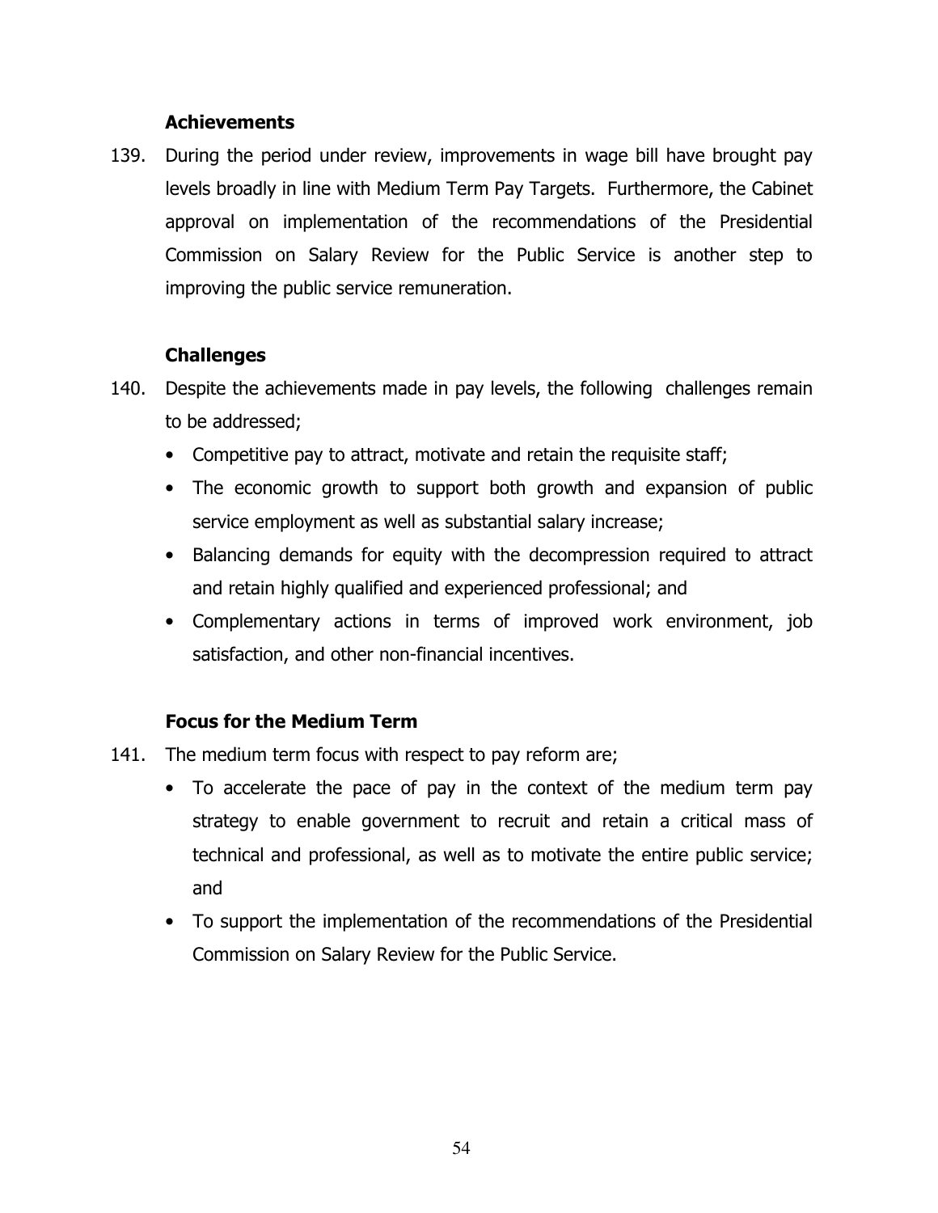### Achievements

139. During the period under review, improvements in wage bill have brought pay levels broadly in line with Medium Term Pay Targets. Furthermore, the Cabinet approval on implementation of the recommendations of the Presidential Commission on Salary Review for the Public Service is another step to improving the public service remuneration.

### Challenges

140. Despite the achievements made in pay levels, the following challenges remain to be addressed;

- Competitive pay to attract, motivate and retain the requisite staff;
- The economic growth to support both growth and expansion of public service employment as well as substantial salary increase;
- Balancing demands for equity with the decompression required to attract and retain highly qualified and experienced professional; and
- Complementary actions in terms of improved work environment, job satisfaction, and other non-financial incentives.

### Focus for the Medium Term

141. The medium term focus with respect to pay reform are;

- To accelerate the pace of pay in the context of the medium term pay strategy to enable government to recruit and retain a critical mass of technical and professional, as well as to motivate the entire public service; and
- To support the implementation of the recommendations of the Presidential Commission on Salary Review for the Public Service.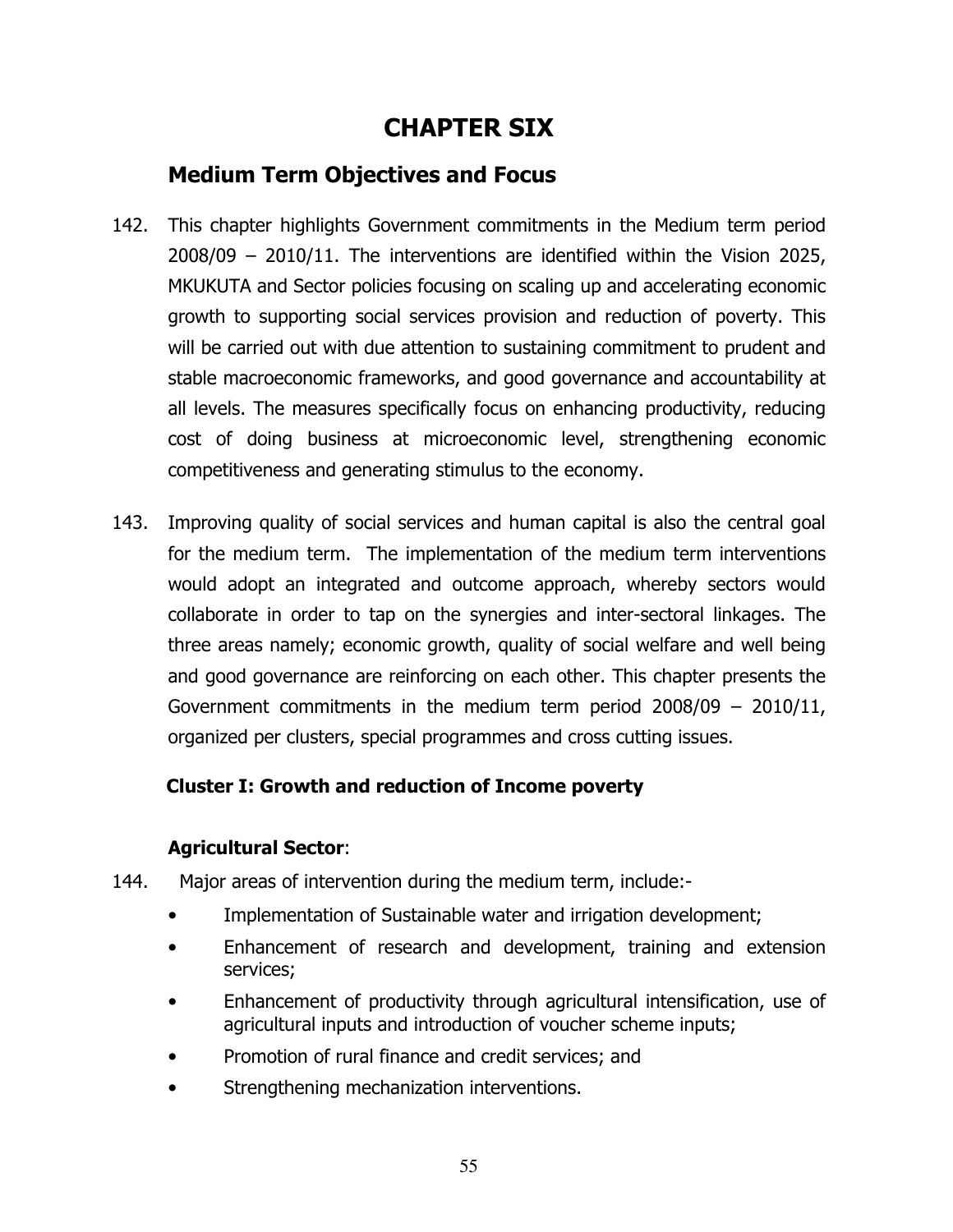# CHAPTER SIX

## Medium Term Objectives and Focus

142. This chapter highlights Government commitments in the Medium term period 2008/09 – 2010/11. The interventions are identified within the Vision 2025, MKUKUTA and Sector policies focusing on scaling up and accelerating economic growth to supporting social services provision and reduction of poverty. This will be carried out with due attention to sustaining commitment to prudent and stable macroeconomic frameworks, and good governance and accountability at all levels. The measures specifically focus on enhancing productivity, reducing cost of doing business at microeconomic level, strengthening economic competitiveness and generating stimulus to the economy.

143. Improving quality of social services and human capital is also the central goal for the medium term. The implementation of the medium term interventions would adopt an integrated and outcome approach, whereby sectors would collaborate in order to tap on the synergies and inter-sectoral linkages. The three areas namely; economic growth, quality of social welfare and well being and good governance are reinforcing on each other. This chapter presents the Government commitments in the medium term period 2008/09 – 2010/11, organized per clusters, special programmes and cross cutting issues.

### Cluster I: Growth and reduction of Income poverty

**Agricultural Sector**:

144. Major areas of intervention during the medium term, include:-

- Implementation of Sustainable water and irrigation development;
- Enhancement of research and development, training and extension services;
- Enhancement of productivity through agricultural intensification, use of agricultural inputs and introduction of voucher scheme inputs;
- Promotion of rural finance and credit services; and
- Strengthening mechanization interventions.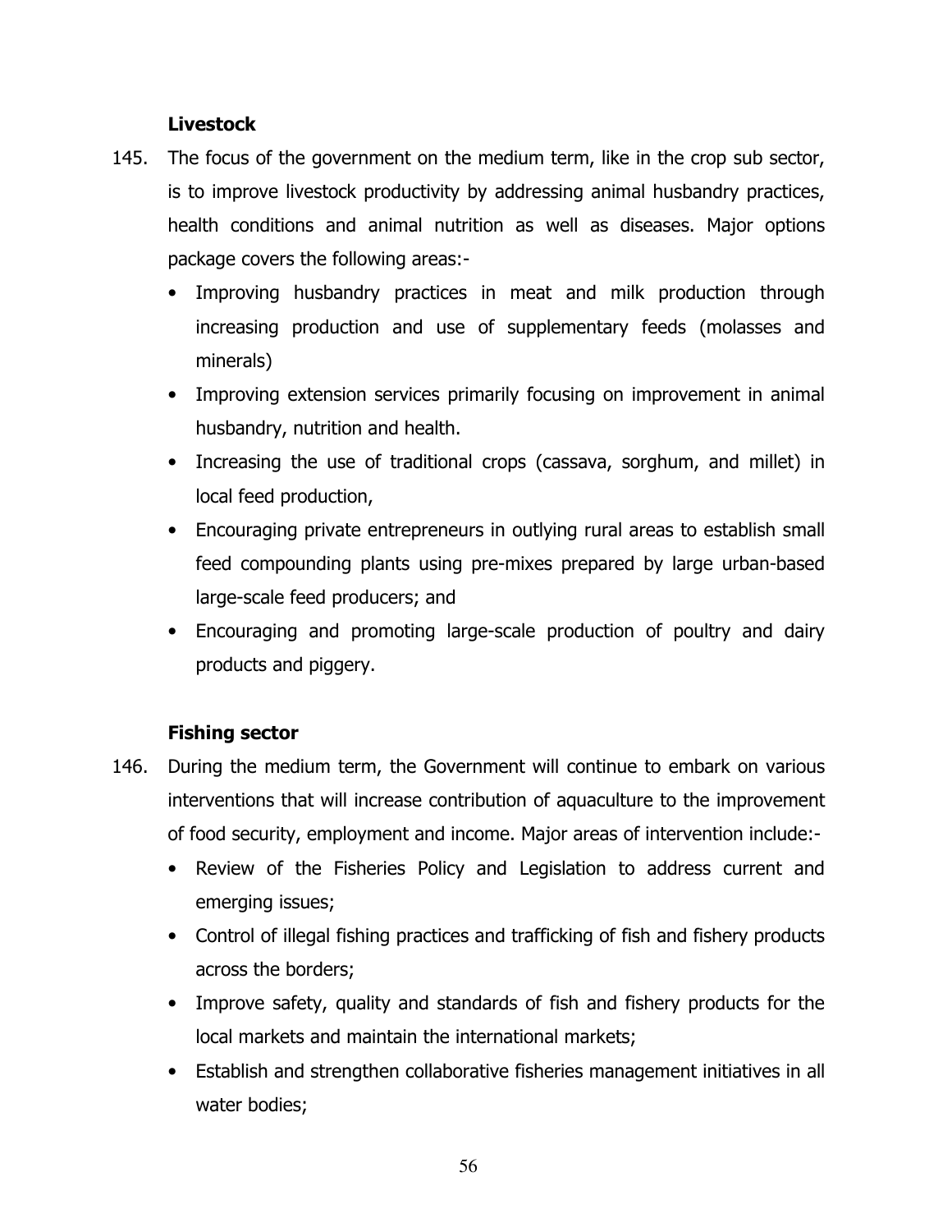### Livestock

145. The focus of the government on the medium term, like in the crop sub sector, is to improve livestock productivity by addressing animal husbandry practices, health conditions and animal nutrition as well as diseases. Major options package covers the following areas:-

   - Improving husbandry practices in meat and milk production through increasing production and use of supplementary feeds (molasses and minerals)
   - Improving extension services primarily focusing on improvement in animal husbandry, nutrition and health.
   - Increasing the use of traditional crops (cassava, sorghum, and millet) in local feed production,
   - Encouraging private entrepreneurs in outlying rural areas to establish small feed compounding plants using pre-mixes prepared by large urban-based large-scale feed producers; and
   - Encouraging and promoting large-scale production of poultry and dairy products and piggery.

### Fishing sector

146. During the medium term, the Government will continue to embark on various interventions that will increase contribution of aquaculture to the improvement of food security, employment and income. Major areas of intervention include:-

   - Review of the Fisheries Policy and Legislation to address current and emerging issues;
   - Control of illegal fishing practices and trafficking of fish and fishery products across the borders;
   - Improve safety, quality and standards of fish and fishery products for the local markets and maintain the international markets;
   - Establish and strengthen collaborative fisheries management initiatives in all water bodies;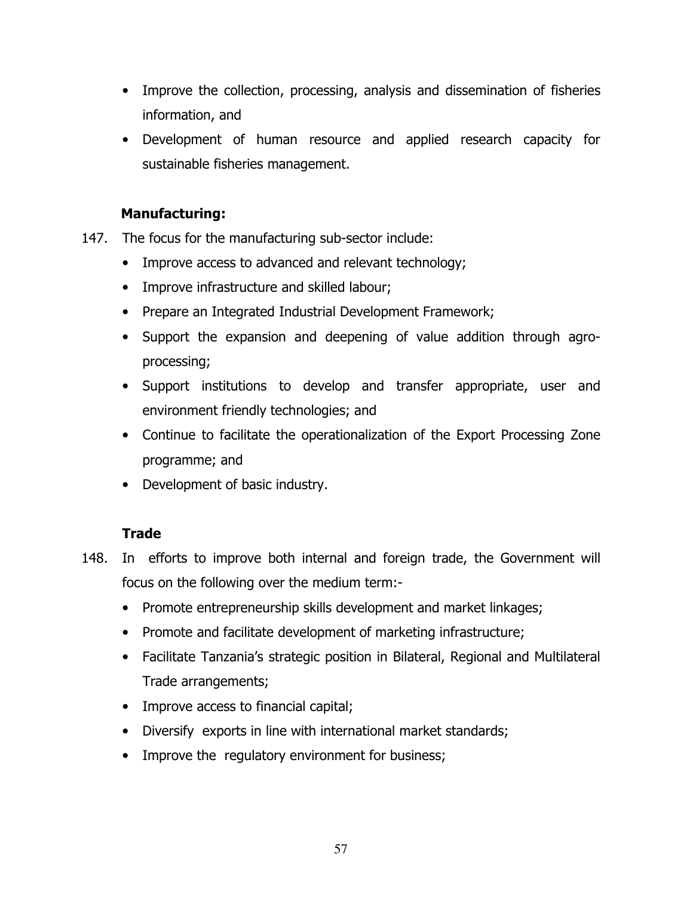- Improve the collection, processing, analysis and dissemination of fisheries information, and
- Development of human resource and applied research capacity for sustainable fisheries management.

**Manufacturing:**

147. The focus for the manufacturing sub-sector include:
    - Improve access to advanced and relevant technology;
    - Improve infrastructure and skilled labour;
    - Prepare an Integrated Industrial Development Framework;
    - Support the expansion and deepening of value addition through agro-processing;
    - Support institutions to develop and transfer appropriate, user and environment friendly technologies; and
    - Continue to facilitate the operationalization of the Export Processing Zone programme; and
    - Development of basic industry.

**Trade**

148. In efforts to improve both internal and foreign trade, the Government will focus on the following over the medium term:-
    - Promote entrepreneurship skills development and market linkages;
    - Promote and facilitate development of marketing infrastructure;
    - Facilitate Tanzania's strategic position in Bilateral, Regional and Multilateral Trade arrangements;
    - Improve access to financial capital;
    - Diversify exports in line with international market standards;
    - Improve the regulatory environment for business;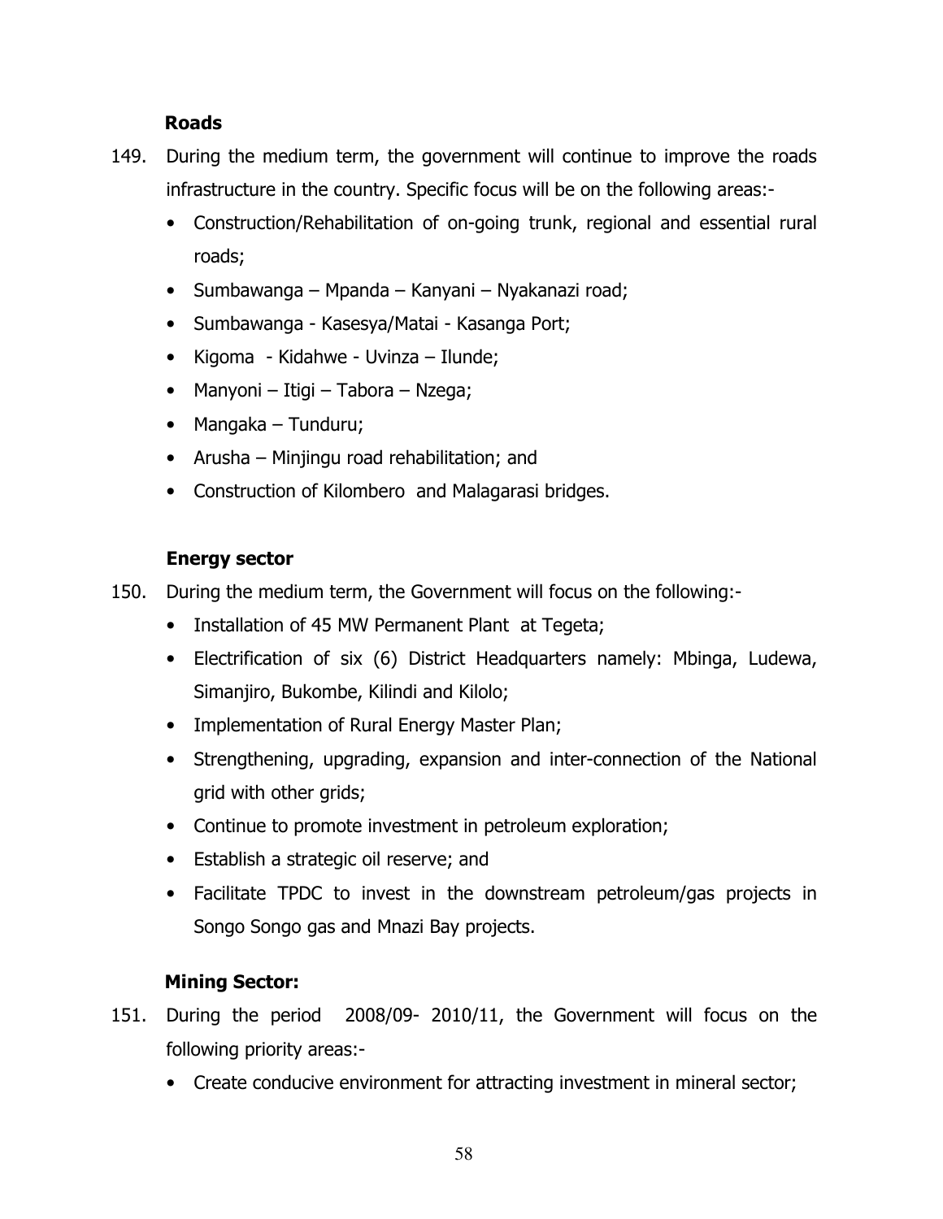### Roads

149. During the medium term, the government will continue to improve the roads infrastructure in the country. Specific focus will be on the following areas:-
    - Construction/Rehabilitation of on-going trunk, regional and essential rural roads;
    - Sumbawanga – Mpanda – Kanyani – Nyakanazi road;
    - Sumbawanga - Kasesya/Matai - Kasanga Port;
    - Kigoma - Kidahwe - Uvinza – Ilunde;
    - Manyoni – Itigi – Tabora – Nzega;
    - Mangaka – Tunduru;
    - Arusha – Minjingu road rehabilitation; and
    - Construction of Kilombero and Malagarasi bridges.

### Energy sector

150. During the medium term, the Government will focus on the following:-
    - Installation of 45 MW Permanent Plant at Tegeta;
    - Electrification of six (6) District Headquarters namely: Mbinga, Ludewa, Simanjiro, Bukombe, Kilindi and Kilolo;
    - Implementation of Rural Energy Master Plan;
    - Strengthening, upgrading, expansion and inter-connection of the National grid with other grids;
    - Continue to promote investment in petroleum exploration;
    - Establish a strategic oil reserve; and
    - Facilitate TPDC to invest in the downstream petroleum/gas projects in Songo Songo gas and Mnazi Bay projects.

### Mining Sector:

151. During the period 2008/09- 2010/11, the Government will focus on the following priority areas:-
    - Create conducive environment for attracting investment in mineral sector;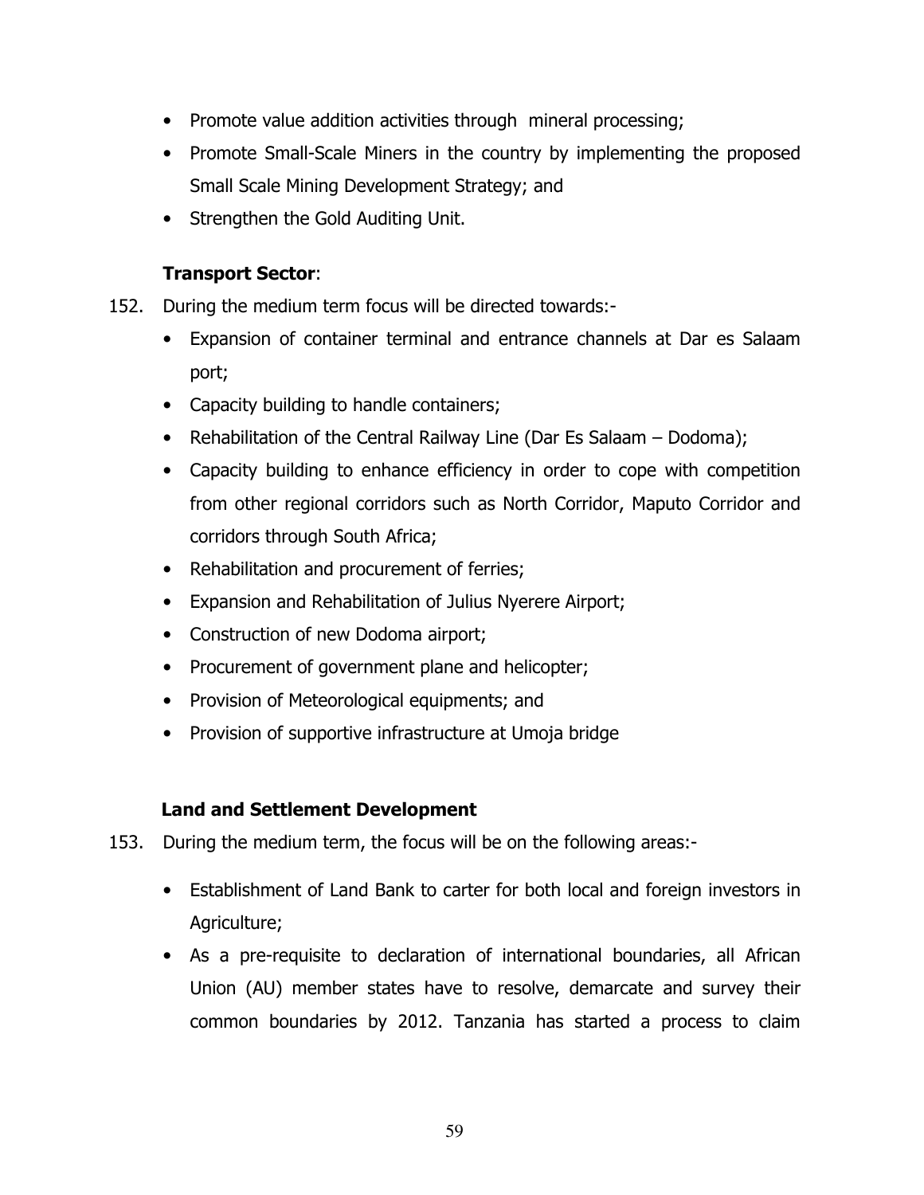- Promote value addition activities through mineral processing;
- Promote Small-Scale Miners in the country by implementing the proposed Small Scale Mining Development Strategy; and
- Strengthen the Gold Auditing Unit.

**Transport Sector**:

152. During the medium term focus will be directed towards:-

- Expansion of container terminal and entrance channels at Dar es Salaam port;
- Capacity building to handle containers;
- Rehabilitation of the Central Railway Line (Dar Es Salaam – Dodoma);
- Capacity building to enhance efficiency in order to cope with competition from other regional corridors such as North Corridor, Maputo Corridor and corridors through South Africa;
- Rehabilitation and procurement of ferries;
- Expansion and Rehabilitation of Julius Nyerere Airport;
- Construction of new Dodoma airport;
- Procurement of government plane and helicopter;
- Provision of Meteorological equipments; and
- Provision of supportive infrastructure at Umoja bridge

**Land and Settlement Development**

153. During the medium term, the focus will be on the following areas:-

- Establishment of Land Bank to carter for both local and foreign investors in Agriculture;
- As a pre-requisite to declaration of international boundaries, all African Union (AU) member states have to resolve, demarcate and survey their common boundaries by 2012. Tanzania has started a process to claim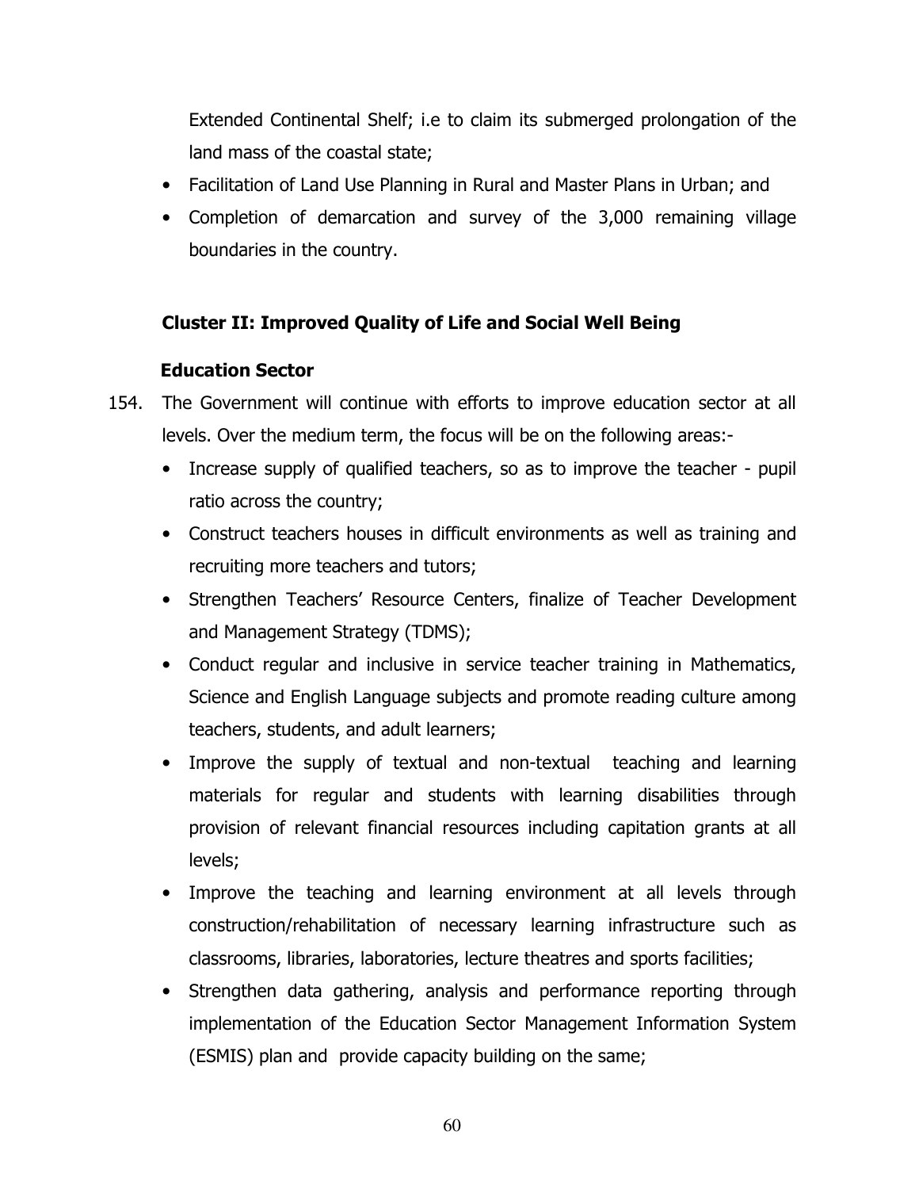Extended Continental Shelf; i.e to claim its submerged prolongation of the land mass of the coastal state;

- Facilitation of Land Use Planning in Rural and Master Plans in Urban; and
- Completion of demarcation and survey of the 3,000 remaining village boundaries in the country.

**Cluster II: Improved Quality of Life and Social Well Being**

**Education Sector**

154. The Government will continue with efforts to improve education sector at all levels. Over the medium term, the focus will be on the following areas:-

- Increase supply of qualified teachers, so as to improve the teacher - pupil ratio across the country;
- Construct teachers houses in difficult environments as well as training and recruiting more teachers and tutors;
- Strengthen Teachers' Resource Centers, finalize of Teacher Development and Management Strategy (TDMS);
- Conduct regular and inclusive in service teacher training in Mathematics, Science and English Language subjects and promote reading culture among teachers, students, and adult learners;
- Improve the supply of textual and non-textual teaching and learning materials for regular and students with learning disabilities through provision of relevant financial resources including capitation grants at all levels;
- Improve the teaching and learning environment at all levels through construction/rehabilitation of necessary learning infrastructure such as classrooms, libraries, laboratories, lecture theatres and sports facilities;
- Strengthen data gathering, analysis and performance reporting through implementation of the Education Sector Management Information System (ESMIS) plan and provide capacity building on the same;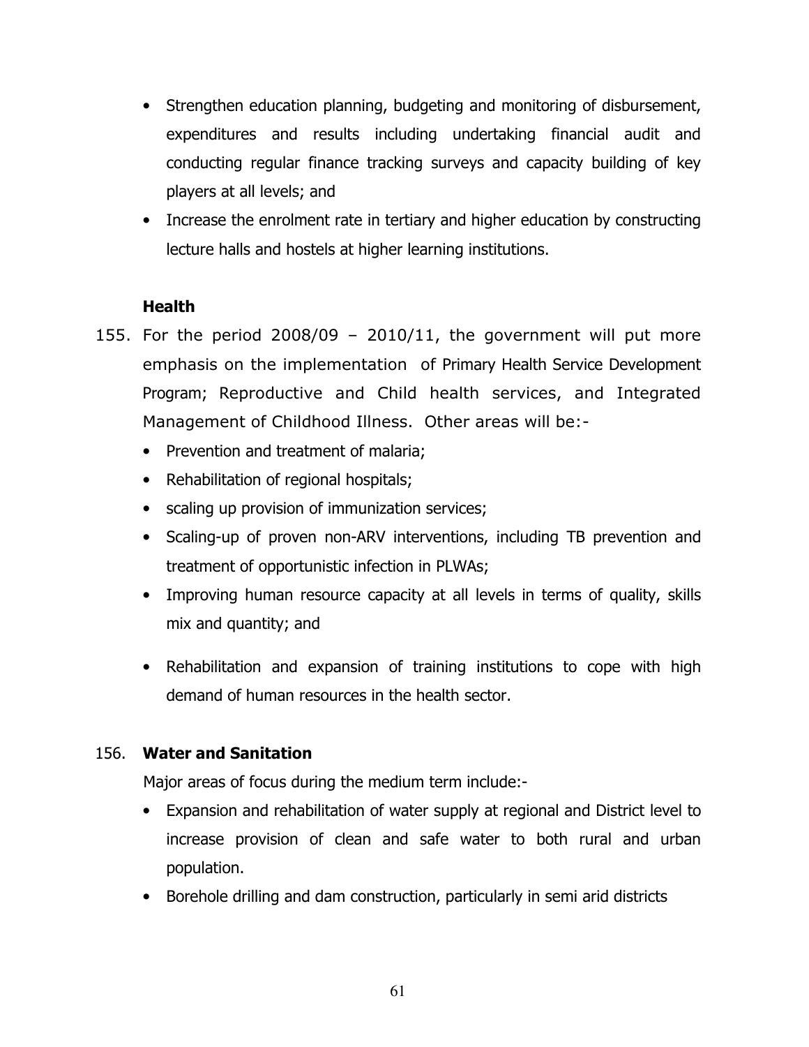- Strengthen education planning, budgeting and monitoring of disbursement, expenditures and results including undertaking financial audit and conducting regular finance tracking surveys and capacity building of key players at all levels; and
- Increase the enrolment rate in tertiary and higher education by constructing lecture halls and hostels at higher learning institutions.

**Health**

155. For the period 2008/09 – 2010/11, the government will put more emphasis on the implementation of Primary Health Service Development Program; Reproductive and Child health services, and Integrated Management of Childhood Illness. Other areas will be:-

- Prevention and treatment of malaria;
- Rehabilitation of regional hospitals;
- scaling up provision of immunization services;
- Scaling-up of proven non-ARV interventions, including TB prevention and treatment of opportunistic infection in PLWAs;
- Improving human resource capacity at all levels in terms of quality, skills mix and quantity; and
- Rehabilitation and expansion of training institutions to cope with high demand of human resources in the health sector.

156. **Water and Sanitation**

Major areas of focus during the medium term include:-

- Expansion and rehabilitation of water supply at regional and District level to increase provision of clean and safe water to both rural and urban population.
- Borehole drilling and dam construction, particularly in semi arid districts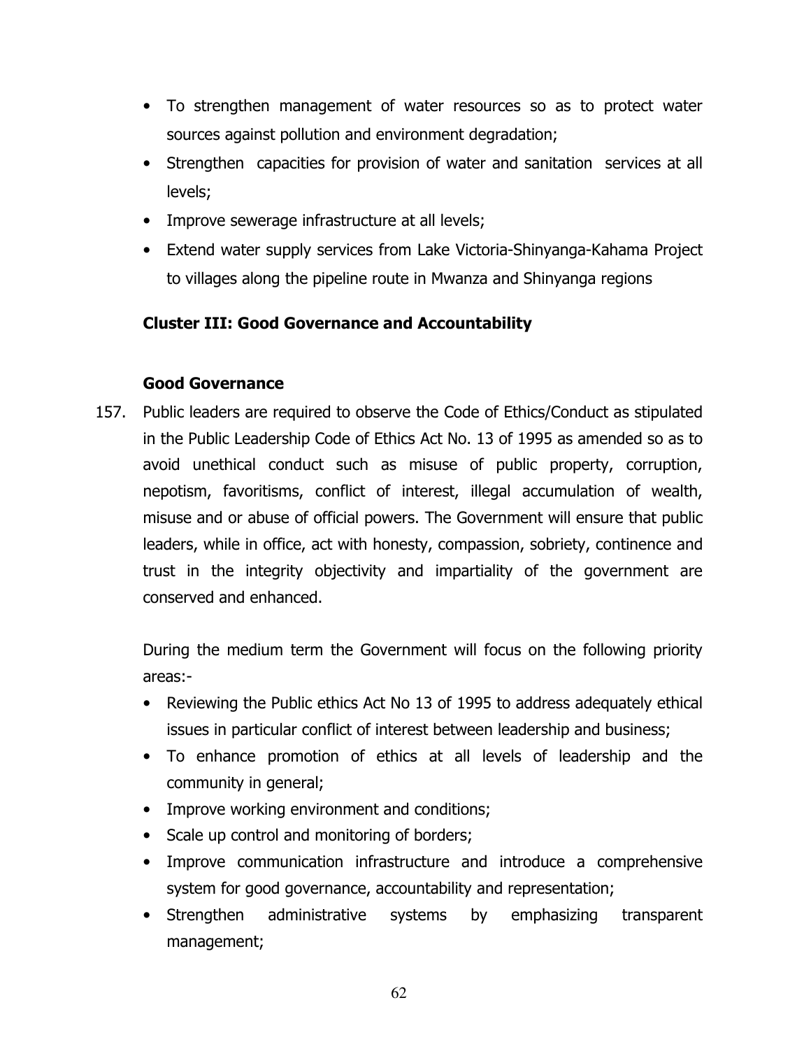- To strengthen management of water resources so as to protect water sources against pollution and environment degradation;
- Strengthen capacities for provision of water and sanitation services at all levels;
- Improve sewerage infrastructure at all levels;
- Extend water supply services from Lake Victoria-Shinyanga-Kahama Project to villages along the pipeline route in Mwanza and Shinyanga regions

### Cluster III: Good Governance and Accountability

#### Good Governance

157. Public leaders are required to observe the Code of Ethics/Conduct as stipulated in the Public Leadership Code of Ethics Act No. 13 of 1995 as amended so as to avoid unethical conduct such as misuse of public property, corruption, nepotism, favoritisms, conflict of interest, illegal accumulation of wealth, misuse and or abuse of official powers. The Government will ensure that public leaders, while in office, act with honesty, compassion, sobriety, continence and trust in the integrity objectivity and impartiality of the government are conserved and enhanced.

During the medium term the Government will focus on the following priority areas:-

- Reviewing the Public ethics Act No 13 of 1995 to address adequately ethical issues in particular conflict of interest between leadership and business;
- To enhance promotion of ethics at all levels of leadership and the community in general;
- Improve working environment and conditions;
- Scale up control and monitoring of borders;
- Improve communication infrastructure and introduce a comprehensive system for good governance, accountability and representation;
- Strengthen administrative systems by emphasizing transparent management;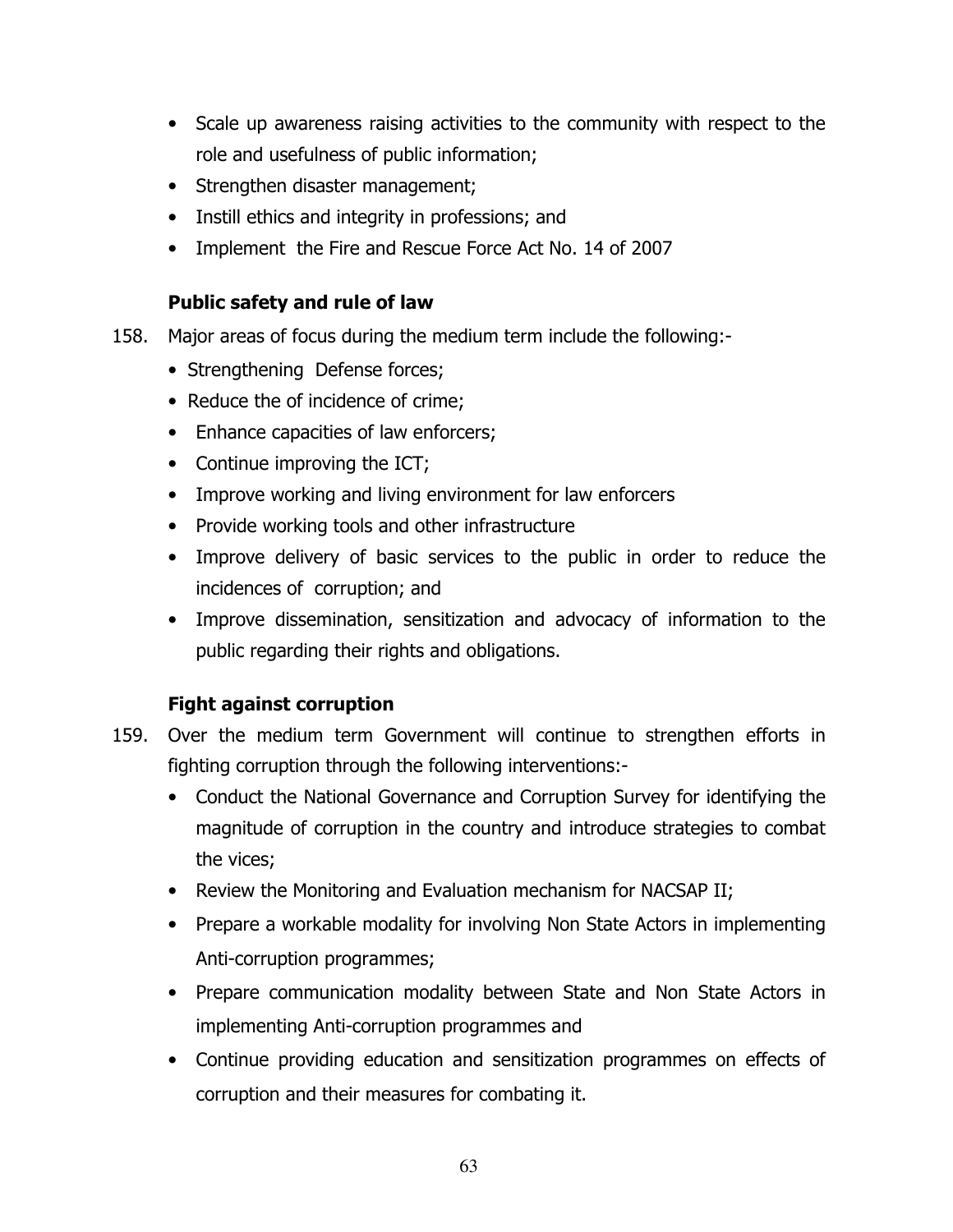- Scale up awareness raising activities to the community with respect to the role and usefulness of public information;
- Strengthen disaster management;
- Instill ethics and integrity in professions; and
- Implement the Fire and Rescue Force Act No. 14 of 2007

### Public safety and rule of law

158. Major areas of focus during the medium term include the following:-
   - Strengthening Defense forces;
   - Reduce the of incidence of crime;
   - Enhance capacities of law enforcers;
   - Continue improving the ICT;
   - Improve working and living environment for law enforcers
   - Provide working tools and other infrastructure
   - Improve delivery of basic services to the public in order to reduce the incidences of corruption; and
   - Improve dissemination, sensitization and advocacy of information to the public regarding their rights and obligations.

### Fight against corruption

159. Over the medium term Government will continue to strengthen efforts in fighting corruption through the following interventions:-
   - Conduct the National Governance and Corruption Survey for identifying the magnitude of corruption in the country and introduce strategies to combat the vices;
   - Review the Monitoring and Evaluation mechanism for NACSAP II;
   - Prepare a workable modality for involving Non State Actors in implementing Anti-corruption programmes;
   - Prepare communication modality between State and Non State Actors in implementing Anti-corruption programmes and
   - Continue providing education and sensitization programmes on effects of corruption and their measures for combating it.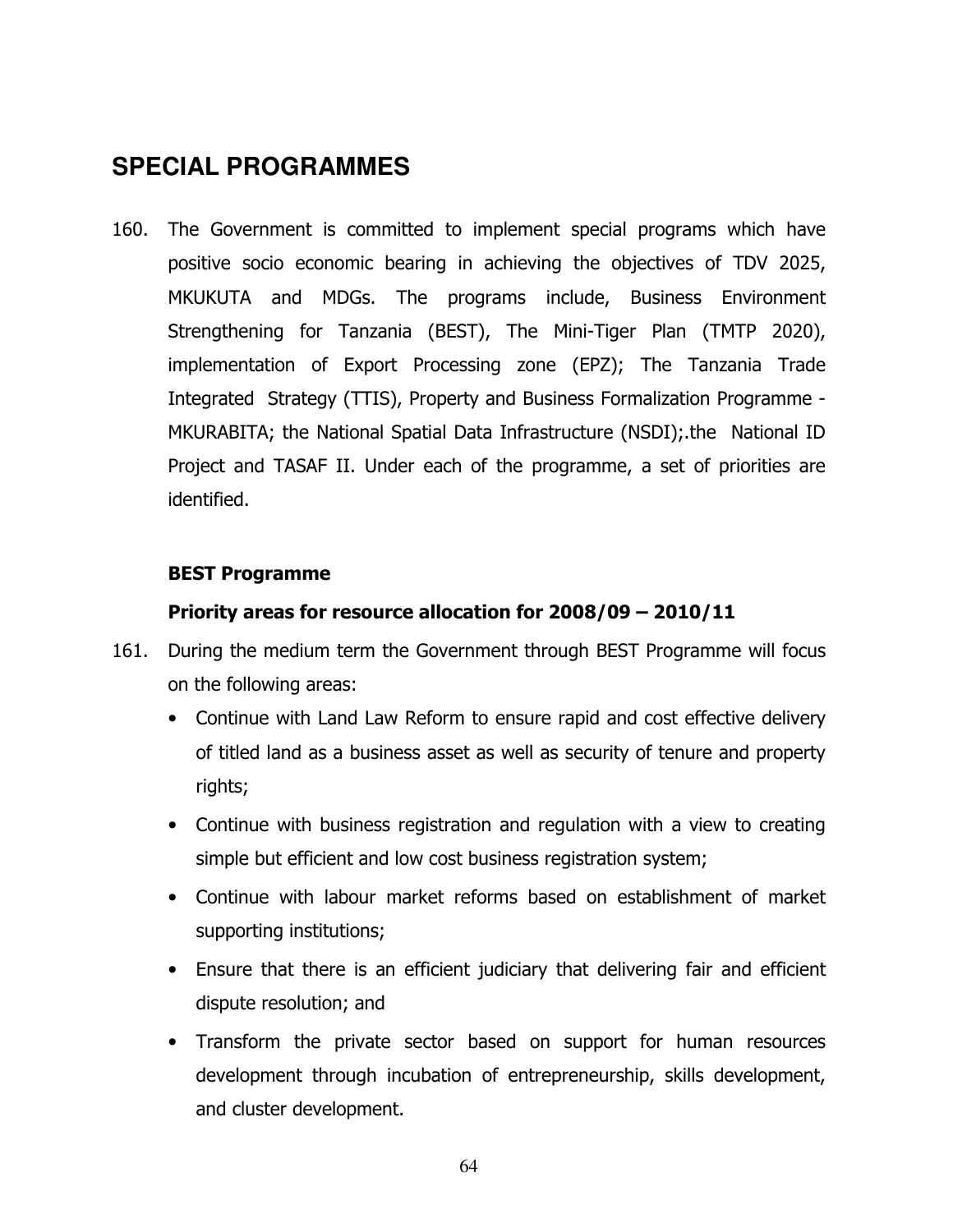## SPECIAL PROGRAMMES

160. The Government is committed to implement special programs which have positive socio economic bearing in achieving the objectives of TDV 2025, MKUKUTA and MDGs. The programs include, Business Environment Strengthening for Tanzania (BEST), The Mini-Tiger Plan (TMTP 2020), implementation of Export Processing zone (EPZ); The Tanzania Trade Integrated Strategy (TTIS), Property and Business Formalization Programme - MKURABITA; the National Spatial Data Infrastructure (NSDI);.the National ID Project and TASAF II. Under each of the programme, a set of priorities are identified.

**BEST Programme**

**Priority areas for resource allocation for 2008/09 – 2010/11**

161. During the medium term the Government through BEST Programme will focus on the following areas:

- Continue with Land Law Reform to ensure rapid and cost effective delivery of titled land as a business asset as well as security of tenure and property rights;
- Continue with business registration and regulation with a view to creating simple but efficient and low cost business registration system;
- Continue with labour market reforms based on establishment of market supporting institutions;
- Ensure that there is an efficient judiciary that delivering fair and efficient dispute resolution; and
- Transform the private sector based on support for human resources development through incubation of entrepreneurship, skills development, and cluster development.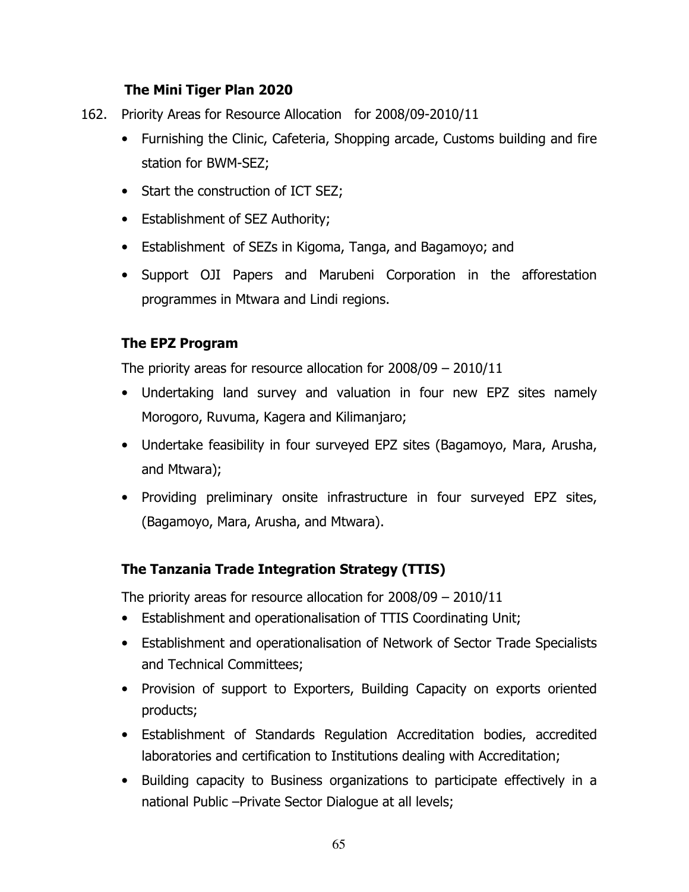**The Mini Tiger Plan 2020**

162. Priority Areas for Resource Allocation for 2008/09-2010/11

- Furnishing the Clinic, Cafeteria, Shopping arcade, Customs building and fire station for BWM-SEZ;
- Start the construction of ICT SEZ;
- Establishment of SEZ Authority;
- Establishment of SEZs in Kigoma, Tanga, and Bagamoyo; and
- Support OJI Papers and Marubeni Corporation in the afforestation programmes in Mtwara and Lindi regions.

**The EPZ Program**

The priority areas for resource allocation for 2008/09 – 2010/11

- Undertaking land survey and valuation in four new EPZ sites namely Morogoro, Ruvuma, Kagera and Kilimanjaro;
- Undertake feasibility in four surveyed EPZ sites (Bagamoyo, Mara, Arusha, and Mtwara);
- Providing preliminary onsite infrastructure in four surveyed EPZ sites, (Bagamoyo, Mara, Arusha, and Mtwara).

**The Tanzania Trade Integration Strategy (TTIS)**

The priority areas for resource allocation for 2008/09 – 2010/11

- Establishment and operationalisation of TTIS Coordinating Unit;
- Establishment and operationalisation of Network of Sector Trade Specialists and Technical Committees;
- Provision of support to Exporters, Building Capacity on exports oriented products;
- Establishment of Standards Regulation Accreditation bodies, accredited laboratories and certification to Institutions dealing with Accreditation;
- Building capacity to Business organizations to participate effectively in a national Public –Private Sector Dialogue at all levels;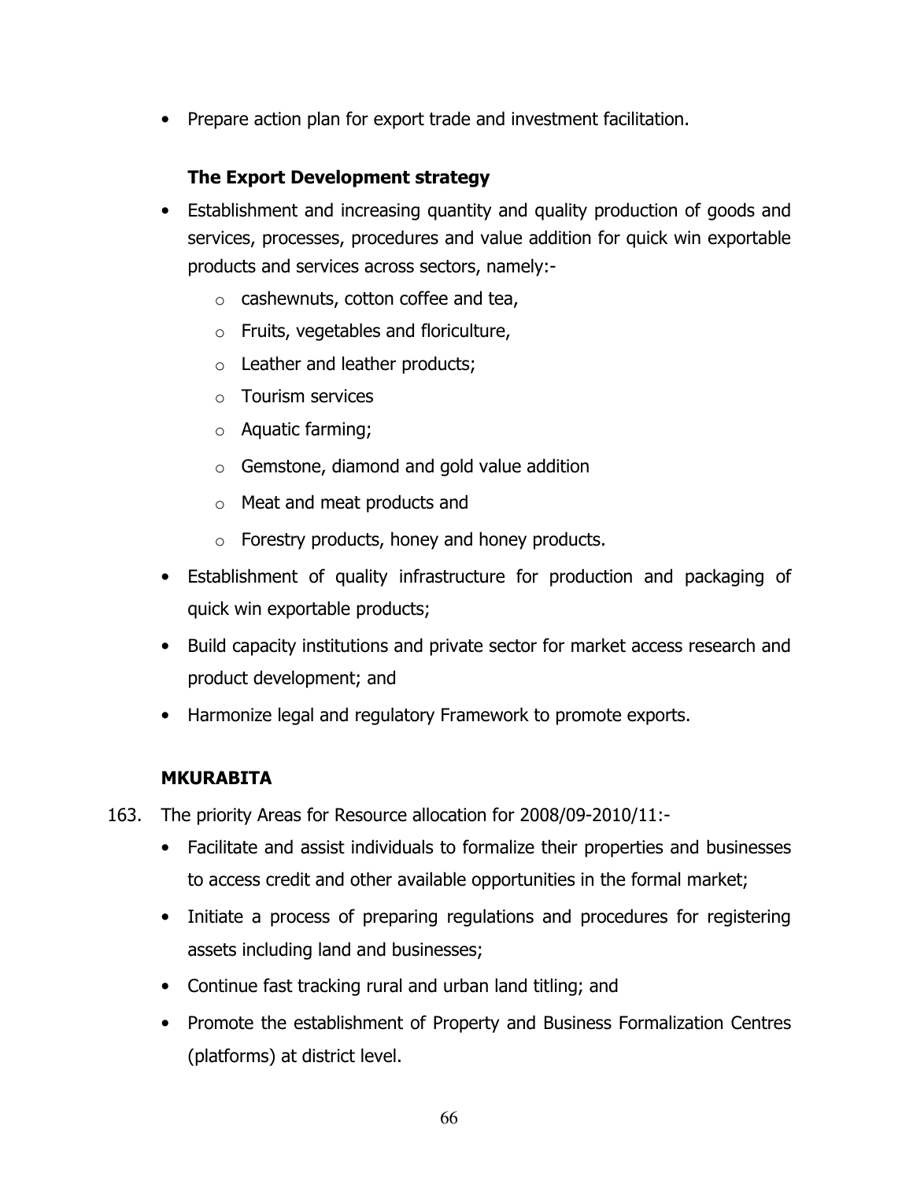- Prepare action plan for export trade and investment facilitation.

**The Export Development strategy**

- Establishment and increasing quantity and quality production of goods and services, processes, procedures and value addition for quick win exportable products and services across sectors, namely:-
    - cashewnuts, cotton coffee and tea,
    - Fruits, vegetables and floriculture,
    - Leather and leather products;
    - Tourism services
    - Aquatic farming;
    - Gemstone, diamond and gold value addition
    - Meat and meat products and
    - Forestry products, honey and honey products.
- Establishment of quality infrastructure for production and packaging of quick win exportable products;
- Build capacity institutions and private sector for market access research and product development; and
- Harmonize legal and regulatory Framework to promote exports.

**MKURABITA**

163. The priority Areas for Resource allocation for 2008/09-2010/11:-

- Facilitate and assist individuals to formalize their properties and businesses to access credit and other available opportunities in the formal market;
- Initiate a process of preparing regulations and procedures for registering assets including land and businesses;
- Continue fast tracking rural and urban land titling; and
- Promote the establishment of Property and Business Formalization Centres (platforms) at district level.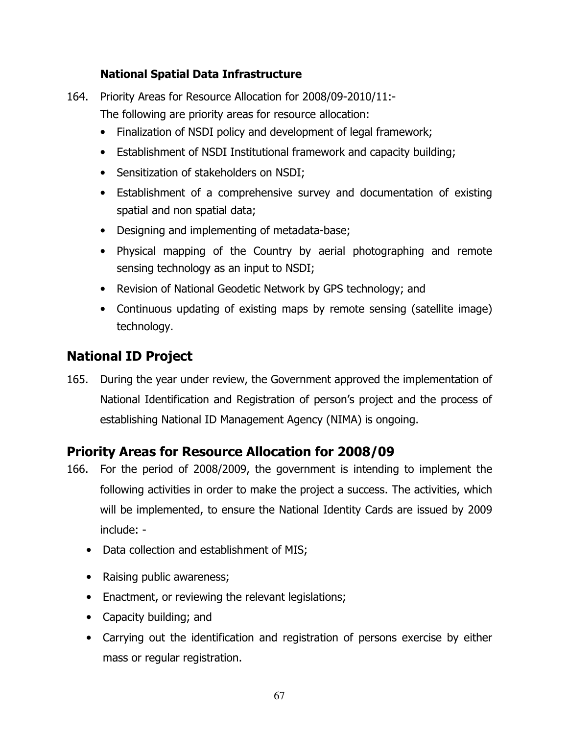### National Spatial Data Infrastructure

164. Priority Areas for Resource Allocation for 2008/09-2010/11:-
The following are priority areas for resource allocation:
    - Finalization of NSDI policy and development of legal framework;
    - Establishment of NSDI Institutional framework and capacity building;
    - Sensitization of stakeholders on NSDI;
    - Establishment of a comprehensive survey and documentation of existing spatial and non spatial data;
    - Designing and implementing of metadata-base;
    - Physical mapping of the Country by aerial photographing and remote sensing technology as an input to NSDI;
    - Revision of National Geodetic Network by GPS technology; and
    - Continuous updating of existing maps by remote sensing (satellite image) technology.

## National ID Project

165. During the year under review, the Government approved the implementation of National Identification and Registration of person's project and the process of establishing National ID Management Agency (NIMA) is ongoing.

## Priority Areas for Resource Allocation for 2008/09

166. For the period of 2008/2009, the government is intending to implement the following activities in order to make the project a success. The activities, which will be implemented, to ensure the National Identity Cards are issued by 2009 include: -
    - Data collection and establishment of MIS;
    - Raising public awareness;
    - Enactment, or reviewing the relevant legislations;
    - Capacity building; and
    - Carrying out the identification and registration of persons exercise by either mass or regular registration.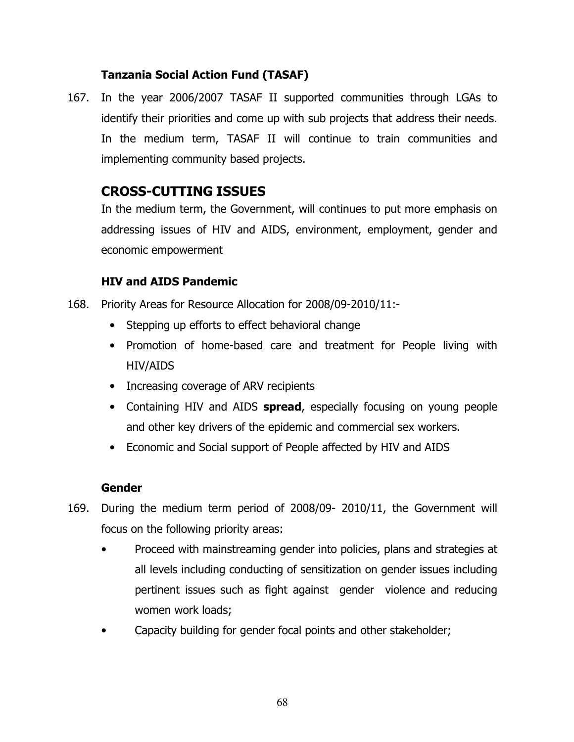### Tanzania Social Action Fund (TASAF)

167. In the year 2006/2007 TASAF II supported communities through LGAs to identify their priorities and come up with sub projects that address their needs. In the medium term, TASAF II will continue to train communities and implementing community based projects.

## CROSS-CUTTING ISSUES

In the medium term, the Government, will continues to put more emphasis on addressing issues of HIV and AIDS, environment, employment, gender and economic empowerment

### HIV and AIDS Pandemic

168. Priority Areas for Resource Allocation for 2008/09-2010/11:-
    - Stepping up efforts to effect behavioral change
    - Promotion of home-based care and treatment for People living with HIV/AIDS
    - Increasing coverage of ARV recipients
    - Containing HIV and AIDS **spread**, especially focusing on young people and other key drivers of the epidemic and commercial sex workers.
    - Economic and Social support of People affected by HIV and AIDS

### Gender

169. During the medium term period of 2008/09- 2010/11, the Government will focus on the following priority areas:
    - Proceed with mainstreaming gender into policies, plans and strategies at all levels including conducting of sensitization on gender issues including pertinent issues such as fight against gender violence and reducing women work loads;
    - Capacity building for gender focal points and other stakeholder;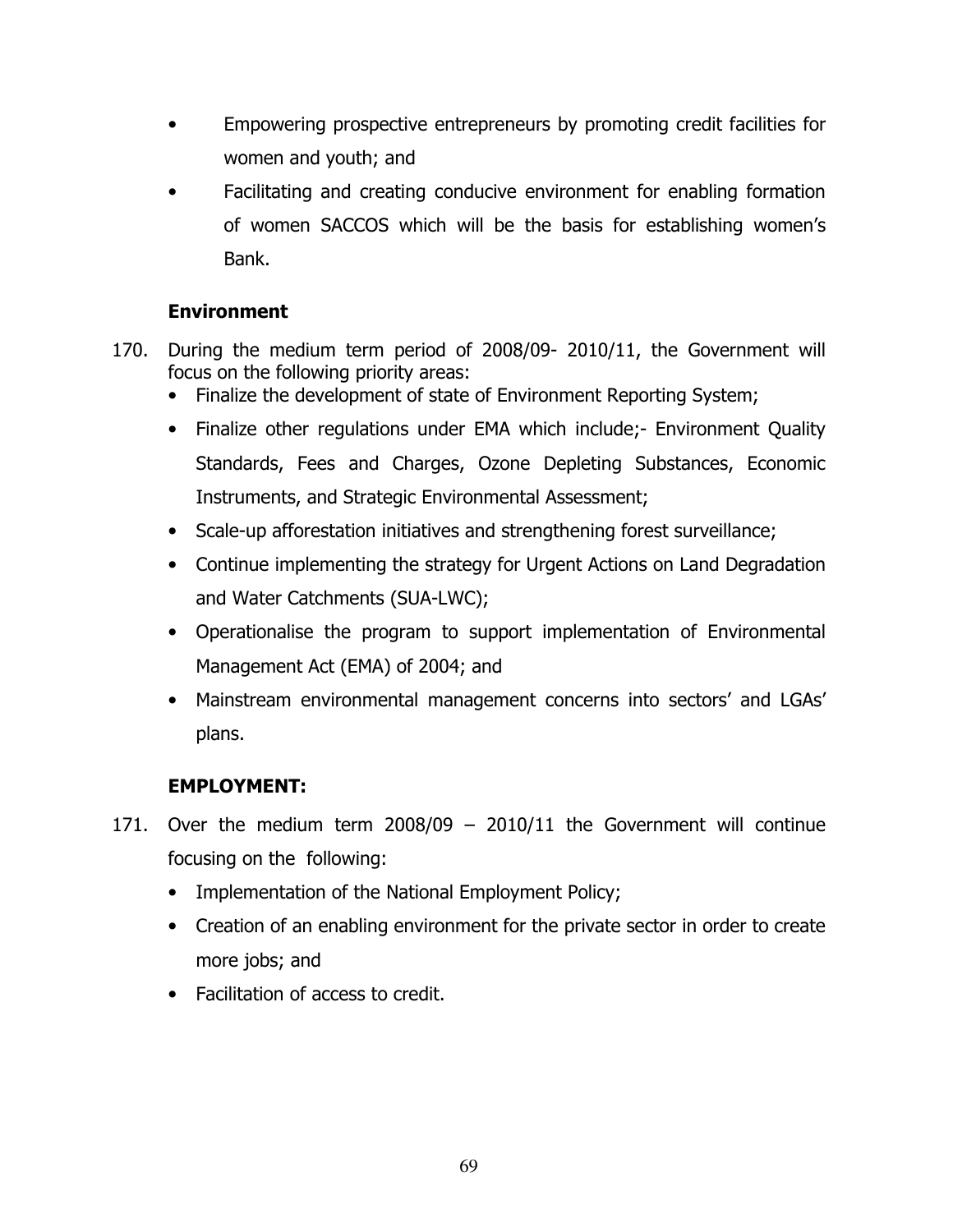- Empowering prospective entrepreneurs by promoting credit facilities for women and youth; and
- Facilitating and creating conducive environment for enabling formation of women SACCOS which will be the basis for establishing women's Bank.

**Environment**

170. During the medium term period of 2008/09- 2010/11, the Government will focus on the following priority areas:
    - Finalize the development of state of Environment Reporting System;
    - Finalize other regulations under EMA which include;- Environment Quality Standards, Fees and Charges, Ozone Depleting Substances, Economic Instruments, and Strategic Environmental Assessment;
    - Scale-up afforestation initiatives and strengthening forest surveillance;
    - Continue implementing the strategy for Urgent Actions on Land Degradation and Water Catchments (SUA-LWC);
    - Operationalise the program to support implementation of Environmental Management Act (EMA) of 2004; and
    - Mainstream environmental management concerns into sectors' and LGAs' plans.

**EMPLOYMENT:**

171. Over the medium term 2008/09 – 2010/11 the Government will continue focusing on the following:
    - Implementation of the National Employment Policy;
    - Creation of an enabling environment for the private sector in order to create more jobs; and
    - Facilitation of access to credit.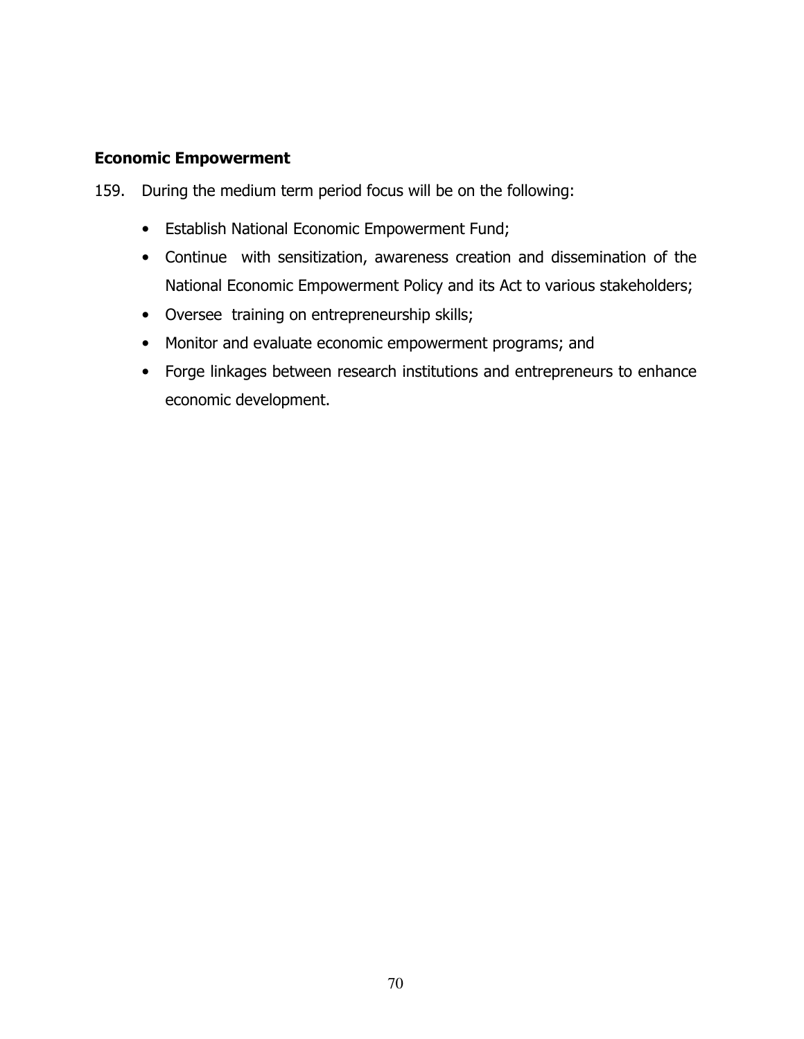**Economic Empowerment**

159. During the medium term period focus will be on the following:

- Establish National Economic Empowerment Fund;
- Continue with sensitization, awareness creation and dissemination of the National Economic Empowerment Policy and its Act to various stakeholders;
- Oversee training on entrepreneurship skills;
- Monitor and evaluate economic empowerment programs; and
- Forge linkages between research institutions and entrepreneurs to enhance economic development.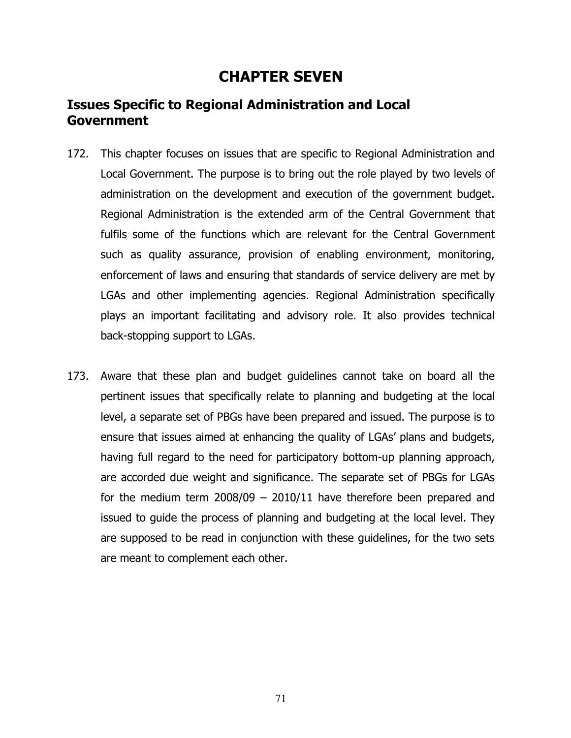# CHAPTER SEVEN

## Issues Specific to Regional Administration and Local Government

172. This chapter focuses on issues that are specific to Regional Administration and Local Government. The purpose is to bring out the role played by two levels of administration on the development and execution of the government budget. Regional Administration is the extended arm of the Central Government that fulfils some of the functions which are relevant for the Central Government such as quality assurance, provision of enabling environment, monitoring, enforcement of laws and ensuring that standards of service delivery are met by LGAs and other implementing agencies. Regional Administration specifically plays an important facilitating and advisory role. It also provides technical back-stopping support to LGAs.

173. Aware that these plan and budget guidelines cannot take on board all the pertinent issues that specifically relate to planning and budgeting at the local level, a separate set of PBGs have been prepared and issued. The purpose is to ensure that issues aimed at enhancing the quality of LGAs' plans and budgets, having full regard to the need for participatory bottom-up planning approach, are accorded due weight and significance. The separate set of PBGs for LGAs for the medium term 2008/09 – 2010/11 have therefore been prepared and issued to guide the process of planning and budgeting at the local level. They are supposed to be read in conjunction with these guidelines, for the two sets are meant to complement each other.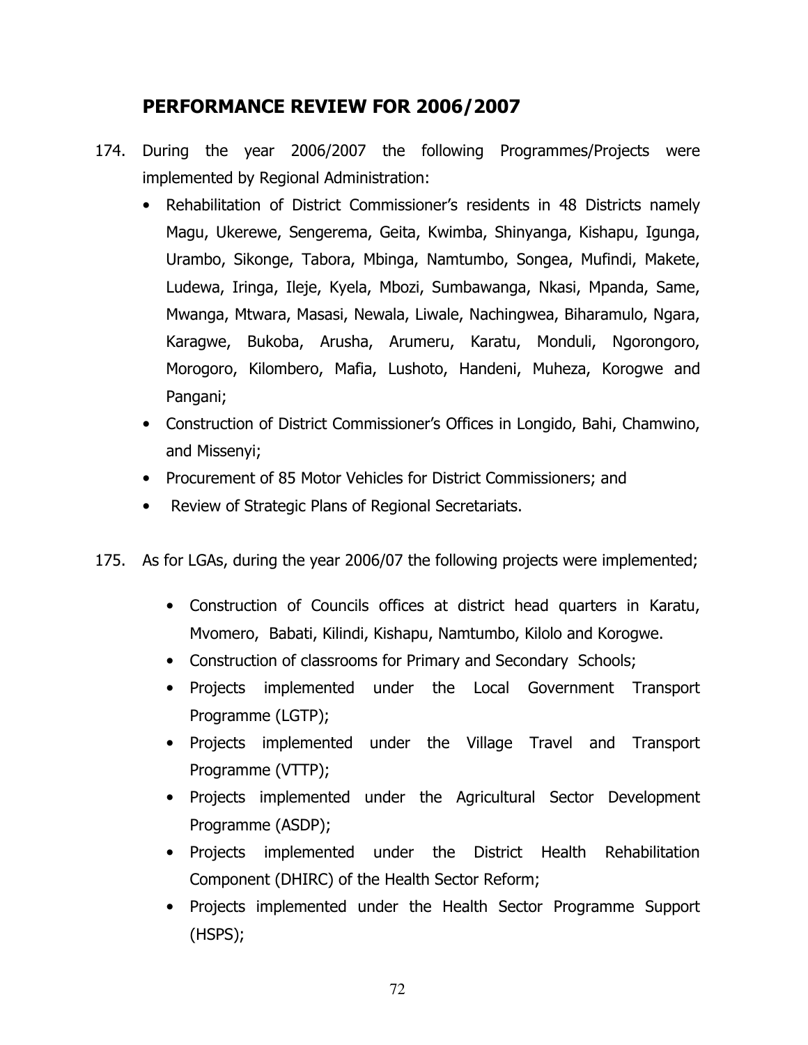## PERFORMANCE REVIEW FOR 2006/2007

174. During the year 2006/2007 the following Programmes/Projects were implemented by Regional Administration:

    - Rehabilitation of District Commissioner's residents in 48 Districts namely Magu, Ukerewe, Sengerema, Geita, Kwimba, Shinyanga, Kishapu, Igunga, Urambo, Sikonge, Tabora, Mbinga, Namtumbo, Songea, Mufindi, Makete, Ludewa, Iringa, Ileje, Kyela, Mbozi, Sumbawanga, Nkasi, Mpanda, Same, Mwanga, Mtwara, Masasi, Newala, Liwale, Nachingwea, Biharamulo, Ngara, Karagwe, Bukoba, Arusha, Arumeru, Karatu, Monduli, Ngorongoro, Morogoro, Kilombero, Mafia, Lushoto, Handeni, Muheza, Korogwe and Pangani;
    - Construction of District Commissioner's Offices in Longido, Bahi, Chamwino, and Missenyi;
    - Procurement of 85 Motor Vehicles for District Commissioners; and
    - Review of Strategic Plans of Regional Secretariats.

175. As for LGAs, during the year 2006/07 the following projects were implemented;

    - Construction of Councils offices at district head quarters in Karatu, Mvomero, Babati, Kilindi, Kishapu, Namtumbo, Kilolo and Korogwe.
    - Construction of classrooms for Primary and Secondary Schools;
    - Projects implemented under the Local Government Transport Programme (LGTP);
    - Projects implemented under the Village Travel and Transport Programme (VTTP);
    - Projects implemented under the Agricultural Sector Development Programme (ASDP);
    - Projects implemented under the District Health Rehabilitation Component (DHIRC) of the Health Sector Reform;
    - Projects implemented under the Health Sector Programme Support (HSPS);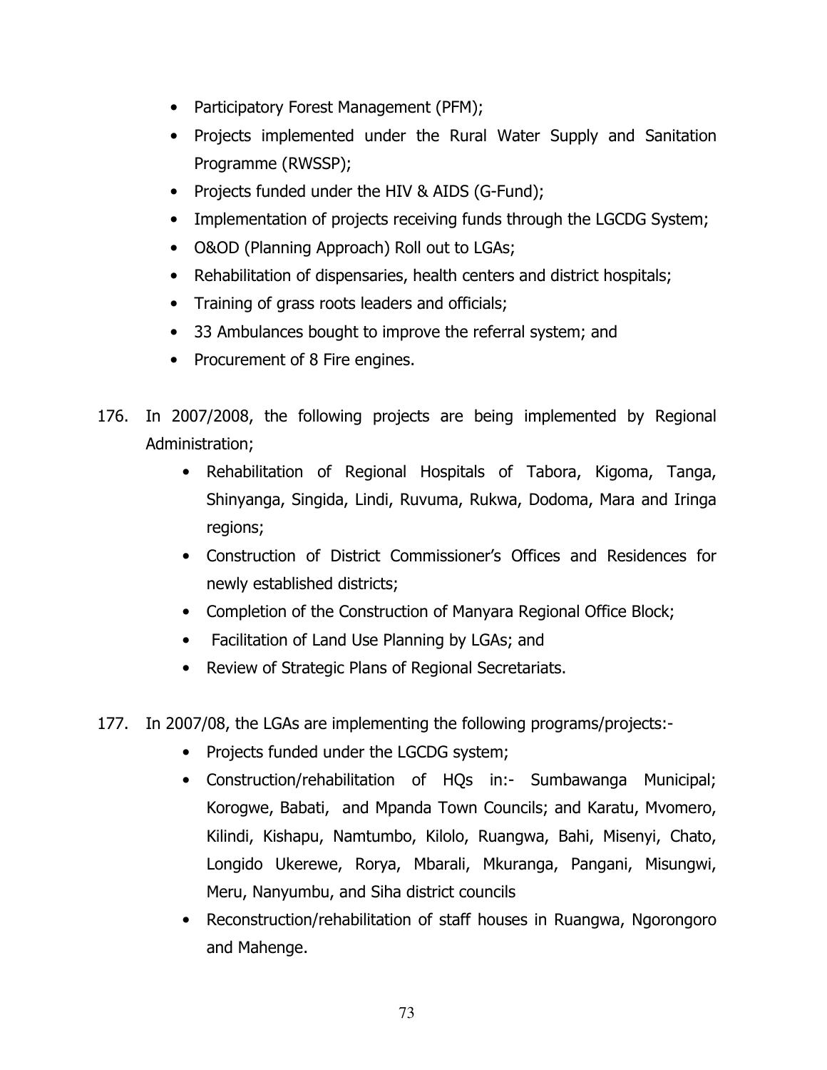- Participatory Forest Management (PFM);
- Projects implemented under the Rural Water Supply and Sanitation Programme (RWSSP);
- Projects funded under the HIV & AIDS (G-Fund);
- Implementation of projects receiving funds through the LGCDG System;
- O&OD (Planning Approach) Roll out to LGAs;
- Rehabilitation of dispensaries, health centers and district hospitals;
- Training of grass roots leaders and officials;
- 33 Ambulances bought to improve the referral system; and
- Procurement of 8 Fire engines.

176. In 2007/2008, the following projects are being implemented by Regional Administration;

- Rehabilitation of Regional Hospitals of Tabora, Kigoma, Tanga, Shinyanga, Singida, Lindi, Ruvuma, Rukwa, Dodoma, Mara and Iringa regions;
- Construction of District Commissioner's Offices and Residences for newly established districts;
- Completion of the Construction of Manyara Regional Office Block;
- Facilitation of Land Use Planning by LGAs; and
- Review of Strategic Plans of Regional Secretariats.

177. In 2007/08, the LGAs are implementing the following programs/projects:-

- Projects funded under the LGCDG system;
- Construction/rehabilitation of HQs in:- Sumbawanga Municipal; Korogwe, Babati, and Mpanda Town Councils; and Karatu, Mvomero, Kilindi, Kishapu, Namtumbo, Kilolo, Ruangwa, Bahi, Misenyi, Chato, Longido Ukerewe, Rorya, Mbarali, Mkuranga, Pangani, Misungwi, Meru, Nanyumbu, and Siha district councils
- Reconstruction/rehabilitation of staff houses in Ruangwa, Ngorongoro and Mahenge.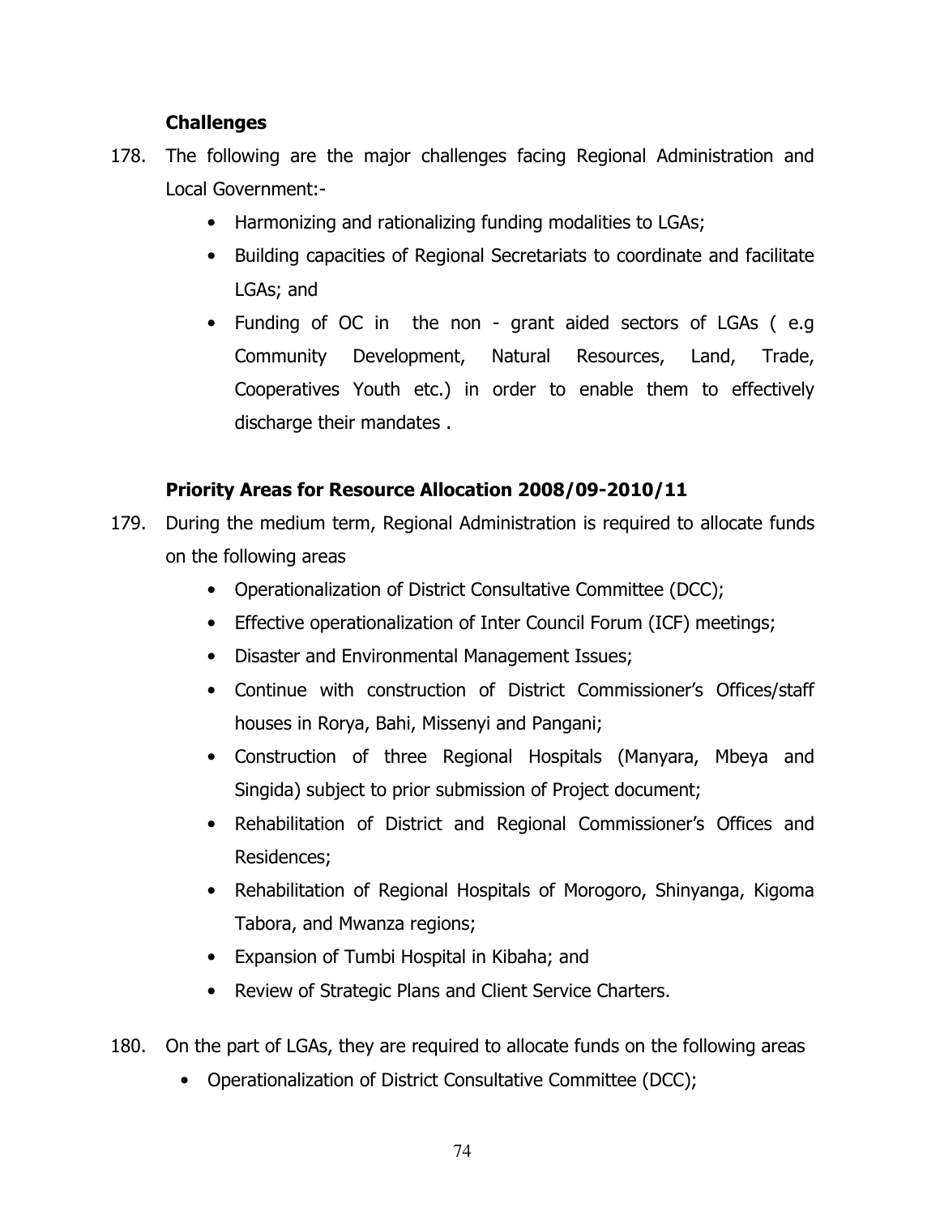### Challenges

178. The following are the major challenges facing Regional Administration and Local Government:-

- Harmonizing and rationalizing funding modalities to LGAs;
- Building capacities of Regional Secretariats to coordinate and facilitate LGAs; and
- Funding of OC in the non - grant aided sectors of LGAs ( e.g Community Development, Natural Resources, Land, Trade, Cooperatives Youth etc.) in order to enable them to effectively discharge their mandates .

### Priority Areas for Resource Allocation 2008/09-2010/11

179. During the medium term, Regional Administration is required to allocate funds on the following areas

- Operationalization of District Consultative Committee (DCC);
- Effective operationalization of Inter Council Forum (ICF) meetings;
- Disaster and Environmental Management Issues;
- Continue with construction of District Commissioner's Offices/staff houses in Rorya, Bahi, Missenyi and Pangani;
- Construction of three Regional Hospitals (Manyara, Mbeya and Singida) subject to prior submission of Project document;
- Rehabilitation of District and Regional Commissioner's Offices and Residences;
- Rehabilitation of Regional Hospitals of Morogoro, Shinyanga, Kigoma Tabora, and Mwanza regions;
- Expansion of Tumbi Hospital in Kibaha; and
- Review of Strategic Plans and Client Service Charters.

180. On the part of LGAs, they are required to allocate funds on the following areas

- Operationalization of District Consultative Committee (DCC);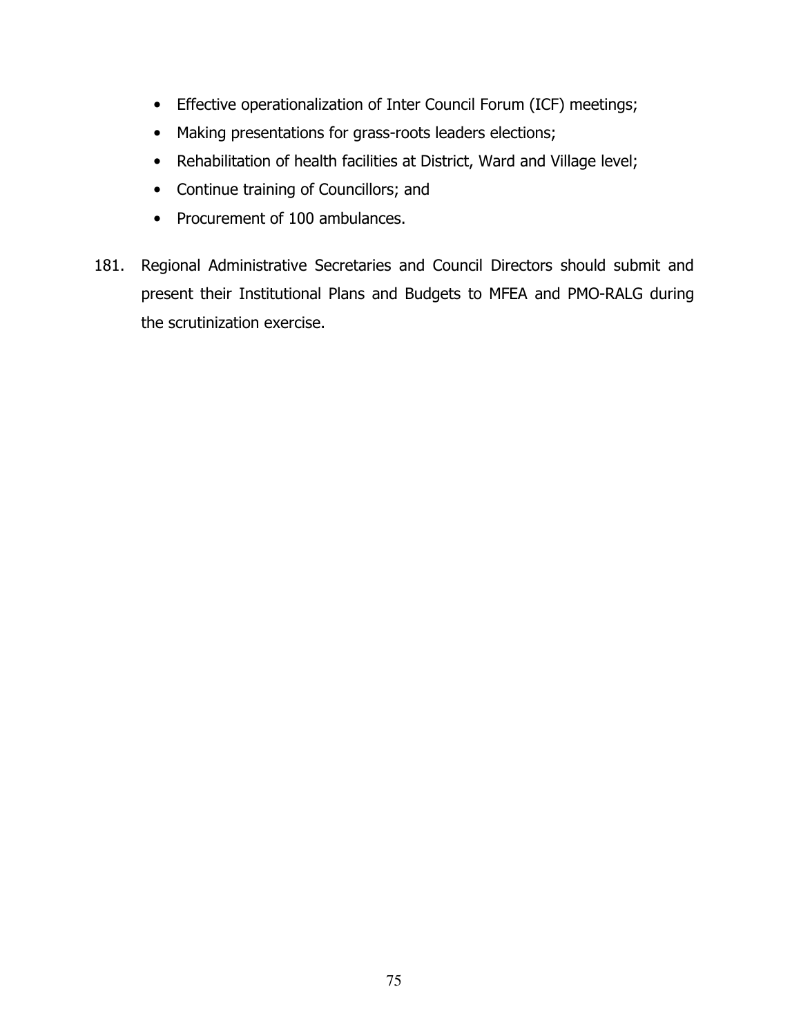- Effective operationalization of Inter Council Forum (ICF) meetings;
- Making presentations for grass-roots leaders elections;
- Rehabilitation of health facilities at District, Ward and Village level;
- Continue training of Councillors; and
- Procurement of 100 ambulances.

181. Regional Administrative Secretaries and Council Directors should submit and present their Institutional Plans and Budgets to MFEA and PMO-RALG during the scrutinization exercise.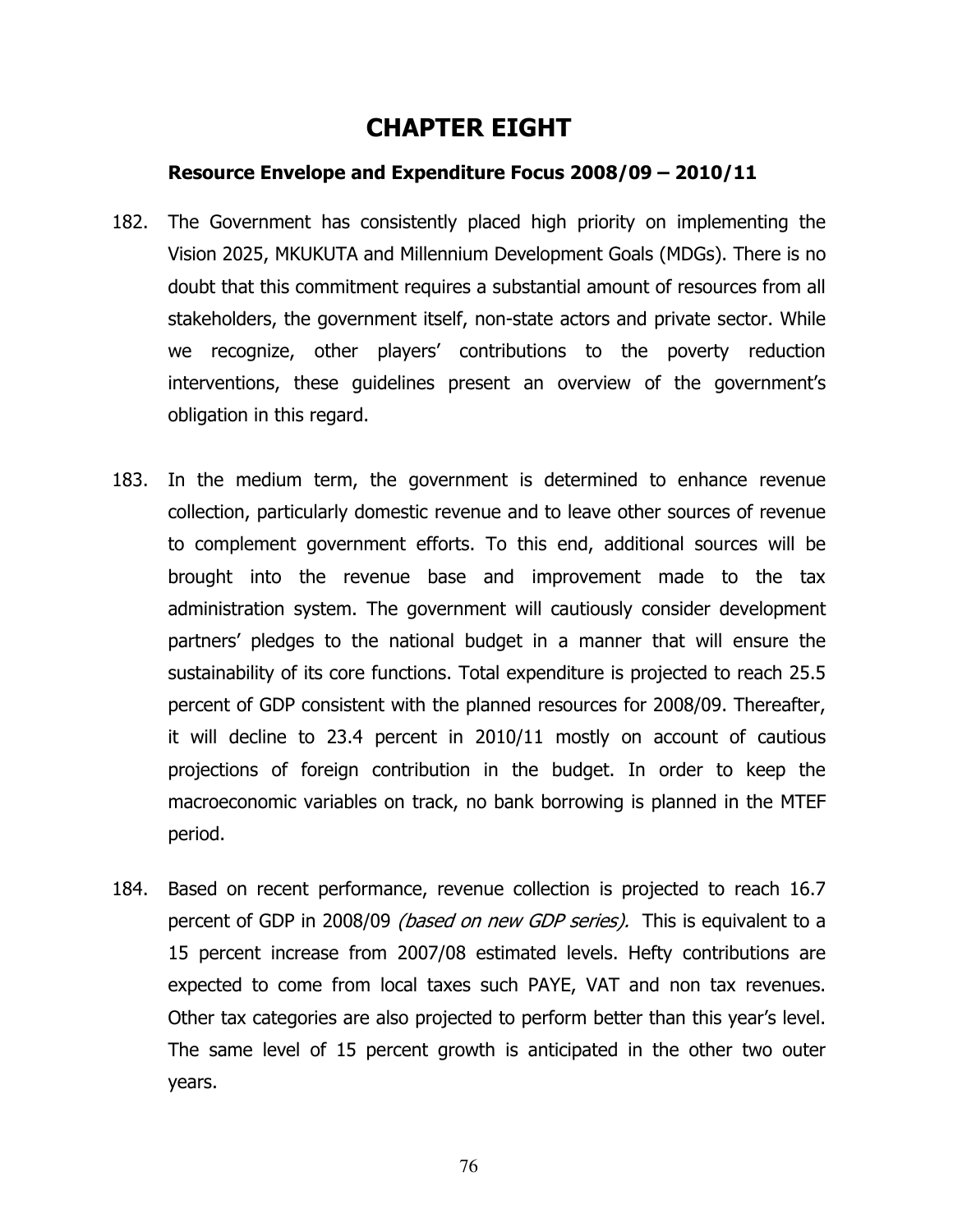# CHAPTER EIGHT

### Resource Envelope and Expenditure Focus 2008/09 – 2010/11

182. The Government has consistently placed high priority on implementing the Vision 2025, MKUKUTA and Millennium Development Goals (MDGs). There is no doubt that this commitment requires a substantial amount of resources from all stakeholders, the government itself, non-state actors and private sector. While we recognize, other players' contributions to the poverty reduction interventions, these guidelines present an overview of the government's obligation in this regard.

183. In the medium term, the government is determined to enhance revenue collection, particularly domestic revenue and to leave other sources of revenue to complement government efforts. To this end, additional sources will be brought into the revenue base and improvement made to the tax administration system. The government will cautiously consider development partners' pledges to the national budget in a manner that will ensure the sustainability of its core functions. Total expenditure is projected to reach 25.5 percent of GDP consistent with the planned resources for 2008/09. Thereafter, it will decline to 23.4 percent in 2010/11 mostly on account of cautious projections of foreign contribution in the budget. In order to keep the macroeconomic variables on track, no bank borrowing is planned in the MTEF period.

184. Based on recent performance, revenue collection is projected to reach 16.7 percent of GDP in 2008/09 *(based on new GDP series).* This is equivalent to a 15 percent increase from 2007/08 estimated levels. Hefty contributions are expected to come from local taxes such PAYE, VAT and non tax revenues. Other tax categories are also projected to perform better than this year's level. The same level of 15 percent growth is anticipated in the other two outer years.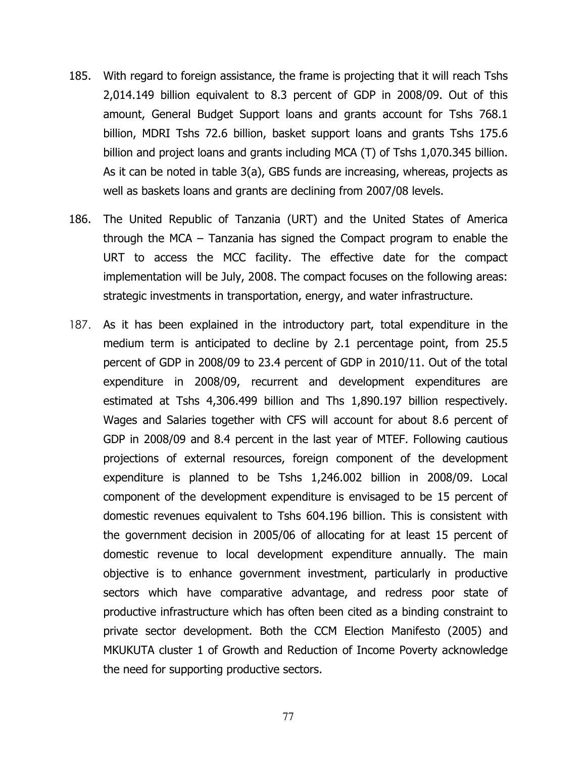185. With regard to foreign assistance, the frame is projecting that it will reach Tshs 2,014.149 billion equivalent to 8.3 percent of GDP in 2008/09. Out of this amount, General Budget Support loans and grants account for Tshs 768.1 billion, MDRI Tshs 72.6 billion, basket support loans and grants Tshs 175.6 billion and project loans and grants including MCA (T) of Tshs 1,070.345 billion. As it can be noted in table 3(a), GBS funds are increasing, whereas, projects as well as baskets loans and grants are declining from 2007/08 levels.

186. The United Republic of Tanzania (URT) and the United States of America through the MCA – Tanzania has signed the Compact program to enable the URT to access the MCC facility. The effective date for the compact implementation will be July, 2008. The compact focuses on the following areas: strategic investments in transportation, energy, and water infrastructure.

187. As it has been explained in the introductory part, total expenditure in the medium term is anticipated to decline by 2.1 percentage point, from 25.5 percent of GDP in 2008/09 to 23.4 percent of GDP in 2010/11. Out of the total expenditure in 2008/09, recurrent and development expenditures are estimated at Tshs 4,306.499 billion and Ths 1,890.197 billion respectively. Wages and Salaries together with CFS will account for about 8.6 percent of GDP in 2008/09 and 8.4 percent in the last year of MTEF. Following cautious projections of external resources, foreign component of the development expenditure is planned to be Tshs 1,246.002 billion in 2008/09. Local component of the development expenditure is envisaged to be 15 percent of domestic revenues equivalent to Tshs 604.196 billion. This is consistent with the government decision in 2005/06 of allocating for at least 15 percent of domestic revenue to local development expenditure annually. The main objective is to enhance government investment, particularly in productive sectors which have comparative advantage, and redress poor state of productive infrastructure which has often been cited as a binding constraint to private sector development. Both the CCM Election Manifesto (2005) and MKUKUTA cluster 1 of Growth and Reduction of Income Poverty acknowledge the need for supporting productive sectors.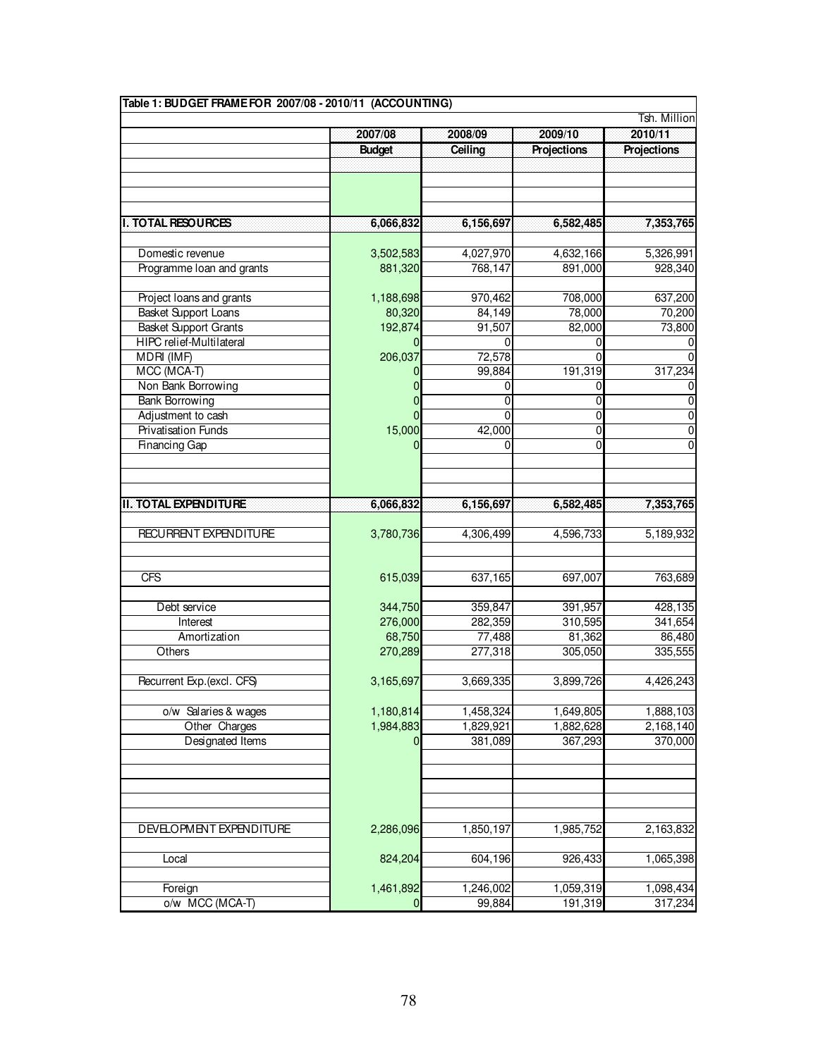**Table 1: BUDGET FRAME FOR 2007/08 - 2010/11 (ACCOUNTING)**

Tsh. Million

| | 2007/08 | 2008/09 | 2009/10 | 2010/11 |
|---|---|---|---|---|
| | Budget | Ceiling | Projections | Projections |
| **I. TOTAL RESOURCES** | **6,066,832** | **6,156,697** | **6,582,485** | **7,353,765** |
| Domestic revenue | 3,502,583 | 4,027,970 | 4,632,166 | 5,326,991 |
| Programme loan and grants | 881,320 | 768,147 | 891,000 | 928,340 |
| Project loans and grants | 1,188,698 | 970,462 | 708,000 | 637,200 |
| Basket Support Loans | 80,320 | 84,149 | 78,000 | 70,200 |
| Basket Support Grants | 192,874 | 91,507 | 82,000 | 73,800 |
| HIPC relief-Multilateral | 0 | 0 | 0 | 0 |
| MDRI (IMF) | 206,037 | 72,578 | 0 | 0 |
| MCC (MCA-T) | 0 | 99,884 | 191,319 | 317,234 |
| Non Bank Borrowing | 0 | 0 | 0 | 0 |
| Bank Borrowing | 0 | 0 | 0 | 0 |
| Adjustment to cash | 0 | 0 | 0 | 0 |
| Privatisation Funds | 15,000 | 42,000 | 0 | 0 |
| Financing Gap | 0 | 0 | 0 | 0 |
| **II. TOTAL EXPENDITURE** | **6,066,832** | **6,156,697** | **6,582,485** | **7,353,765** |
| RECURRENT EXPENDITURE | 3,780,736 | 4,306,499 | 4,596,733 | 5,189,932 |
| CFS | 615,039 | 637,165 | 697,007 | 763,689 |
| Debt service | 344,750 | 359,847 | 391,957 | 428,135 |
| Interest | 276,000 | 282,359 | 310,595 | 341,654 |
| Amortization | 68,750 | 77,488 | 81,362 | 86,480 |
| Others | 270,289 | 277,318 | 305,050 | 335,555 |
| Recurrent Exp.(excl. CFS) | 3,165,697 | 3,669,335 | 3,899,726 | 4,426,243 |
| o/w Salaries & wages | 1,180,814 | 1,458,324 | 1,649,805 | 1,888,103 |
| Other Charges | 1,984,883 | 1,829,921 | 1,882,628 | 2,168,140 |
| Designated Items | 0 | 381,089 | 367,293 | 370,000 |
| DEVELOPMENT EXPENDITURE | 2,286,096 | 1,850,197 | 1,985,752 | 2,163,832 |
| Local | 824,204 | 604,196 | 926,433 | 1,065,398 |
| Foreign | 1,461,892 | 1,246,002 | 1,059,319 | 1,098,434 |
| o/w MCC (MCA-T) | 0 | 99,884 | 191,319 | 317,234 |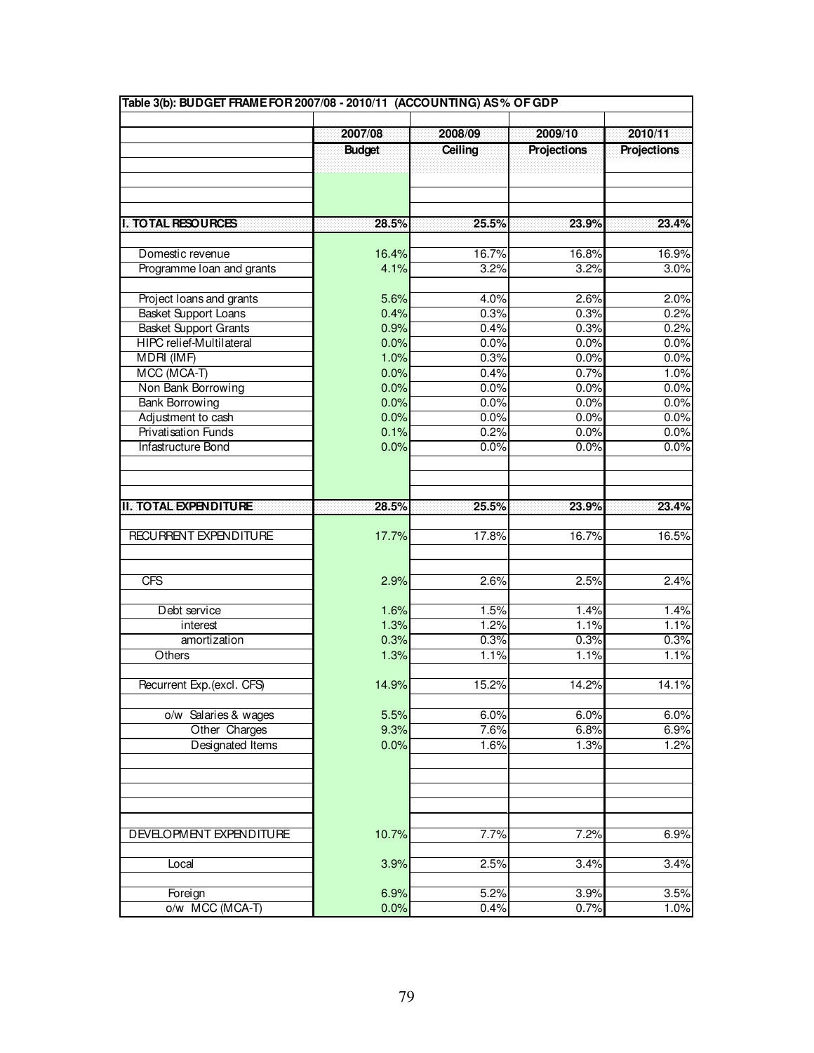| Table 3(b): BUDGET FRAME FOR 2007/08 - 2010/11 (ACCOUNTING) AS% OF GDP | | | | |
|---|---|---|---|---|
| | 2007/08 | 2008/09 | 2009/10 | 2010/11 |
| | Budget | Ceiling | Projections | Projections |
| **I. TOTAL RESOURCES** | **28.5%** | **25.5%** | **23.9%** | **23.4%** |
| Domestic revenue | 16.4% | 16.7% | 16.8% | 16.9% |
| Programme loan and grants | 4.1% | 3.2% | 3.2% | 3.0% |
| Project loans and grants | 5.6% | 4.0% | 2.6% | 2.0% |
| Basket Support Loans | 0.4% | 0.3% | 0.3% | 0.2% |
| Basket Support Grants | 0.9% | 0.4% | 0.3% | 0.2% |
| HIPC relief-Multilateral | 0.0% | 0.0% | 0.0% | 0.0% |
| MDRI (IMF) | 1.0% | 0.3% | 0.0% | 0.0% |
| MCC (MCA-T) | 0.0% | 0.4% | 0.7% | 1.0% |
| Non Bank Borrowing | 0.0% | 0.0% | 0.0% | 0.0% |
| Bank Borrowing | 0.0% | 0.0% | 0.0% | 0.0% |
| Adjustment to cash | 0.0% | 0.0% | 0.0% | 0.0% |
| Privatisation Funds | 0.1% | 0.2% | 0.0% | 0.0% |
| Infastructure Bond | 0.0% | 0.0% | 0.0% | 0.0% |
| **II. TOTAL EXPENDITURE** | **28.5%** | **25.5%** | **23.9%** | **23.4%** |
| RECURRENT EXPENDITURE | 17.7% | 17.8% | 16.7% | 16.5% |
| CFS | 2.9% | 2.6% | 2.5% | 2.4% |
| Debt service | 1.6% | 1.5% | 1.4% | 1.4% |
| interest | 1.3% | 1.2% | 1.1% | 1.1% |
| amortization | 0.3% | 0.3% | 0.3% | 0.3% |
| Others | 1.3% | 1.1% | 1.1% | 1.1% |
| Recurrent Exp.(excl. CFS) | 14.9% | 15.2% | 14.2% | 14.1% |
| o/w Salaries & wages | 5.5% | 6.0% | 6.0% | 6.0% |
| Other Charges | 9.3% | 7.6% | 6.8% | 6.9% |
| Designated Items | 0.0% | 1.6% | 1.3% | 1.2% |
| DEVELOPMENT EXPENDITURE | 10.7% | 7.7% | 7.2% | 6.9% |
| Local | 3.9% | 2.5% | 3.4% | 3.4% |
| Foreign | 6.9% | 5.2% | 3.9% | 3.5% |
| o/w MCC (MCA-T) | 0.0% | 0.4% | 0.7% | 1.0% |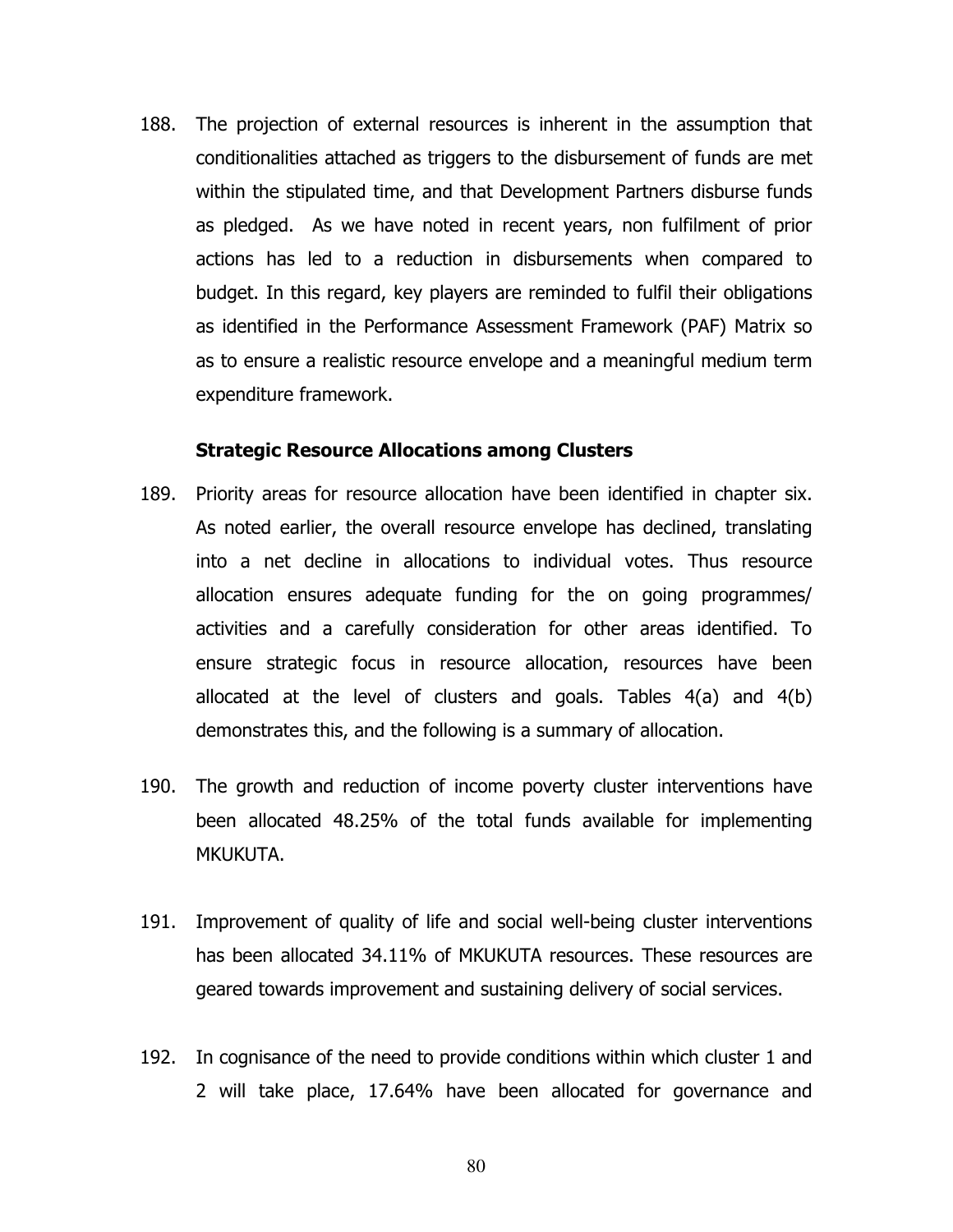188. The projection of external resources is inherent in the assumption that conditionalities attached as triggers to the disbursement of funds are met within the stipulated time, and that Development Partners disburse funds as pledged. As we have noted in recent years, non fulfilment of prior actions has led to a reduction in disbursements when compared to budget. In this regard, key players are reminded to fulfil their obligations as identified in the Performance Assessment Framework (PAF) Matrix so as to ensure a realistic resource envelope and a meaningful medium term expenditure framework.

**Strategic Resource Allocations among Clusters**

189. Priority areas for resource allocation have been identified in chapter six. As noted earlier, the overall resource envelope has declined, translating into a net decline in allocations to individual votes. Thus resource allocation ensures adequate funding for the on going programmes/ activities and a carefully consideration for other areas identified. To ensure strategic focus in resource allocation, resources have been allocated at the level of clusters and goals. Tables 4(a) and 4(b) demonstrates this, and the following is a summary of allocation.

190. The growth and reduction of income poverty cluster interventions have been allocated 48.25% of the total funds available for implementing MKUKUTA.

191. Improvement of quality of life and social well-being cluster interventions has been allocated 34.11% of MKUKUTA resources. These resources are geared towards improvement and sustaining delivery of social services.

192. In cognisance of the need to provide conditions within which cluster 1 and 2 will take place, 17.64% have been allocated for governance and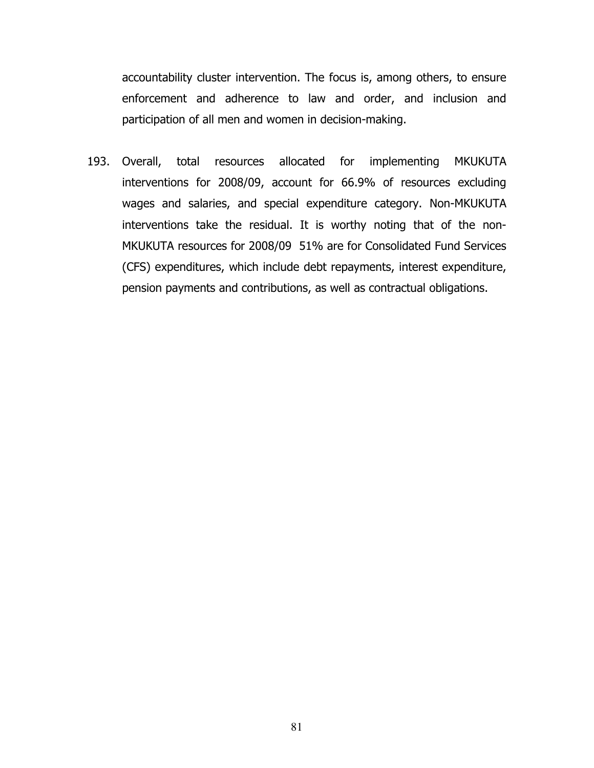accountability cluster intervention. The focus is, among others, to ensure enforcement and adherence to law and order, and inclusion and participation of all men and women in decision-making.

193. Overall, total resources allocated for implementing MKUKUTA interventions for 2008/09, account for 66.9% of resources excluding wages and salaries, and special expenditure category. Non-MKUKUTA interventions take the residual. It is worthy noting that of the non-MKUKUTA resources for 2008/09 51% are for Consolidated Fund Services (CFS) expenditures, which include debt repayments, interest expenditure, pension payments and contributions, as well as contractual obligations.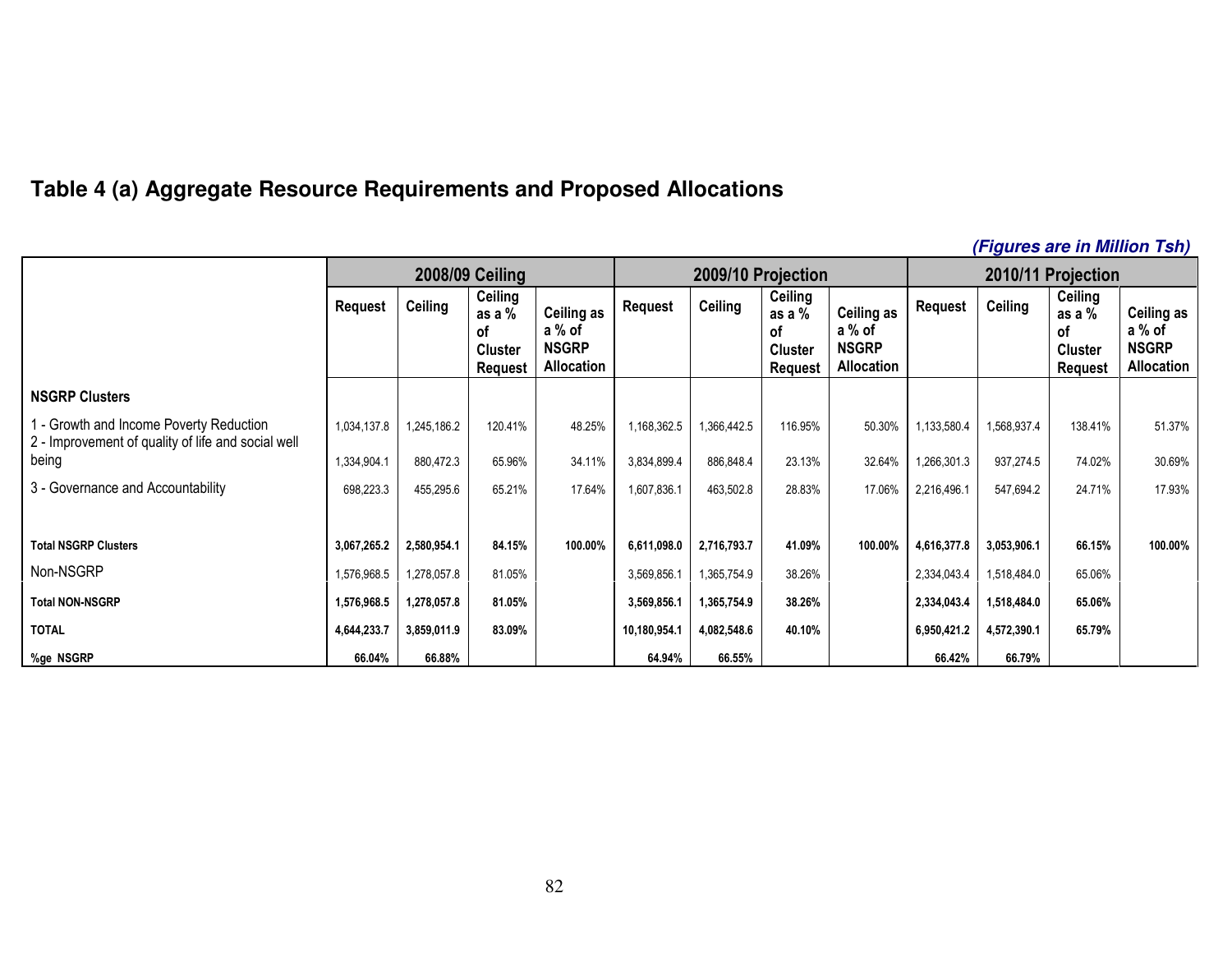## Table 4 (a) Aggregate Resource Requirements and Proposed Allocations

***(Figures are in Million Tsh)***

| | 2008/09 Ceiling | | | | 2009/10 Projection | | | | 2010/11 Projection | | | |
|---|---|---|---|---|---|---|---|---|---|---|---|---|
| | Request | Ceiling | Ceiling as a % of Cluster Request | Ceiling as a % of NSGRP Allocation | Request | Ceiling | Ceiling as a % of Cluster Request | Ceiling as a % of NSGRP Allocation | Request | Ceiling | Ceiling as a % of Cluster Request | Ceiling as a % of NSGRP Allocation |
| **NSGRP Clusters** | | | | | | | | | | | | |
| 1 - Growth and Income Poverty Reduction | 1,034,137.8 | 1,245,186.2 | 120.41% | 48.25% | 1,168,362.5 | 1,366,442.5 | 116.95% | 50.30% | 1,133,580.4 | 1,568,937.4 | 138.41% | 51.37% |
| 2 - Improvement of quality of life and social well being | 1,334,904.1 | 880,472.3 | 65.96% | 34.11% | 3,834,899.4 | 886,848.4 | 23.13% | 32.64% | 1,266,301.3 | 937,274.5 | 74.02% | 30.69% |
| 3 - Governance and Accountability | 698,223.3 | 455,295.6 | 65.21% | 17.64% | 1,607,836.1 | 463,502.8 | 28.83% | 17.06% | 2,216,496.1 | 547,694.2 | 24.71% | 17.93% |
| **Total NSGRP Clusters** | **3,067,265.2** | **2,580,954.1** | **84.15%** | **100.00%** | **6,611,098.0** | **2,716,793.7** | **41.09%** | **100.00%** | **4,616,377.8** | **3,053,906.1** | **66.15%** | **100.00%** |
| Non-NSGRP | 1,576,968.5 | 1,278,057.8 | 81.05% | | 3,569,856.1 | 1,365,754.9 | 38.26% | | 2,334,043.4 | 1,518,484.0 | 65.06% | |
| **Total NON-NSGRP** | **1,576,968.5** | **1,278,057.8** | **81.05%** | | **3,569,856.1** | **1,365,754.9** | **38.26%** | | **2,334,043.4** | **1,518,484.0** | **65.06%** | |
| **TOTAL** | **4,644,233.7** | **3,859,011.9** | **83.09%** | | **10,180,954.1** | **4,082,548.6** | **40.10%** | | **6,950,421.2** | **4,572,390.1** | **65.79%** | |
| **%ge NSGRP** | **66.04%** | **66.88%** | | | **64.94%** | **66.55%** | | | **66.42%** | **66.79%** | | |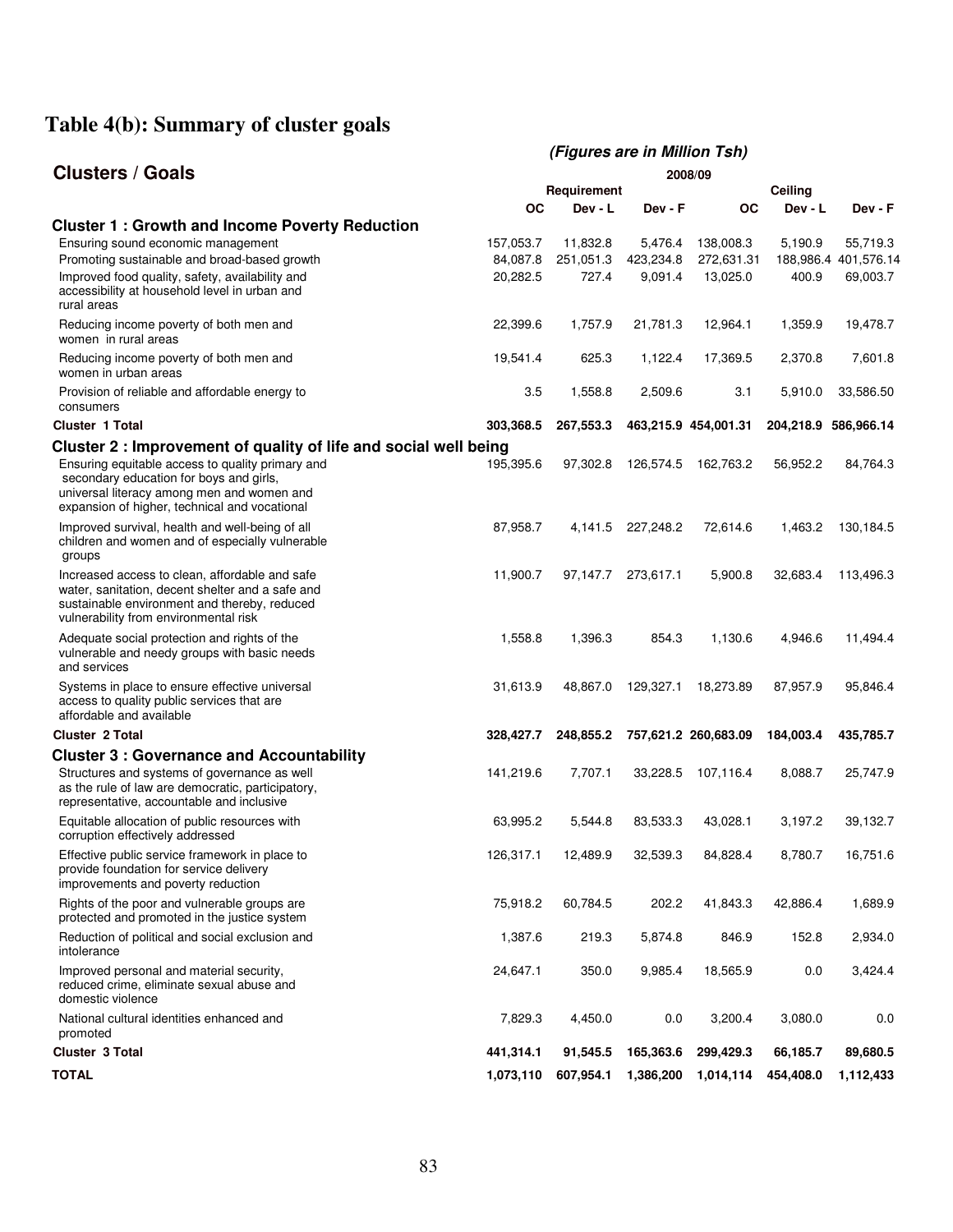# Table 4(b): Summary of cluster goals

*(Figures are in Million Tsh)*

| Clusters / Goals | 2008/09 | | | | | |
|---|---|---|---|---|---|---|
| | Requirement | | | Ceiling | | |
| | OC | Dev - L | Dev - F | OC | Dev - L | Dev - F |
| **Cluster 1 : Growth and Income Poverty Reduction** | | | | | | |
| Ensuring sound economic management | 157,053.7 | 11,832.8 | 5,476.4 | 138,008.3 | 5,190.9 | 55,719.3 |
| Promoting sustainable and broad-based growth | 84,087.8 | 251,051.3 | 423,234.8 | 272,631.31 | 188,986.4 | 401,576.14 |
| Improved food quality, safety, availability and accessibility at household level in urban and rural areas | 20,282.5 | 727.4 | 9,091.4 | 13,025.0 | 400.9 | 69,003.7 |
| Reducing income poverty of both men and women in rural areas | 22,399.6 | 1,757.9 | 21,781.3 | 12,964.1 | 1,359.9 | 19,478.7 |
| Reducing income poverty of both men and women in urban areas | 19,541.4 | 625.3 | 1,122.4 | 17,369.5 | 2,370.8 | 7,601.8 |
| Provision of reliable and affordable energy to consumers | 3.5 | 1,558.8 | 2,509.6 | 3.1 | 5,910.0 | 33,586.50 |
| **Cluster 1 Total** | **303,368.5** | **267,553.3** | **463,215.9** | **454,001.31** | **204,218.9** | **586,966.14** |
| **Cluster 2 : Improvement of quality of life and social well being** | | | | | | |
| Ensuring equitable access to quality primary and secondary education for boys and girls, universal literacy among men and women and expansion of higher, technical and vocational | 195,395.6 | 97,302.8 | 126,574.5 | 162,763.2 | 56,952.2 | 84,764.3 |
| Improved survival, health and well-being of all children and women and of especially vulnerable groups | 87,958.7 | 4,141.5 | 227,248.2 | 72,614.6 | 1,463.2 | 130,184.5 |
| Increased access to clean, affordable and safe water, sanitation, decent shelter and a safe and sustainable environment and thereby, reduced vulnerability from environmental risk | 11,900.7 | 97,147.7 | 273,617.1 | 5,900.8 | 32,683.4 | 113,496.3 |
| Adequate social protection and rights of the vulnerable and needy groups with basic needs and services | 1,558.8 | 1,396.3 | 854.3 | 1,130.6 | 4,946.6 | 11,494.4 |
| Systems in place to ensure effective universal access to quality public services that are affordable and available | 31,613.9 | 48,867.0 | 129,327.1 | 18,273.89 | 87,957.9 | 95,846.4 |
| **Cluster 2 Total** | **328,427.7** | **248,855.2** | **757,621.2** | **260,683.09** | **184,003.4** | **435,785.7** |
| **Cluster 3 : Governance and Accountability** | | | | | | |
| Structures and systems of governance as well as the rule of law are democratic, participatory, representative, accountable and inclusive | 141,219.6 | 7,707.1 | 33,228.5 | 107,116.4 | 8,088.7 | 25,747.9 |
| Equitable allocation of public resources with corruption effectively addressed | 63,995.2 | 5,544.8 | 83,533.3 | 43,028.1 | 3,197.2 | 39,132.7 |
| Effective public service framework in place to provide foundation for service delivery improvements and poverty reduction | 126,317.1 | 12,489.9 | 32,539.3 | 84,828.4 | 8,780.7 | 16,751.6 |
| Rights of the poor and vulnerable groups are protected and promoted in the justice system | 75,918.2 | 60,784.5 | 202.2 | 41,843.3 | 42,886.4 | 1,689.9 |
| Reduction of political and social exclusion and intolerance | 1,387.6 | 219.3 | 5,874.8 | 846.9 | 152.8 | 2,934.0 |
| Improved personal and material security, reduced crime, eliminate sexual abuse and domestic violence | 24,647.1 | 350.0 | 9,985.4 | 18,565.9 | 0.0 | 3,424.4 |
| National cultural identities enhanced and promoted | 7,829.3 | 4,450.0 | 0.0 | 3,200.4 | 3,080.0 | 0.0 |
| **Cluster 3 Total** | **441,314.1** | **91,545.5** | **165,363.6** | **299,429.3** | **66,185.7** | **89,680.5** |
| **TOTAL** | **1,073,110** | **607,954.1** | **1,386,200** | **1,014,114** | **454,408.0** | **1,112,433** |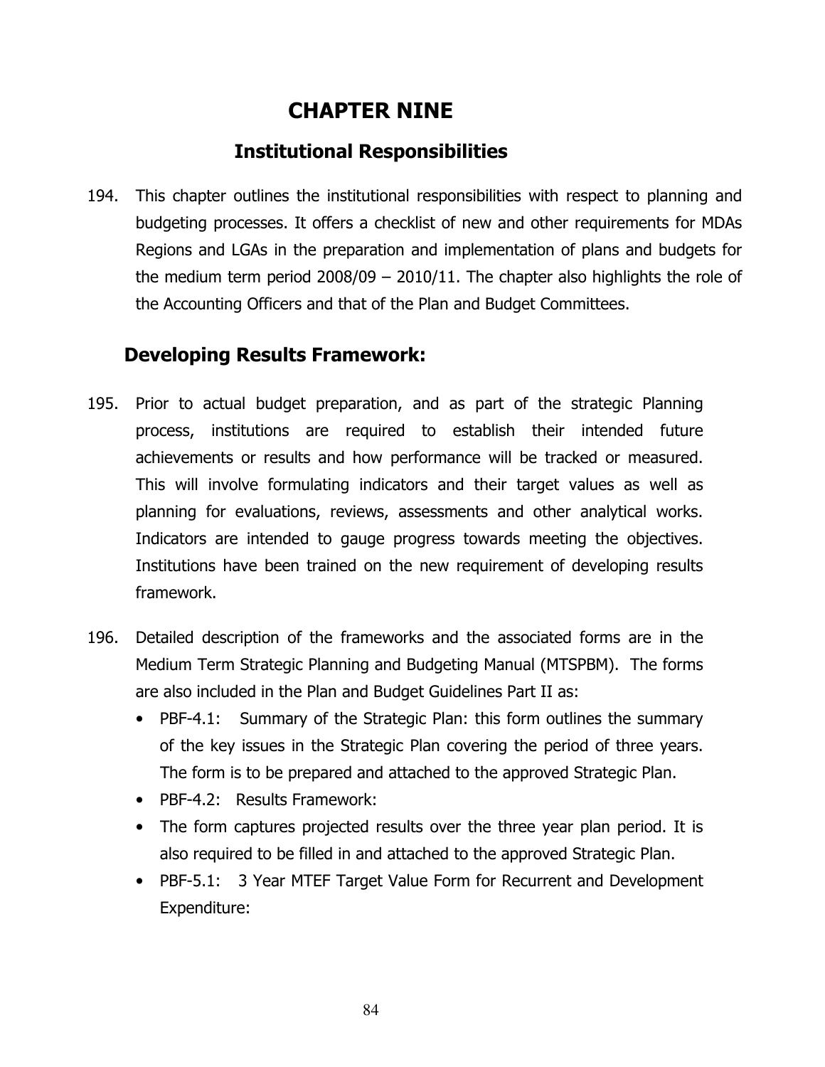# CHAPTER NINE

## Institutional Responsibilities

194. This chapter outlines the institutional responsibilities with respect to planning and budgeting processes. It offers a checklist of new and other requirements for MDAs Regions and LGAs in the preparation and implementation of plans and budgets for the medium term period 2008/09 – 2010/11. The chapter also highlights the role of the Accounting Officers and that of the Plan and Budget Committees.

### Developing Results Framework:

195. Prior to actual budget preparation, and as part of the strategic Planning process, institutions are required to establish their intended future achievements or results and how performance will be tracked or measured. This will involve formulating indicators and their target values as well as planning for evaluations, reviews, assessments and other analytical works. Indicators are intended to gauge progress towards meeting the objectives. Institutions have been trained on the new requirement of developing results framework.

196. Detailed description of the frameworks and the associated forms are in the Medium Term Strategic Planning and Budgeting Manual (MTSPBM). The forms are also included in the Plan and Budget Guidelines Part II as:
    - PBF-4.1: Summary of the Strategic Plan: this form outlines the summary of the key issues in the Strategic Plan covering the period of three years. The form is to be prepared and attached to the approved Strategic Plan.
    - PBF-4.2: Results Framework:
    - The form captures projected results over the three year plan period. It is also required to be filled in and attached to the approved Strategic Plan.
    - PBF-5.1: 3 Year MTEF Target Value Form for Recurrent and Development Expenditure: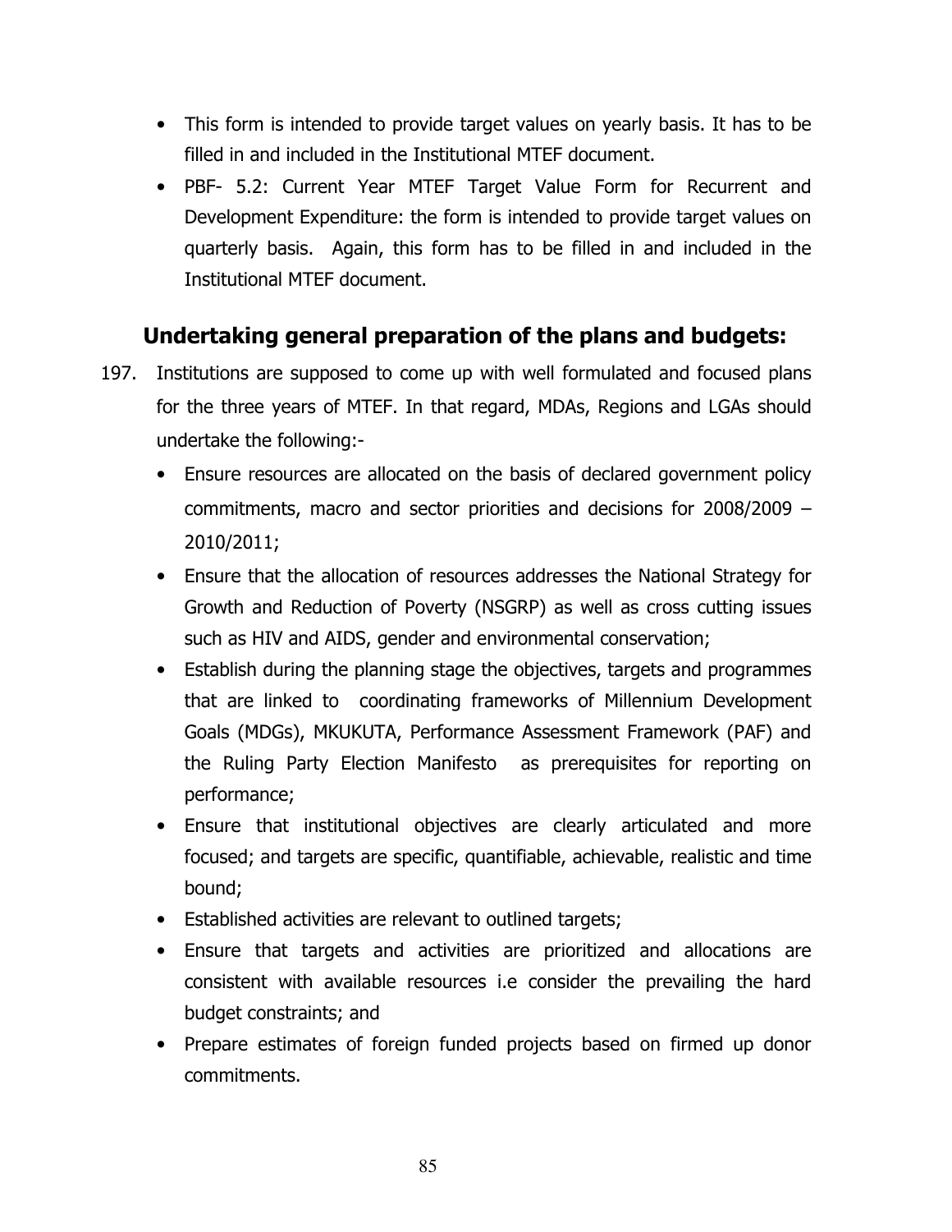- This form is intended to provide target values on yearly basis. It has to be filled in and included in the Institutional MTEF document.
- PBF- 5.2: Current Year MTEF Target Value Form for Recurrent and Development Expenditure: the form is intended to provide target values on quarterly basis. Again, this form has to be filled in and included in the Institutional MTEF document.

### Undertaking general preparation of the plans and budgets:

197. Institutions are supposed to come up with well formulated and focused plans for the three years of MTEF. In that regard, MDAs, Regions and LGAs should undertake the following:-
    - Ensure resources are allocated on the basis of declared government policy commitments, macro and sector priorities and decisions for 2008/2009 – 2010/2011;
    - Ensure that the allocation of resources addresses the National Strategy for Growth and Reduction of Poverty (NSGRP) as well as cross cutting issues such as HIV and AIDS, gender and environmental conservation;
    - Establish during the planning stage the objectives, targets and programmes that are linked to coordinating frameworks of Millennium Development Goals (MDGs), MKUKUTA, Performance Assessment Framework (PAF) and the Ruling Party Election Manifesto as prerequisites for reporting on performance;
    - Ensure that institutional objectives are clearly articulated and more focused; and targets are specific, quantifiable, achievable, realistic and time bound;
    - Established activities are relevant to outlined targets;
    - Ensure that targets and activities are prioritized and allocations are consistent with available resources i.e consider the prevailing the hard budget constraints; and
    - Prepare estimates of foreign funded projects based on firmed up donor commitments.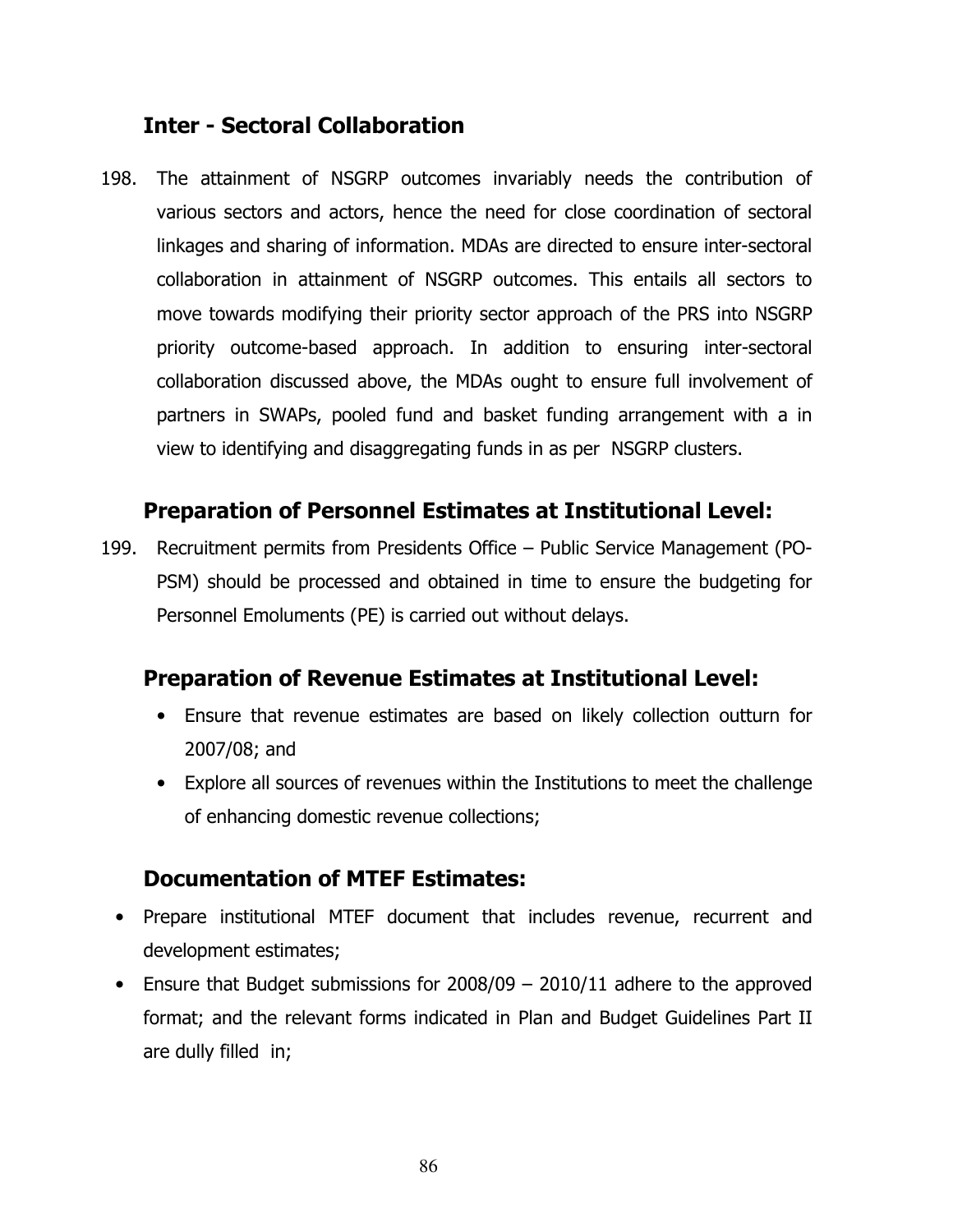## Inter - Sectoral Collaboration

198. The attainment of NSGRP outcomes invariably needs the contribution of various sectors and actors, hence the need for close coordination of sectoral linkages and sharing of information. MDAs are directed to ensure inter-sectoral collaboration in attainment of NSGRP outcomes. This entails all sectors to move towards modifying their priority sector approach of the PRS into NSGRP priority outcome-based approach. In addition to ensuring inter-sectoral collaboration discussed above, the MDAs ought to ensure full involvement of partners in SWAPs, pooled fund and basket funding arrangement with a in view to identifying and disaggregating funds in as per NSGRP clusters.

## Preparation of Personnel Estimates at Institutional Level:

199. Recruitment permits from Presidents Office – Public Service Management (PO-PSM) should be processed and obtained in time to ensure the budgeting for Personnel Emoluments (PE) is carried out without delays.

## Preparation of Revenue Estimates at Institutional Level:

- Ensure that revenue estimates are based on likely collection outturn for 2007/08; and
- Explore all sources of revenues within the Institutions to meet the challenge of enhancing domestic revenue collections;

## Documentation of MTEF Estimates:

- Prepare institutional MTEF document that includes revenue, recurrent and development estimates;
- Ensure that Budget submissions for 2008/09 – 2010/11 adhere to the approved format; and the relevant forms indicated in Plan and Budget Guidelines Part II are dully filled in;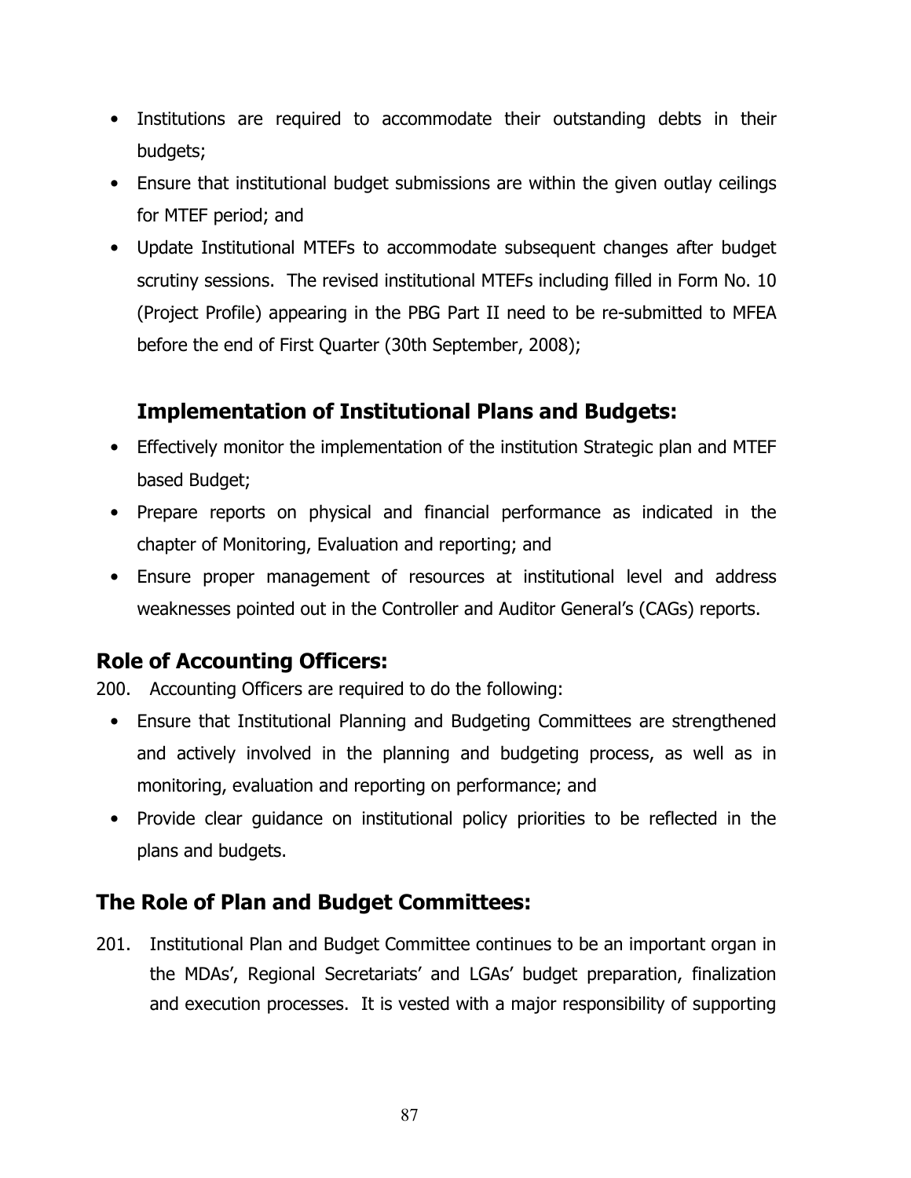- Institutions are required to accommodate their outstanding debts in their budgets;
- Ensure that institutional budget submissions are within the given outlay ceilings for MTEF period; and
- Update Institutional MTEFs to accommodate subsequent changes after budget scrutiny sessions. The revised institutional MTEFs including filled in Form No. 10 (Project Profile) appearing in the PBG Part II need to be re-submitted to MFEA before the end of First Quarter (30th September, 2008);

### Implementation of Institutional Plans and Budgets:

- Effectively monitor the implementation of the institution Strategic plan and MTEF based Budget;
- Prepare reports on physical and financial performance as indicated in the chapter of Monitoring, Evaluation and reporting; and
- Ensure proper management of resources at institutional level and address weaknesses pointed out in the Controller and Auditor General's (CAGs) reports.

## Role of Accounting Officers:

200. Accounting Officers are required to do the following:

- Ensure that Institutional Planning and Budgeting Committees are strengthened and actively involved in the planning and budgeting process, as well as in monitoring, evaluation and reporting on performance; and
- Provide clear guidance on institutional policy priorities to be reflected in the plans and budgets.

## The Role of Plan and Budget Committees:

201. Institutional Plan and Budget Committee continues to be an important organ in the MDAs', Regional Secretariats' and LGAs' budget preparation, finalization and execution processes. It is vested with a major responsibility of supporting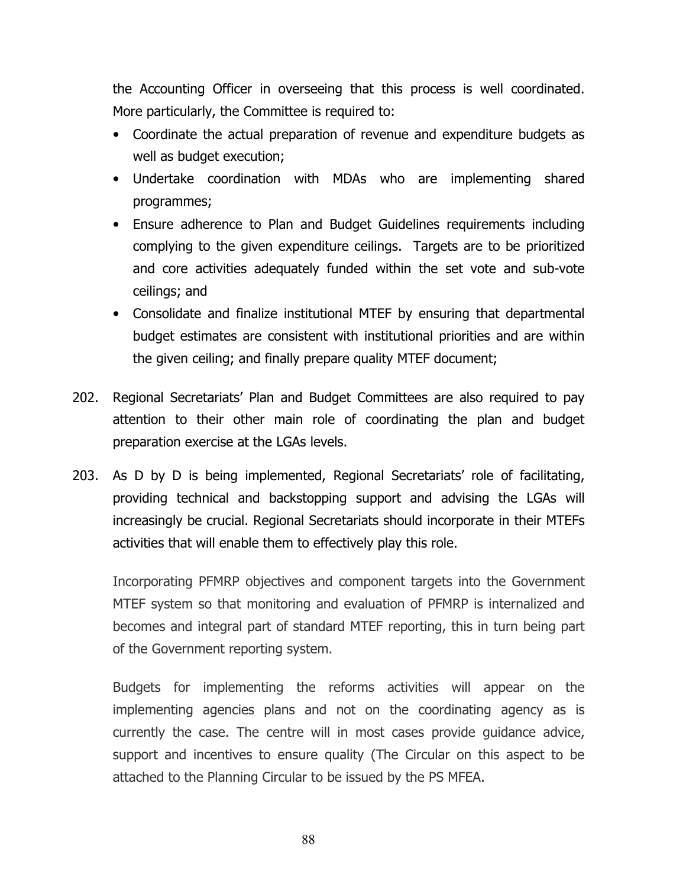the Accounting Officer in overseeing that this process is well coordinated. More particularly, the Committee is required to:

- Coordinate the actual preparation of revenue and expenditure budgets as well as budget execution;
- Undertake coordination with MDAs who are implementing shared programmes;
- Ensure adherence to Plan and Budget Guidelines requirements including complying to the given expenditure ceilings. Targets are to be prioritized and core activities adequately funded within the set vote and sub-vote ceilings; and
- Consolidate and finalize institutional MTEF by ensuring that departmental budget estimates are consistent with institutional priorities and are within the given ceiling; and finally prepare quality MTEF document;

202. Regional Secretariats' Plan and Budget Committees are also required to pay attention to their other main role of coordinating the plan and budget preparation exercise at the LGAs levels.

203. As D by D is being implemented, Regional Secretariats' role of facilitating, providing technical and backstopping support and advising the LGAs will increasingly be crucial. Regional Secretariats should incorporate in their MTEFs activities that will enable them to effectively play this role.

Incorporating PFMRP objectives and component targets into the Government MTEF system so that monitoring and evaluation of PFMRP is internalized and becomes and integral part of standard MTEF reporting, this in turn being part of the Government reporting system.

Budgets for implementing the reforms activities will appear on the implementing agencies plans and not on the coordinating agency as is currently the case. The centre will in most cases provide guidance advice, support and incentives to ensure quality (The Circular on this aspect to be attached to the Planning Circular to be issued by the PS MFEA.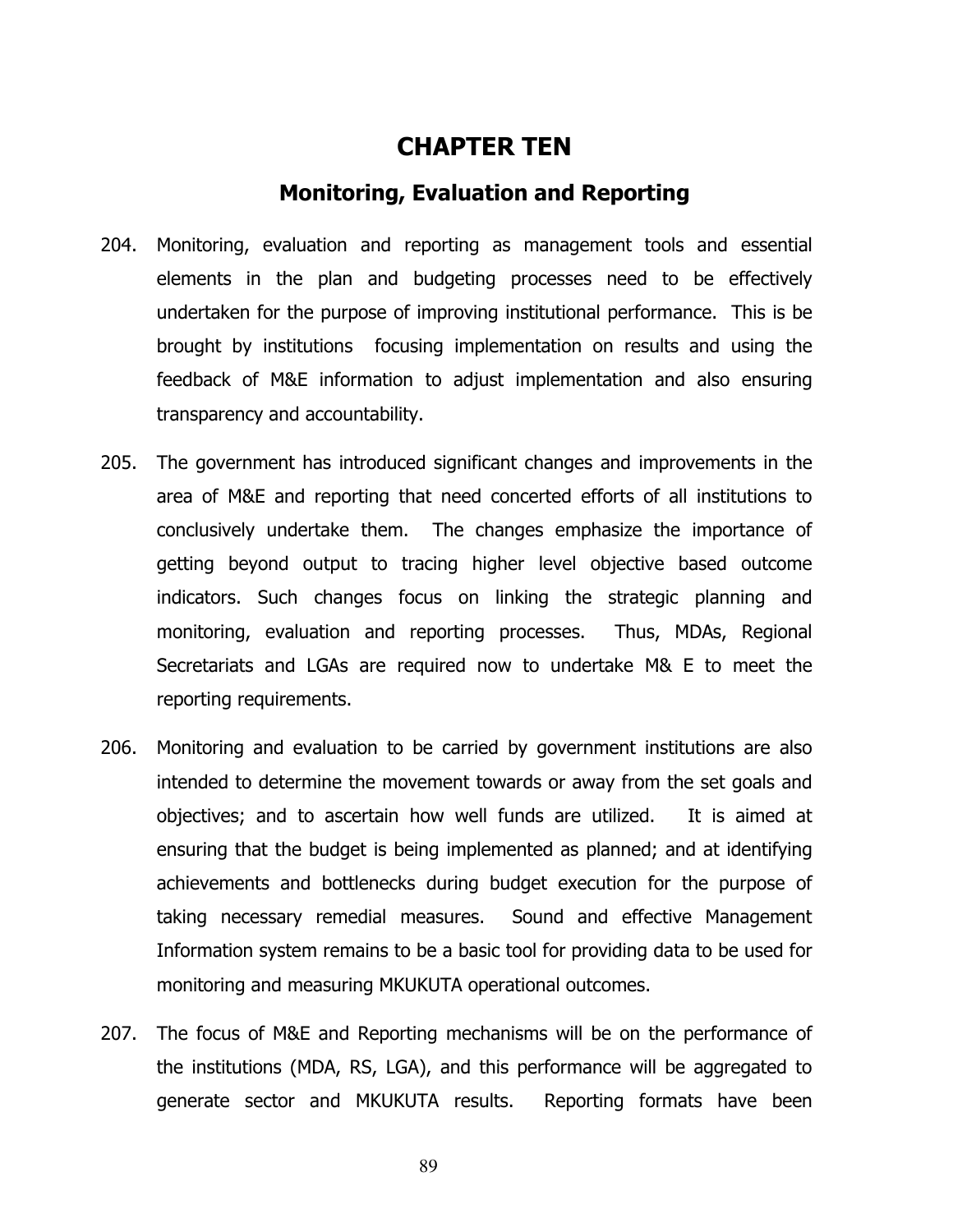# CHAPTER TEN

## Monitoring, Evaluation and Reporting

204. Monitoring, evaluation and reporting as management tools and essential elements in the plan and budgeting processes need to be effectively undertaken for the purpose of improving institutional performance. This is be brought by institutions focusing implementation on results and using the feedback of M&E information to adjust implementation and also ensuring transparency and accountability.

205. The government has introduced significant changes and improvements in the area of M&E and reporting that need concerted efforts of all institutions to conclusively undertake them. The changes emphasize the importance of getting beyond output to tracing higher level objective based outcome indicators. Such changes focus on linking the strategic planning and monitoring, evaluation and reporting processes. Thus, MDAs, Regional Secretariats and LGAs are required now to undertake M& E to meet the reporting requirements.

206. Monitoring and evaluation to be carried by government institutions are also intended to determine the movement towards or away from the set goals and objectives; and to ascertain how well funds are utilized. It is aimed at ensuring that the budget is being implemented as planned; and at identifying achievements and bottlenecks during budget execution for the purpose of taking necessary remedial measures. Sound and effective Management Information system remains to be a basic tool for providing data to be used for monitoring and measuring MKUKUTA operational outcomes.

207. The focus of M&E and Reporting mechanisms will be on the performance of the institutions (MDA, RS, LGA), and this performance will be aggregated to generate sector and MKUKUTA results. Reporting formats have been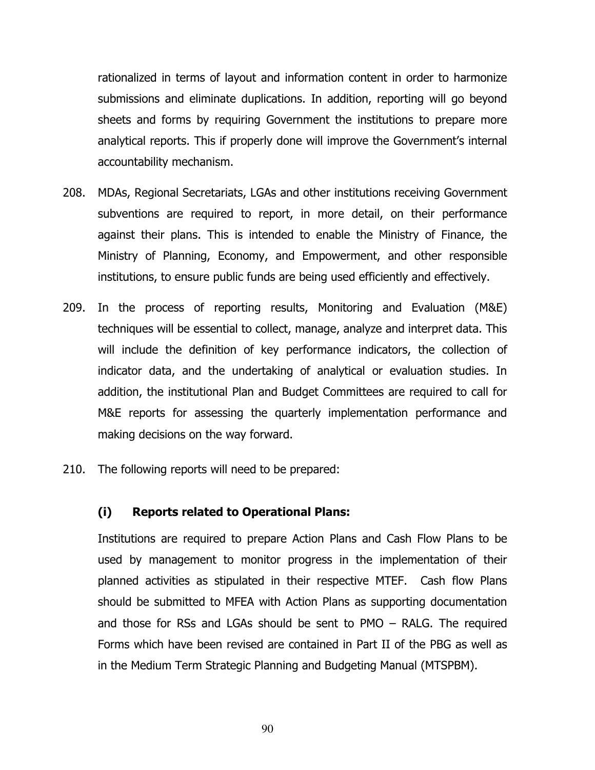rationalized in terms of layout and information content in order to harmonize submissions and eliminate duplications. In addition, reporting will go beyond sheets and forms by requiring Government the institutions to prepare more analytical reports. This if properly done will improve the Government's internal accountability mechanism.

208. MDAs, Regional Secretariats, LGAs and other institutions receiving Government subventions are required to report, in more detail, on their performance against their plans. This is intended to enable the Ministry of Finance, the Ministry of Planning, Economy, and Empowerment, and other responsible institutions, to ensure public funds are being used efficiently and effectively.

209. In the process of reporting results, Monitoring and Evaluation (M&E) techniques will be essential to collect, manage, analyze and interpret data. This will include the definition of key performance indicators, the collection of indicator data, and the undertaking of analytical or evaluation studies. In addition, the institutional Plan and Budget Committees are required to call for M&E reports for assessing the quarterly implementation performance and making decisions on the way forward.

210. The following reports will need to be prepared:

**(i) Reports related to Operational Plans:**

Institutions are required to prepare Action Plans and Cash Flow Plans to be used by management to monitor progress in the implementation of their planned activities as stipulated in their respective MTEF. Cash flow Plans should be submitted to MFEA with Action Plans as supporting documentation and those for RSs and LGAs should be sent to PMO – RALG. The required Forms which have been revised are contained in Part II of the PBG as well as in the Medium Term Strategic Planning and Budgeting Manual (MTSPBM).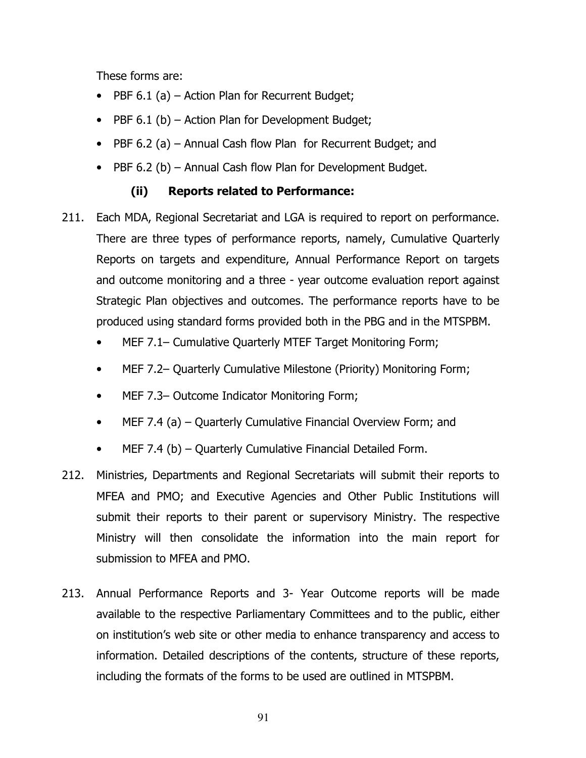These forms are:

- PBF 6.1 (a) – Action Plan for Recurrent Budget;
- PBF 6.1 (b) – Action Plan for Development Budget;
- PBF 6.2 (a) – Annual Cash flow Plan for Recurrent Budget; and
- PBF 6.2 (b) – Annual Cash flow Plan for Development Budget.

### (ii) Reports related to Performance:

211. Each MDA, Regional Secretariat and LGA is required to report on performance. There are three types of performance reports, namely, Cumulative Quarterly Reports on targets and expenditure, Annual Performance Report on targets and outcome monitoring and a three - year outcome evaluation report against Strategic Plan objectives and outcomes. The performance reports have to be produced using standard forms provided both in the PBG and in the MTSPBM.
    - MEF 7.1– Cumulative Quarterly MTEF Target Monitoring Form;
    - MEF 7.2– Quarterly Cumulative Milestone (Priority) Monitoring Form;
    - MEF 7.3– Outcome Indicator Monitoring Form;
    - MEF 7.4 (a) – Quarterly Cumulative Financial Overview Form; and
    - MEF 7.4 (b) – Quarterly Cumulative Financial Detailed Form.

212. Ministries, Departments and Regional Secretariats will submit their reports to MFEA and PMO; and Executive Agencies and Other Public Institutions will submit their reports to their parent or supervisory Ministry. The respective Ministry will then consolidate the information into the main report for submission to MFEA and PMO.

213. Annual Performance Reports and 3- Year Outcome reports will be made available to the respective Parliamentary Committees and to the public, either on institution's web site or other media to enhance transparency and access to information. Detailed descriptions of the contents, structure of these reports, including the formats of the forms to be used are outlined in MTSPBM.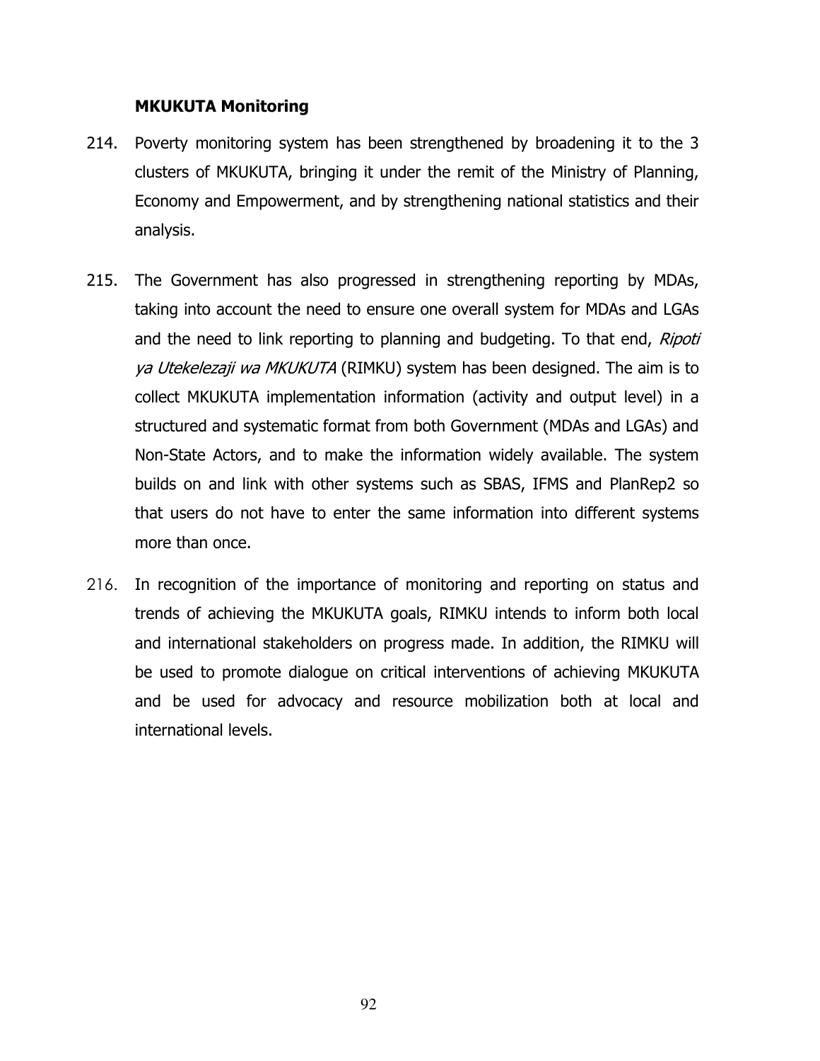### MKUKUTA Monitoring

214. Poverty monitoring system has been strengthened by broadening it to the 3 clusters of MKUKUTA, bringing it under the remit of the Ministry of Planning, Economy and Empowerment, and by strengthening national statistics and their analysis.

215. The Government has also progressed in strengthening reporting by MDAs, taking into account the need to ensure one overall system for MDAs and LGAs and the need to link reporting to planning and budgeting. To that end, *Ripoti ya Utekelezaji wa MKUKUTA* (RIMKU) system has been designed. The aim is to collect MKUKUTA implementation information (activity and output level) in a structured and systematic format from both Government (MDAs and LGAs) and Non-State Actors, and to make the information widely available. The system builds on and link with other systems such as SBAS, IFMS and PlanRep2 so that users do not have to enter the same information into different systems more than once.

216. In recognition of the importance of monitoring and reporting on status and trends of achieving the MKUKUTA goals, RIMKU intends to inform both local and international stakeholders on progress made. In addition, the RIMKU will be used to promote dialogue on critical interventions of achieving MKUKUTA and be used for advocacy and resource mobilization both at local and international levels.